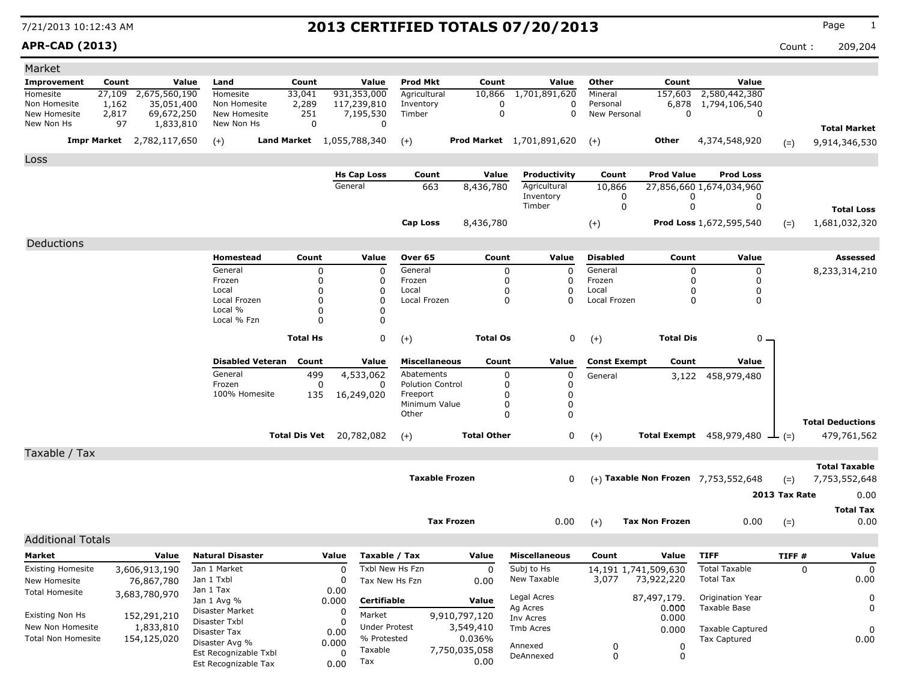# 2013 CERTIFIED TOTALS 07/20/2013

7/21/2013 10:12:43 AM

**APR-CAD (2013)** Count : 209,204

## Market

| Improvement | Count | Value | Land | Count | Value | Prod Mkt | Count | Value | Other | Count | Value | | |
|---|---|---|---|---|---|---|---|---|---|---|---|---|---|
| Homesite | 27,109 | 2,675,560,190 | Homesite | 33,041 | 931,353,000 | Agricultural | 10,866 | 1,701,891,620 | Mineral | 157,603 | 2,580,442,380 | | |
| Non Homesite | 1,162 | 35,051,400 | Non Homesite | 2,289 | 117,239,810 | Inventory | 0 | 0 | Personal | 6,878 | 1,794,106,540 | | |
| New Homesite | 2,817 | 69,672,250 | New Homesite | 251 | 7,195,530 | Timber | 0 | 0 | New Personal | 0 | 0 | | |
| New Non Hs | 97 | 1,833,810 | New Non Hs | 0 | 0 | | | | | | | | **Total Market** |
| **Impr Market** | | 2,782,117,650 | (+) **Land Market** | | 1,055,788,340 | (+) **Prod Market** | | 1,701,891,620 | (+) **Other** | | 4,374,548,920 | (=) | 9,914,346,530 |

## Loss

| Hs Cap Loss | Count | Value | Productivity | Count | Prod Value | Prod Loss | | |
|---|---|---|---|---|---|---|---|---|
| General | 663 | 8,436,780 | Agricultural | 10,866 | 27,856,660 | 1,674,034,960 | | |
| | | | Inventory | 0 | 0 | 0 | | |
| | | | Timber | 0 | 0 | 0 | | **Total Loss** |
| **Cap Loss** | | 8,436,780 | (+) | | **Prod Loss** | 1,672,595,540 | (=) | 1,681,032,320 |

## Deductions

| Homestead | Count | Value | Over 65 | Count | Value | Disabled | Count | Value | Assessed |
|---|---|---|---|---|---|---|---|---|---|
| General | 0 | 0 | General | 0 | 0 | General | 0 | 0 | 8,233,314,210 |
| Frozen | 0 | 0 | Frozen | 0 | 0 | Frozen | 0 | 0 | |
| Local | 0 | 0 | Local | 0 | 0 | Local | 0 | 0 | |
| Local Frozen | 0 | 0 | Local Frozen | 0 | 0 | Local Frozen | 0 | 0 | |
| Local % | 0 | 0 | | | | | | | |
| Local % Fzn | 0 | 0 | | | | | | | |
| **Total Hs** | | 0 | (+) **Total Os** | | 0 | (+) **Total Dis** | | 0 | |

| Disabled Veteran | Count | Value | Miscellaneous | Count | Value | Const Exempt | Count | Value | | |
|---|---|---|---|---|---|---|---|---|---|---|
| General | 499 | 4,533,062 | Abatements | 0 | 0 | General | 3,122 | 458,979,480 | | |
| Frozen | 0 | 0 | Polution Control | 0 | 0 | | | | | |
| 100% Homesite | 135 | 16,249,020 | Freeport | 0 | 0 | | | | | |
| | | | Minimum Value | 0 | 0 | | | | | |
| | | | Other | 0 | 0 | | | | | **Total Deductions** |
| **Total Dis Vet** | | 20,782,082 | (+) **Total Other** | | 0 | (+) **Total Exempt** | | 458,979,480 | (=) | 479,761,562 |

## Taxable / Tax

| | | | | | Total Taxable |
|---|---|---|---|---|---|
| **Taxable Frozen** | 0 | (+) | **Taxable Non Frozen** | 7,753,552,648 | (=) 7,753,552,648 |
| | | | | **2013 Tax Rate** | 0.00 |
| | | | | | **Total Tax** |
| **Tax Frozen** | 0.00 | (+) | **Tax Non Frozen** | 0.00 | (=) 0.00 |

## Additional Totals

| Market | Value |
|---|---|
| Existing Homesite | 3,606,913,190 |
| New Homesite | 76,867,780 |
| Total Homesite | 3,683,780,970 |
| Existing Non Hs | 152,291,210 |
| New Non Homesite | 1,833,810 |
| Total Non Homesite | 154,125,020 |

| Natural Disaster | Value |
|---|---|
| Jan 1 Market | 0 |
| Jan 1 Txbl | 0 |
| Jan 1 Tax | 0.00 |
| Jan 1 Avg % | 0.000 |
| Disaster Market | 0 |
| Disaster Txbl | 0 |
| Disaster Tax | 0.00 |
| Disaster Avg % | 0.000 |
| Est Recognizable Txbl | 0 |
| Est Recognizable Tax | 0.00 |

| Taxable / Tax | Value |
|---|---|
| Txbl New Hs Fzn | 0 |
| Tax New Hs Fzn | 0.00 |

| Certifiable | Value |
|---|---|
| Market | 9,910,797,120 |
| Under Protest | 3,549,410 |
| % Protested | 0.036% |
| Taxable | 7,750,035,058 |
| Tax | 0.00 |

| Miscellaneous | Count | Value |
|---|---|---|
| Subj to Hs | 14,191 | 1,741,509,630 |
| New Taxable | 3,077 | 73,922,220 |
| Legal Acres | | 87,497,179. |
| Ag Acres | | 0.000 |
| Inv Acres | | 0.000 |
| Tmb Acres | | 0.000 |
| Annexed | 0 | 0 |
| DeAnnexed | 0 | 0 |

| TIFF | TIFF # | Value |
|---|---|---|
| Total Taxable | 0 | 0 |
| Total Tax | | 0.00 |
| Origination Year | | 0 |
| Taxable Base | | 0 |
| Taxable Captured | | 0 |
| Tax Captured | | 0.00 |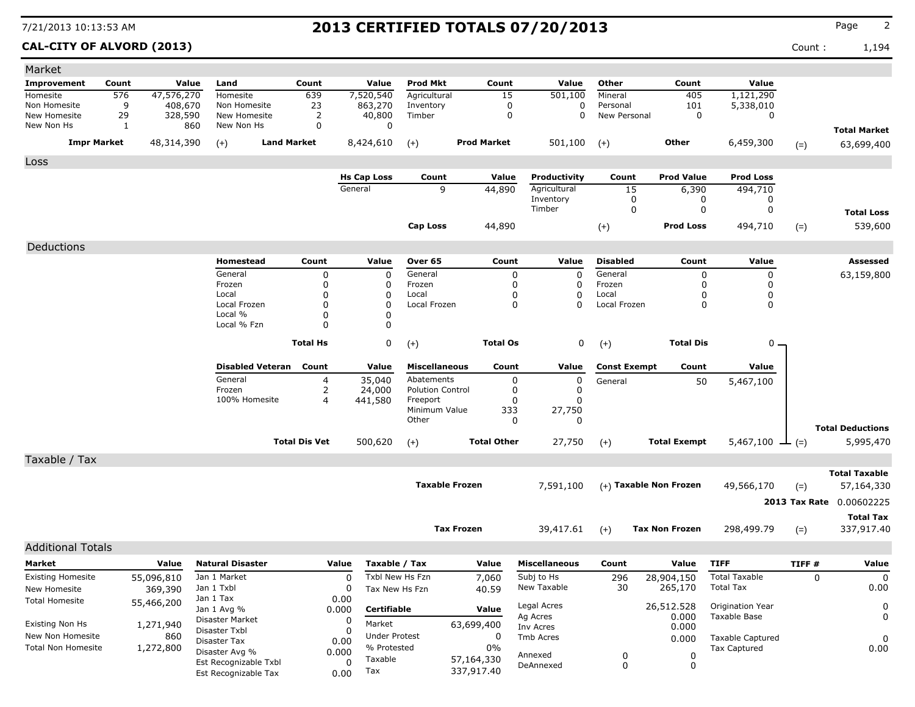7/21/2013 10:13:53 AM

# 2013 CERTIFIED TOTALS 07/20/2013

**CAL-CITY OF ALVORD (2013)**

Count : 1,194

## Market

| Improvement | Count | Value | Land | Count | Value | Prod Mkt | Count | Value | Other | Count | Value | |
|---|---|---|---|---|---|---|---|---|---|---|---|---|
| Homesite | 576 | 47,576,270 | Homesite | 639 | 7,520,540 | Agricultural | 15 | 501,100 | Mineral | 405 | 1,121,290 | |
| Non Homesite | 9 | 408,670 | Non Homesite | 23 | 863,270 | Inventory | 0 | 0 | Personal | 101 | 5,338,010 | |
| New Homesite | 29 | 328,590 | New Homesite | 2 | 40,800 | Timber | 0 | 0 | New Personal | 0 | 0 | |
| New Non Hs | 1 | 860 | New Non Hs | 0 | 0 | | | | | | | **Total Market** |
| **Impr Market** | | 48,314,390 | (+) **Land Market** | | 8,424,610 | (+) **Prod Market** | | 501,100 | (+) **Other** | | 6,459,300 | (=) 63,699,400 |

## Loss

| Hs Cap Loss | Count | Value | Productivity | Count | Prod Value | Prod Loss | |
|---|---|---|---|---|---|---|---|
| General | 9 | 44,890 | Agricultural | 15 | 6,390 | 494,710 | |
| | | | Inventory | 0 | 0 | 0 | |
| | | | Timber | 0 | 0 | 0 | **Total Loss** |
| **Cap Loss** | | 44,890 | (+) | | **Prod Loss** | 494,710 | (=) 539,600 |

## Deductions

**Assessed:** 63,159,800

| Homestead | Count | Value | Over 65 | Count | Value | Disabled | Count | Value |
|---|---|---|---|---|---|---|---|---|
| General | 0 | 0 | General | 0 | 0 | General | 0 | 0 |
| Frozen | 0 | 0 | Frozen | 0 | 0 | Frozen | 0 | 0 |
| Local | 0 | 0 | Local | 0 | 0 | Local | 0 | 0 |
| Local Frozen | 0 | 0 | Local Frozen | 0 | 0 | Local Frozen | 0 | 0 |
| Local % | 0 | 0 | | | | | | |
| Local % Fzn | 0 | 0 | | | | | | |
| **Total Hs** | | 0 | (+) **Total Os** | | 0 | (+) **Total Dis** | | 0 |

| Disabled Veteran | Count | Value | Miscellaneous | Count | Value | Const Exempt | Count | Value | |
|---|---|---|---|---|---|---|---|---|---|
| General | 4 | 35,040 | Abatements | 0 | 0 | General | 50 | 5,467,100 | |
| Frozen | 2 | 24,000 | Polution Control | 0 | 0 | | | | |
| 100% Homesite | 4 | 441,580 | Freeport | 0 | 0 | | | | |
| | | | Minimum Value | 333 | 27,750 | | | | |
| | | | Other | 0 | 0 | | | | **Total Deductions** |
| **Total Dis Vet** | | 500,620 | (+) **Total Other** | | 27,750 | (+) **Total Exempt** | | 5,467,100 | (=) 5,995,470 |

## Taxable / Tax

| | | | | |
|---|---|---|---|---|
| **Taxable Frozen** | 7,591,100 | (+) **Taxable Non Frozen** | 49,566,170 | (=) **Total Taxable** 57,164,330 |
| | | | **2013 Tax Rate** | 0.00602225 |
| **Tax Frozen** | 39,417.61 | (+) **Tax Non Frozen** | 298,499.79 | (=) **Total Tax** 337,917.40 |

## Additional Totals

| Market | Value |
|---|---|
| Existing Homesite | 55,096,810 |
| New Homesite | 369,390 |
| Total Homesite | 55,466,200 |
| Existing Non Hs | 1,271,940 |
| New Non Homesite | 860 |
| Total Non Homesite | 1,272,800 |

| Natural Disaster | Value |
|---|---|
| Jan 1 Market | 0 |
| Jan 1 Txbl | 0 |
| Jan 1 Tax | 0.00 |
| Jan 1 Avg % | 0.000 |
| Disaster Market | 0 |
| Disaster Txbl | 0 |
| Disaster Tax | 0.00 |
| Disaster Avg % | 0.000 |
| Est Recognizable Txbl | 0 |
| Est Recognizable Tax | 0.00 |

| Taxable / Tax | Value |
|---|---|
| Txbl New Hs Fzn | 7,060 |
| Tax New Hs Fzn | 40.59 |
| **Certifiable** | **Value** |
| Market | 63,699,400 |
| Under Protest | 0 |
| % Protested | 0% |
| Taxable | 57,164,330 |
| Tax | 337,917.40 |

| Miscellaneous | Count | Value |
|---|---|---|
| Subj to Hs | 296 | 28,904,150 |
| New Taxable | 30 | 265,170 |
| Legal Acres | | 26,512.528 |
| Ag Acres | | 0.000 |
| Inv Acres | | 0.000 |
| Tmb Acres | | 0.000 |
| Annexed | 0 | 0 |
| DeAnnexed | 0 | 0 |

| TIFF | TIFF # | Value |
|---|---|---|
| Total Taxable | 0 | 0 |
| Total Tax | | 0.00 |
| Origination Year | | 0 |
| Taxable Base | | 0 |
| Taxable Captured | | 0 |
| Tax Captured | | 0.00 |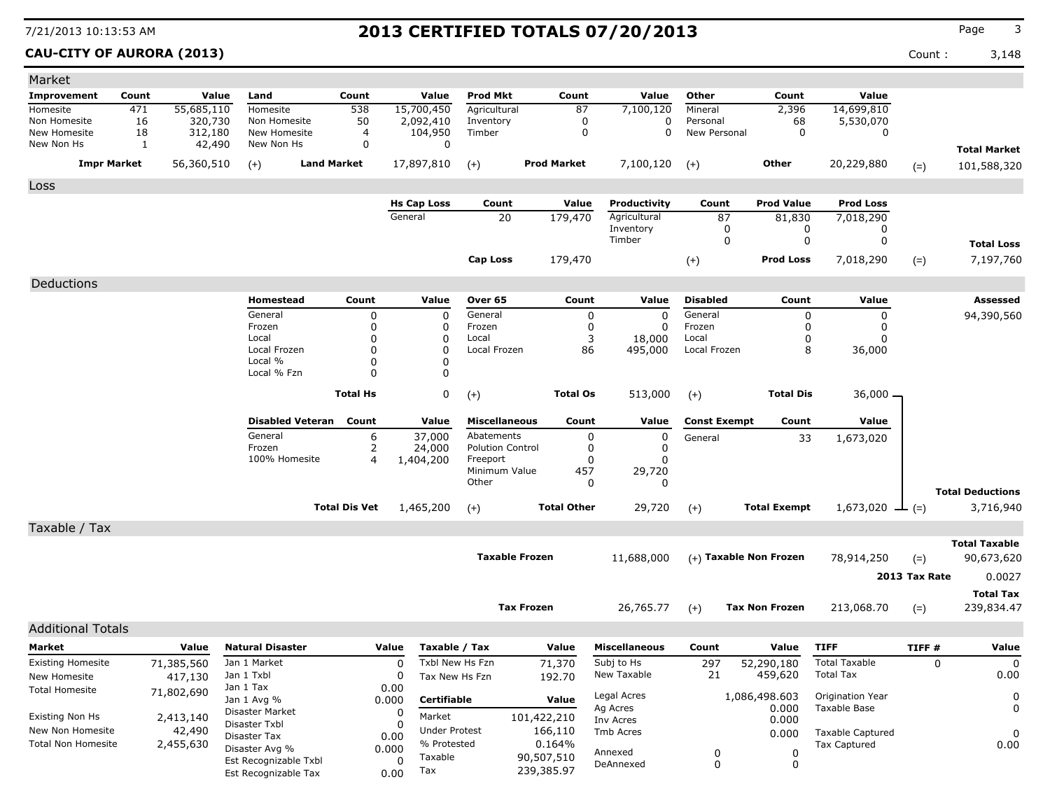# 2013 CERTIFIED TOTALS 07/20/2013

**CAU-CITY OF AURORA (2013)**

Count : 3,148

## Market

| Improvement | Count | Value | Land | Count | Value | Prod Mkt | Count | Value | Other | Count | Value | | |
|---|---|---|---|---|---|---|---|---|---|---|---|---|---|
| Homesite | 471 | 55,685,110 | Homesite | 538 | 15,700,450 | Agricultural | 87 | 7,100,120 | Mineral | 2,396 | 14,699,810 | | |
| Non Homesite | 16 | 320,730 | Non Homesite | 50 | 2,092,410 | Inventory | 0 | 0 | Personal | 68 | 5,530,070 | | |
| New Homesite | 18 | 312,180 | New Homesite | 4 | 104,950 | Timber | 0 | 0 | New Personal | 0 | 0 | | |
| New Non Hs | 1 | 42,490 | New Non Hs | 0 | 0 | | | | | | | | **Total Market** |
| **Impr Market** | | 56,360,510 | (+) **Land Market** | | 17,897,810 | (+) **Prod Market** | | 7,100,120 | (+) **Other** | | 20,229,880 | (=) | 101,588,320 |

## Loss

| Hs Cap Loss | Count | Value | Productivity | Count | Prod Value | Prod Loss | | |
|---|---|---|---|---|---|---|---|---|
| General | 20 | 179,470 | Agricultural | 87 | 81,830 | 7,018,290 | | |
| | | | Inventory | 0 | 0 | 0 | | |
| | | | Timber | 0 | 0 | 0 | | **Total Loss** |
| **Cap Loss** | | 179,470 | (+) | | **Prod Loss** | 7,018,290 | (=) | 7,197,760 |

## Deductions

| Homestead | Count | Value | Over 65 | Count | Value | Disabled | Count | Value | | Assessed |
|---|---|---|---|---|---|---|---|---|---|---|
| General | 0 | 0 | General | 0 | 0 | General | 0 | 0 | | 94,390,560 |
| Frozen | 0 | 0 | Frozen | 0 | 0 | Frozen | 0 | 0 | | |
| Local | 0 | 0 | Local | 3 | 18,000 | Local | 0 | 0 | | |
| Local Frozen | 0 | 0 | Local Frozen | 86 | 495,000 | Local Frozen | 8 | 36,000 | | |
| Local % | 0 | 0 | | | | | | | | |
| Local % Fzn | 0 | 0 | | | | | | | | |
| **Total Hs** | | 0 | (+) **Total Os** | | 513,000 | (+) **Total Dis** | | 36,000 | | |

| Disabled Veteran | Count | Value | Miscellaneous | Count | Value | Const Exempt | Count | Value | | |
|---|---|---|---|---|---|---|---|---|---|---|
| General | 6 | 37,000 | Abatements | 0 | 0 | General | 33 | 1,673,020 | | |
| Frozen | 2 | 24,000 | Polution Control | 0 | 0 | | | | | |
| 100% Homesite | 4 | 1,404,200 | Freeport | 0 | 0 | | | | | |
| | | | Minimum Value | 457 | 29,720 | | | | | |
| | | | Other | 0 | 0 | | | | | **Total Deductions** |
| **Total Dis Vet** | | 1,465,200 | (+) **Total Other** | | 29,720 | (+) **Total Exempt** | | 1,673,020 | (=) | 3,716,940 |

## Taxable / Tax

| | | | | | Total Taxable |
|---|---|---|---|---|---|
| **Taxable Frozen** | 11,688,000 | (+) **Taxable Non Frozen** | 78,914,250 | (=) | 90,673,620 |
| | | | | **2013 Tax Rate** | 0.0027 |
| | | | | | **Total Tax** |
| **Tax Frozen** | 26,765.77 | (+) **Tax Non Frozen** | 213,068.70 | (=) | 239,834.47 |

## Additional Totals

| Market | Value |
|---|---|
| Existing Homesite | 71,385,560 |
| New Homesite | 417,130 |
| Total Homesite | 71,802,690 |
| Existing Non Hs | 2,413,140 |
| New Non Homesite | 42,490 |
| Total Non Homesite | 2,455,630 |

| Natural Disaster | Value |
|---|---|
| Jan 1 Market | 0 |
| Jan 1 Txbl | 0 |
| Jan 1 Tax | 0.00 |
| Jan 1 Avg % | 0.000 |
| Disaster Market | 0 |
| Disaster Txbl | 0 |
| Disaster Tax | 0.00 |
| Disaster Avg % | 0.000 |
| Est Recognizable Txbl | 0 |
| Est Recognizable Tax | 0.00 |

| Taxable / Tax | Value |
|---|---|
| Txbl New Hs Fzn | 71,370 |
| Tax New Hs Fzn | 192.70 |
| **Certifiable** | **Value** |
| Market | 101,422,210 |
| Under Protest | 166,110 |
| % Protested | 0.164% |
| Taxable | 90,507,510 |
| Tax | 239,385.97 |

| Miscellaneous | Count | Value |
|---|---|---|
| Subj to Hs | 297 | 52,290,180 |
| New Taxable | 21 | 459,620 |
| Legal Acres | | 1,086,498.603 |
| Ag Acres | | 0.000 |
| Inv Acres | | 0.000 |
| Tmb Acres | | 0.000 |
| Annexed | 0 | 0 |
| DeAnnexed | 0 | 0 |

| TIFF | TIFF # | Value |
|---|---|---|
| Total Taxable | 0 | 0 |
| Total Tax | | 0.00 |
| Origination Year | | 0 |
| Taxable Base | | 0 |
| Taxable Captured | | 0 |
| Tax Captured | | 0.00 |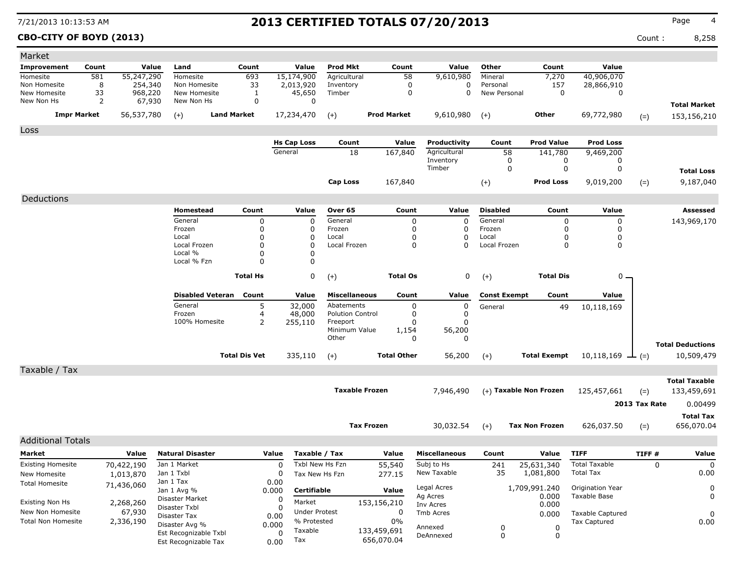7/21/2013 10:13:53 AM

# 2013 CERTIFIED TOTALS 07/20/2013

**CBO-CITY OF BOYD (2013)**

Count : 8,258

## Market

| Improvement | Count | Value | Land | Count | Value | Prod Mkt | Count | Value | Other | Count | Value | | |
|---|---|---|---|---|---|---|---|---|---|---|---|---|---|
| Homesite | 581 | 55,247,290 | Homesite | 693 | 15,174,900 | Agricultural | 58 | 9,610,980 | Mineral | 7,270 | 40,906,070 | | |
| Non Homesite | 8 | 254,340 | Non Homesite | 33 | 2,013,920 | Inventory | 0 | 0 | Personal | 157 | 28,866,910 | | |
| New Homesite | 33 | 968,220 | New Homesite | 1 | 45,650 | Timber | 0 | 0 | New Personal | 0 | 0 | | |
| New Non Hs | 2 | 67,930 | New Non Hs | 0 | 0 | | | | | | | | **Total Market** |
| **Impr Market** | | 56,537,780 | (+) **Land Market** | | 17,234,470 | (+) **Prod Market** | | 9,610,980 | (+) **Other** | | 69,772,980 | (=) | 153,156,210 |

## Loss

| Hs Cap Loss | Count | Value | Productivity | Count | Prod Value | Prod Loss | | |
|---|---|---|---|---|---|---|---|---|
| General | 18 | 167,840 | Agricultural | 58 | 141,780 | 9,469,200 | | |
| | | | Inventory | 0 | 0 | 0 | | |
| | | | Timber | 0 | 0 | 0 | | **Total Loss** |
| **Cap Loss** | | 167,840 | (+) | | **Prod Loss** | 9,019,200 | (=) | 9,187,040 |

## Deductions

| Homestead | Count | Value | Over 65 | Count | Value | Disabled | Count | Value | Assessed |
|---|---|---|---|---|---|---|---|---|---|
| General | 0 | 0 | General | 0 | 0 | General | 0 | 0 | 143,969,170 |
| Frozen | 0 | 0 | Frozen | 0 | 0 | Frozen | 0 | 0 | |
| Local | 0 | 0 | Local | 0 | 0 | Local | 0 | 0 | |
| Local Frozen | 0 | 0 | Local Frozen | 0 | 0 | Local Frozen | 0 | 0 | |
| Local % | 0 | 0 | | | | | | | |
| Local % Fzn | 0 | 0 | | | | | | | |
| **Total Hs** | | 0 | (+) **Total Os** | | 0 | (+) **Total Dis** | | 0 | |

| Disabled Veteran | Count | Value | Miscellaneous | Count | Value | Const Exempt | Count | Value | | |
|---|---|---|---|---|---|---|---|---|---|---|
| General | 5 | 32,000 | Abatements | 0 | 0 | General | 49 | 10,118,169 | | |
| Frozen | 4 | 48,000 | Polution Control | 0 | 0 | | | | | |
| 100% Homesite | 2 | 255,110 | Freeport | 0 | 0 | | | | | |
| | | | Minimum Value | 1,154 | 56,200 | | | | | |
| | | | Other | 0 | 0 | | | | | **Total Deductions** |
| **Total Dis Vet** | | 335,110 | (+) **Total Other** | | 56,200 | (+) **Total Exempt** | | 10,118,169 | (=) | 10,509,479 |

## Taxable / Tax

| | | | | | |
|---|---|---|---|---|---|
| **Taxable Frozen** | 7,946,490 | (+) **Taxable Non Frozen** | 125,457,661 | (=) | **Total Taxable** 133,459,691 |
| | | | | **2013 Tax Rate** | 0.00499 |
| **Tax Frozen** | 30,032.54 | (+) **Tax Non Frozen** | 626,037.50 | (=) | **Total Tax** 656,070.04 |

## Additional Totals

| Market | Value |
|---|---|
| Existing Homesite | 70,422,190 |
| New Homesite | 1,013,870 |
| Total Homesite | 71,436,060 |
| Existing Non Hs | 2,268,260 |
| New Non Homesite | 67,930 |
| Total Non Homesite | 2,336,190 |

| Natural Disaster | Value |
|---|---|
| Jan 1 Market | 0 |
| Jan 1 Txbl | 0 |
| Jan 1 Tax | 0.00 |
| Jan 1 Avg % | 0.000 |
| Disaster Market | 0 |
| Disaster Txbl | 0 |
| Disaster Tax | 0.00 |
| Disaster Avg % | 0.000 |
| Est Recognizable Txbl | 0 |
| Est Recognizable Tax | 0.00 |

| Taxable / Tax | Value |
|---|---|
| Txbl New Hs Fzn | 55,540 |
| Tax New Hs Fzn | 277.15 |
| **Certifiable** | **Value** |
| Market | 153,156,210 |
| Under Protest | 0 |
| % Protested | 0% |
| Taxable | 133,459,691 |
| Tax | 656,070.04 |

| Miscellaneous | Count | Value |
|---|---|---|
| Subj to Hs | 241 | 25,631,340 |
| New Taxable | 35 | 1,081,800 |
| Legal Acres | | 1,709,991.240 |
| Ag Acres | | 0.000 |
| Inv Acres | | 0.000 |
| Tmb Acres | | 0.000 |
| Annexed | 0 | 0 |
| DeAnnexed | 0 | 0 |

| TIFF | TIFF # | Value |
|---|---|---|
| Total Taxable | 0 | 0 |
| Total Tax | | 0.00 |
| Origination Year | | 0 |
| Taxable Base | | 0 |
| Taxable Captured | | 0 |
| Tax Captured | | 0.00 |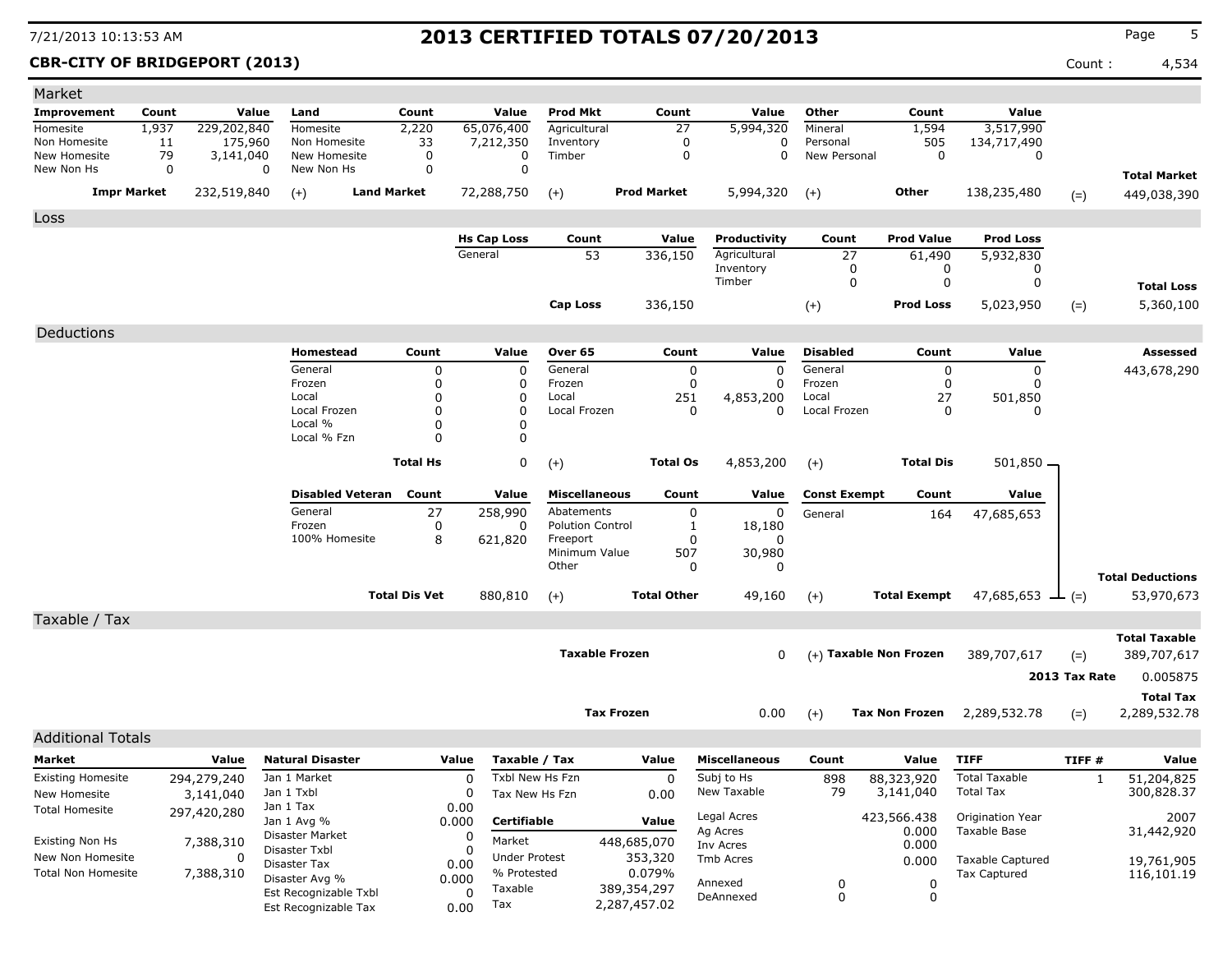# 2013 CERTIFIED TOTALS 07/20/2013

7/21/2013 10:13:53 AM

**CBR-CITY OF BRIDGEPORT (2013)**

Count : 4,534

## Market

| Improvement | Count | Value | Land | Count | Value | Prod Mkt | Count | Value | Other | Count | Value | | |
|---|---|---|---|---|---|---|---|---|---|---|---|---|---|
| Homesite | 1,937 | 229,202,840 | Homesite | 2,220 | 65,076,400 | Agricultural | 27 | 5,994,320 | Mineral | 1,594 | 3,517,990 | | |
| Non Homesite | 11 | 175,960 | Non Homesite | 33 | 7,212,350 | Inventory | 0 | 0 | Personal | 505 | 134,717,490 | | |
| New Homesite | 79 | 3,141,040 | New Homesite | 0 | 0 | Timber | 0 | 0 | New Personal | 0 | 0 | | |
| New Non Hs | 0 | 0 | New Non Hs | 0 | 0 | | | | | | | | **Total Market** |
| **Impr Market** | | 232,519,840 | (+) **Land Market** | | 72,288,750 | (+) **Prod Market** | | 5,994,320 | (+) **Other** | | 138,235,480 | (=) | 449,038,390 |

## Loss

| Hs Cap Loss | Count | Value | Productivity | Count | Prod Value | Prod Loss | | |
|---|---|---|---|---|---|---|---|---|
| General | 53 | 336,150 | Agricultural | 27 | 61,490 | 5,932,830 | | |
| | | | Inventory | 0 | 0 | 0 | | |
| | | | Timber | 0 | 0 | 0 | | **Total Loss** |
| **Cap Loss** | | 336,150 | (+) | | **Prod Loss** | 5,023,950 | (=) | 5,360,100 |

## Deductions

| Homestead | Count | Value | Over 65 | Count | Value | Disabled | Count | Value | | Assessed |
|---|---|---|---|---|---|---|---|---|---|---|
| General | 0 | 0 | General | 0 | 0 | General | 0 | 0 | | 443,678,290 |
| Frozen | 0 | 0 | Frozen | 0 | 0 | Frozen | 0 | 0 | | |
| Local | 0 | 0 | Local | 251 | 4,853,200 | Local | 27 | 501,850 | | |
| Local Frozen | 0 | 0 | Local Frozen | 0 | 0 | Local Frozen | 0 | 0 | | |
| Local % | 0 | 0 | | | | | | | | |
| Local % Fzn | 0 | 0 | | | | | | | | |
| | **Total Hs** | 0 | (+) | **Total Os** | 4,853,200 | (+) | **Total Dis** | 501,850 | | |

| Disabled Veteran | Count | Value | Miscellaneous | Count | Value | Const Exempt | Count | Value | | |
|---|---|---|---|---|---|---|---|---|---|---|
| General | 27 | 258,990 | Abatements | 0 | 0 | General | 164 | 47,685,653 | | |
| Frozen | 0 | 0 | Polution Control | 1 | 18,180 | | | | | |
| 100% Homesite | 8 | 621,820 | Freeport | 0 | 0 | | | | | |
| | | | Minimum Value | 507 | 30,980 | | | | | |
| | | | Other | 0 | 0 | | | | | **Total Deductions** |
| | **Total Dis Vet** | 880,810 | (+) | **Total Other** | 49,160 | (+) | **Total Exempt** | 47,685,653 | (=) | 53,970,673 |

## Taxable / Tax

| | | | | | |
|---|---|---|---|---|---|
| | | | | | **Total Taxable** |
| **Taxable Frozen** | 0 | (+) | **Taxable Non Frozen** | 389,707,617 | (=) 389,707,617 |
| | | | | **2013 Tax Rate** | 0.005875 |
| | | | | | **Total Tax** |
| **Tax Frozen** | 0.00 | (+) | **Tax Non Frozen** | 2,289,532.78 | (=) 2,289,532.78 |

## Additional Totals

| Market | Value |
|---|---|
| Existing Homesite | 294,279,240 |
| New Homesite | 3,141,040 |
| Total Homesite | 297,420,280 |
| Existing Non Hs | 7,388,310 |
| New Non Homesite | 0 |
| Total Non Homesite | 7,388,310 |

| Natural Disaster | Value |
|---|---|
| Jan 1 Market | 0 |
| Jan 1 Txbl | 0 |
| Jan 1 Tax | 0.00 |
| Jan 1 Avg % | 0.000 |
| Disaster Market | 0 |
| Disaster Txbl | 0 |
| Disaster Tax | 0.00 |
| Disaster Avg % | 0.000 |
| Est Recognizable Txbl | 0 |
| Est Recognizable Tax | 0.00 |

| Taxable / Tax | Value |
|---|---|
| Txbl New Hs Fzn | 0 |
| Tax New Hs Fzn | 0.00 |
| **Certifiable** | **Value** |
| Market | 448,685,070 |
| Under Protest | 353,320 |
| % Protested | 0.079% |
| Taxable | 389,354,297 |
| Tax | 2,287,457.02 |

| Miscellaneous | Count | Value |
|---|---|---|
| Subj to Hs | 898 | 88,323,920 |
| New Taxable | 79 | 3,141,040 |
| Legal Acres | | 423,566.438 |
| Ag Acres | | 0.000 |
| Inv Acres | | 0.000 |
| Tmb Acres | | 0.000 |
| Annexed | 0 | 0 |
| DeAnnexed | 0 | 0 |

| TIFF | TIFF # | Value |
|---|---|---|
| Total Taxable | 1 | 51,204,825 |
| Total Tax | | 300,828.37 |
| Origination Year | | 2007 |
| Taxable Base | | 31,442,920 |
| Taxable Captured | | 19,761,905 |
| Tax Captured | | 116,101.19 |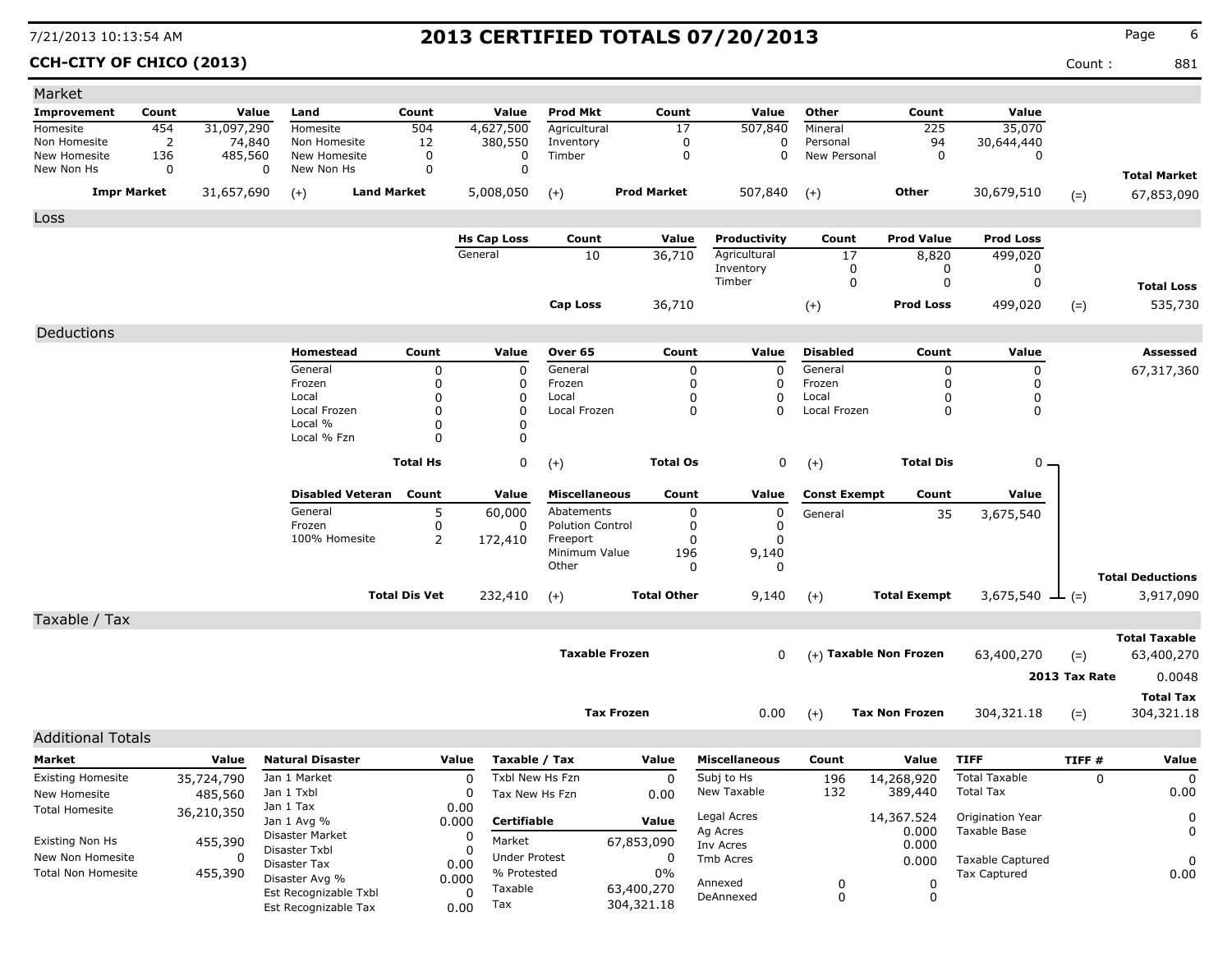# 2013 CERTIFIED TOTALS 07/20/2013

**CCH-CITY OF CHICO (2013)**

7/21/2013 10:13:54 AM

Count : 881

## Market

| Improvement | Count | Value | Land | Count | Value | Prod Mkt | Count | Value | Other | Count | Value | | |
|---|---|---|---|---|---|---|---|---|---|---|---|---|---|
| Homesite | 454 | 31,097,290 | Homesite | 504 | 4,627,500 | Agricultural | 17 | 507,840 | Mineral | 225 | 35,070 | | |
| Non Homesite | 2 | 74,840 | Non Homesite | 12 | 380,550 | Inventory | 0 | 0 | Personal | 94 | 30,644,440 | | |
| New Homesite | 136 | 485,560 | New Homesite | 0 | 0 | Timber | 0 | 0 | New Personal | 0 | 0 | | |
| New Non Hs | 0 | 0 | New Non Hs | 0 | 0 | | | | | | | | **Total Market** |
| **Impr Market** | | 31,657,690 | (+) **Land Market** | | 5,008,050 | (+) **Prod Market** | | 507,840 | (+) **Other** | | 30,679,510 | (=) | 67,853,090 |

## Loss

| Hs Cap Loss | Count | Value | Productivity | Count | Prod Value | Prod Loss | | |
|---|---|---|---|---|---|---|---|---|
| General | 10 | 36,710 | Agricultural | 17 | 8,820 | 499,020 | | |
| | | | Inventory | 0 | 0 | 0 | | |
| | | | Timber | 0 | 0 | 0 | | **Total Loss** |
| **Cap Loss** | | 36,710 | (+) | | **Prod Loss** | 499,020 | (=) | 535,730 |

## Deductions

**Assessed:** 67,317,360

| Homestead | Count | Value | Over 65 | Count | Value | Disabled | Count | Value |
|---|---|---|---|---|---|---|---|---|
| General | 0 | 0 | General | 0 | 0 | General | 0 | 0 |
| Frozen | 0 | 0 | Frozen | 0 | 0 | Frozen | 0 | 0 |
| Local | 0 | 0 | Local | 0 | 0 | Local | 0 | 0 |
| Local Frozen | 0 | 0 | Local Frozen | 0 | 0 | Local Frozen | 0 | 0 |
| Local % | 0 | 0 | | | | | | |
| Local % Fzn | 0 | 0 | | | | | | |
| **Total Hs** | | 0 | (+) **Total Os** | | 0 | (+) **Total Dis** | | 0 |

| Disabled Veteran | Count | Value | Miscellaneous | Count | Value | Const Exempt | Count | Value | | |
|---|---|---|---|---|---|---|---|---|---|---|
| General | 5 | 60,000 | Abatements | 0 | 0 | General | 35 | 3,675,540 | | |
| Frozen | 0 | 0 | Polution Control | 0 | 0 | | | | | |
| 100% Homesite | 2 | 172,410 | Freeport | 0 | 0 | | | | | |
| | | | Minimum Value | 196 | 9,140 | | | | | |
| | | | Other | 0 | 0 | | | | | **Total Deductions** |
| **Total Dis Vet** | | 232,410 | (+) **Total Other** | | 9,140 | (+) **Total Exempt** | | 3,675,540 | (=) | 3,917,090 |

## Taxable / Tax

| | | | | | |
|---|---|---|---|---|---|
| **Taxable Frozen** | 0 | (+) **Taxable Non Frozen** | 63,400,270 | (=) | **Total Taxable** 63,400,270 |
| | | | | **2013 Tax Rate** | 0.0048 |
| **Tax Frozen** | 0.00 | (+) **Tax Non Frozen** | 304,321.18 | (=) | **Total Tax** 304,321.18 |

## Additional Totals

| Market | Value |
|---|---|
| Existing Homesite | 35,724,790 |
| New Homesite | 485,560 |
| Total Homesite | 36,210,350 |
| Existing Non Hs | 455,390 |
| New Non Homesite | 0 |
| Total Non Homesite | 455,390 |

| Natural Disaster | Value |
|---|---|
| Jan 1 Market | 0 |
| Jan 1 Txbl | 0 |
| Jan 1 Tax | 0.00 |
| Jan 1 Avg % | 0.000 |
| Disaster Market | 0 |
| Disaster Txbl | 0 |
| Disaster Tax | 0.00 |
| Disaster Avg % | 0.000 |
| Est Recognizable Txbl | 0 |
| Est Recognizable Tax | 0.00 |

| Taxable / Tax | Value |
|---|---|
| Txbl New Hs Fzn | 0 |
| Tax New Hs Fzn | 0.00 |
| **Certifiable** | **Value** |
| Market | 67,853,090 |
| Under Protest | 0 |
| % Protested | 0% |
| Taxable | 63,400,270 |
| Tax | 304,321.18 |

| Miscellaneous | Count | Value |
|---|---|---|
| Subj to Hs | 196 | 14,268,920 |
| New Taxable | 132 | 389,440 |
| Legal Acres | | 14,367.524 |
| Ag Acres | | 0.000 |
| Inv Acres | | 0.000 |
| Tmb Acres | | 0.000 |
| Annexed | 0 | 0 |
| DeAnnexed | 0 | 0 |

| TIFF | TIFF # | Value |
|---|---|---|
| Total Taxable | 0 | 0 |
| Total Tax | | 0.00 |
| Origination Year | | 0 |
| Taxable Base | | 0 |
| Taxable Captured | | 0 |
| Tax Captured | | 0.00 |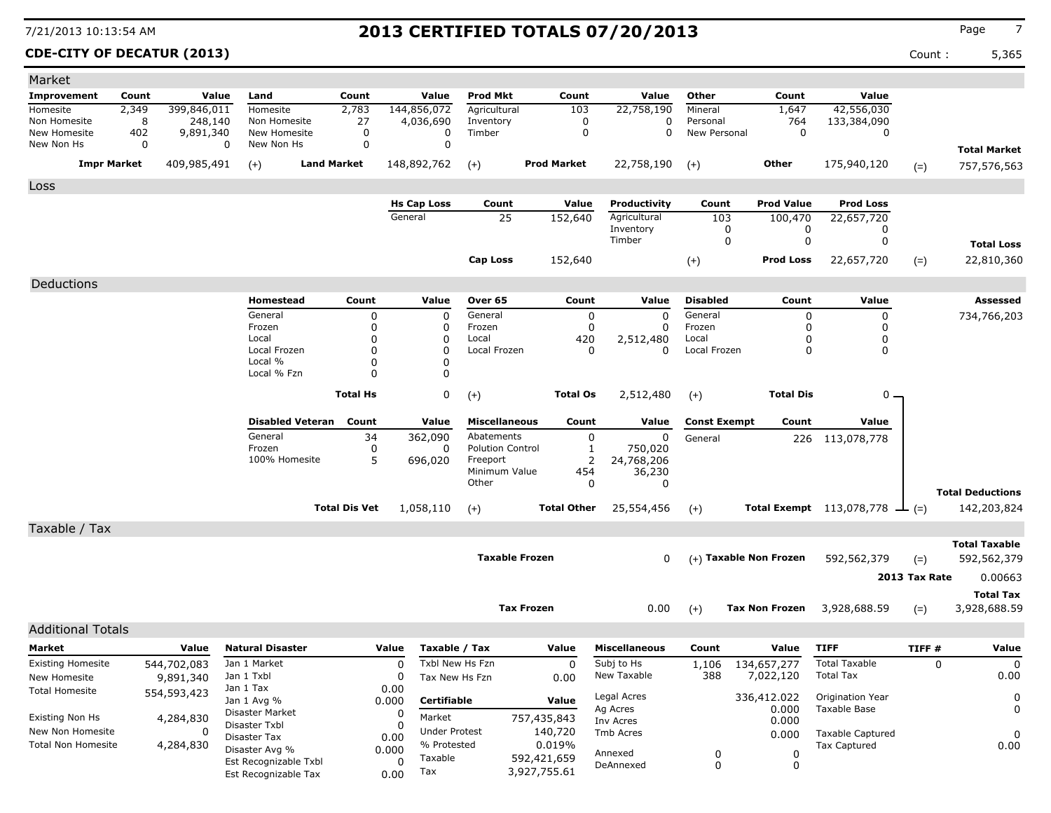# 2013 CERTIFIED TOTALS 07/20/2013

**CDE-CITY OF DECATUR (2013)**

Count : 5,365

7/21/2013 10:13:54 AM

## Market

| Improvement | Count | Value | Land | Count | Value | Prod Mkt | Count | Value | Other | Count | Value |
|---|---|---|---|---|---|---|---|---|---|---|---|
| Homesite | 2,349 | 399,846,011 | Homesite | 2,783 | 144,856,072 | Agricultural | 103 | 22,758,190 | Mineral | 1,647 | 42,556,030 |
| Non Homesite | 8 | 248,140 | Non Homesite | 27 | 4,036,690 | Inventory | 0 | 0 | Personal | 764 | 133,384,090 |
| New Homesite | 402 | 9,891,340 | New Homesite | 0 | 0 | Timber | 0 | 0 | New Personal | 0 | 0 |
| New Non Hs | 0 | 0 | New Non Hs | 0 | 0 | | | | | | |

| Impr Market | | Land Market | | Prod Market | | Other | | Total Market |
|---|---|---|---|---|---|---|---|---|
| 409,985,491 | (+) | 148,892,762 | (+) | 22,758,190 | (+) | 175,940,120 | (=) | 757,576,563 |

## Loss

| Hs Cap Loss | Count | Value | Productivity | Count | Prod Value | Prod Loss |
|---|---|---|---|---|---|---|
| General | 25 | 152,640 | Agricultural | 103 | 100,470 | 22,657,720 |
| | | | Inventory | 0 | 0 | 0 |
| | | | Timber | 0 | 0 | 0 |

| Cap Loss | | Prod Loss | | Total Loss |
|---|---|---|---|---|
| 152,640 | (+) | 22,657,720 | (=) | 22,810,360 |

## Deductions

**Assessed:** 734,766,203

| Homestead | Count | Value | Over 65 | Count | Value | Disabled | Count | Value |
|---|---|---|---|---|---|---|---|---|
| General | 0 | 0 | General | 0 | 0 | General | 0 | 0 |
| Frozen | 0 | 0 | Frozen | 0 | 0 | Frozen | 0 | 0 |
| Local | 0 | 0 | Local | 420 | 2,512,480 | Local | 0 | 0 |
| Local Frozen | 0 | 0 | Local Frozen | 0 | 0 | Local Frozen | 0 | 0 |
| Local % | 0 | 0 | | | | | | |
| Local % Fzn | 0 | 0 | | | | | | |
| **Total Hs** | | 0 | **(+) Total Os** | | 2,512,480 | **(+) Total Dis** | | 0 |

| Disabled Veteran | Count | Value | Miscellaneous | Count | Value | Const Exempt | Count | Value |
|---|---|---|---|---|---|---|---|---|
| General | 34 | 362,090 | Abatements | 0 | 0 | General | 226 | 113,078,778 |
| Frozen | 0 | 0 | Polution Control | 1 | 750,020 | | | |
| 100% Homesite | 5 | 696,020 | Freeport | 2 | 24,768,206 | | | |
| | | | Minimum Value | 454 | 36,230 | | | |
| | | | Other | 0 | 0 | | | |
| **Total Dis Vet** | | 1,058,110 | **(+) Total Other** | | 25,554,456 | **(+) Total Exempt** | | 113,078,778 |

**Total Deductions** (=) 142,203,824

## Taxable / Tax

| | Value | | | Value | | Total |
|---|---|---|---|---|---|---|
| Taxable Frozen | 0 | (+) | Taxable Non Frozen | 592,562,379 | (=) | Total Taxable 592,562,379 |
| | | | | | | 2013 Tax Rate 0.00663 |
| Tax Frozen | 0.00 | (+) | Tax Non Frozen | 3,928,688.59 | (=) | Total Tax 3,928,688.59 |

## Additional Totals

| Market | Value |
|---|---|
| Existing Homesite | 544,702,083 |
| New Homesite | 9,891,340 |
| Total Homesite | 554,593,423 |
| Existing Non Hs | 4,284,830 |
| New Non Homesite | 0 |
| Total Non Homesite | 4,284,830 |

| Natural Disaster | Value |
|---|---|
| Jan 1 Market | 0 |
| Jan 1 Txbl | 0 |
| Jan 1 Tax | 0.00 |
| Jan 1 Avg % | 0.000 |
| Disaster Market | 0 |
| Disaster Txbl | 0 |
| Disaster Tax | 0.00 |
| Disaster Avg % | 0.000 |
| Est Recognizable Txbl | 0 |
| Est Recognizable Tax | 0.00 |

| Taxable / Tax | Value |
|---|---|
| Txbl New Hs Fzn | 0 |
| Tax New Hs Fzn | 0.00 |
| **Certifiable** | **Value** |
| Market | 757,435,843 |
| Under Protest | 140,720 |
| % Protested | 0.019% |
| Taxable | 592,421,659 |
| Tax | 3,927,755.61 |

| Miscellaneous | Count | Value |
|---|---|---|
| Subj to Hs | 1,106 | 134,657,277 |
| New Taxable | 388 | 7,022,120 |
| Legal Acres | | 336,412.022 |
| Ag Acres | | 0.000 |
| Inv Acres | | 0.000 |
| Tmb Acres | | 0.000 |
| Annexed | 0 | 0 |
| DeAnnexed | 0 | 0 |

| TIFF | TIFF # | Value |
|---|---|---|
| Total Taxable | 0 | 0 |
| Total Tax | | 0.00 |
| Origination Year | | 0 |
| Taxable Base | | 0 |
| Taxable Captured | | 0 |
| Tax Captured | | 0.00 |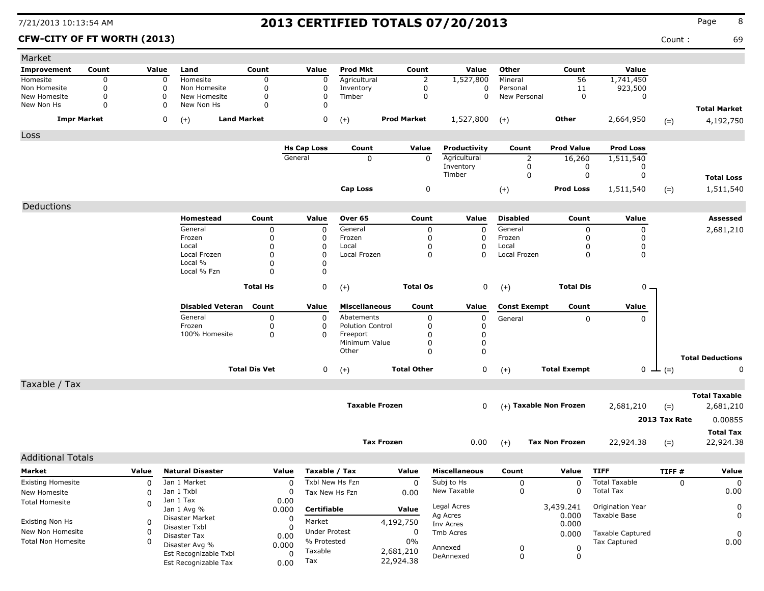# 2013 CERTIFIED TOTALS 07/20/2013

7/21/2013 10:13:54 AM

**CFW-CITY OF FT WORTH (2013)**

Count : 69

## Market

| Improvement | Count | Value | Land | Count | Value | Prod Mkt | Count | Value | Other | Count | Value | | |
|---|---|---|---|---|---|---|---|---|---|---|---|---|---|
| Homesite | 0 | 0 | Homesite | 0 | 0 | Agricultural | 2 | 1,527,800 | Mineral | 56 | 1,741,450 | | |
| Non Homesite | 0 | 0 | Non Homesite | 0 | 0 | Inventory | 0 | 0 | Personal | 11 | 923,500 | | |
| New Homesite | 0 | 0 | New Homesite | 0 | 0 | Timber | 0 | 0 | New Personal | 0 | 0 | | |
| New Non Hs | 0 | 0 | New Non Hs | 0 | 0 | | | | | | | | **Total Market** |
| **Impr Market** | | 0 | (+) **Land Market** | | 0 | (+) **Prod Market** | | 1,527,800 | (+) **Other** | | 2,664,950 | (=) | 4,192,750 |

## Loss

| Hs Cap Loss | Count | Value | Productivity | Count | Prod Value | Prod Loss | | |
|---|---|---|---|---|---|---|---|---|
| General | 0 | 0 | Agricultural | 2 | 16,260 | 1,511,540 | | |
| | | | Inventory | 0 | 0 | 0 | | |
| | | | Timber | 0 | 0 | 0 | | **Total Loss** |
| **Cap Loss** | | 0 | (+) | | **Prod Loss** | 1,511,540 | (=) | 1,511,540 |

## Deductions

| Homestead | Count | Value | Over 65 | Count | Value | Disabled | Count | Value | Assessed |
|---|---|---|---|---|---|---|---|---|---|
| General | 0 | 0 | General | 0 | 0 | General | 0 | 0 | 2,681,210 |
| Frozen | 0 | 0 | Frozen | 0 | 0 | Frozen | 0 | 0 | |
| Local | 0 | 0 | Local | 0 | 0 | Local | 0 | 0 | |
| Local Frozen | 0 | 0 | Local Frozen | 0 | 0 | Local Frozen | 0 | 0 | |
| Local % | 0 | 0 | | | | | | | |
| Local % Fzn | 0 | 0 | | | | | | | |
| **Total Hs** | | 0 | (+) **Total Os** | | 0 | (+) **Total Dis** | | 0 | |

| Disabled Veteran | Count | Value | Miscellaneous | Count | Value | Const Exempt | Count | Value | | |
|---|---|---|---|---|---|---|---|---|---|---|
| General | 0 | 0 | Abatements | 0 | 0 | General | 0 | 0 | | |
| Frozen | 0 | 0 | Polution Control | 0 | 0 | | | | | |
| 100% Homesite | 0 | 0 | Freeport | 0 | 0 | | | | | |
| | | | Minimum Value | 0 | 0 | | | | | |
| | | | Other | 0 | 0 | | | | | **Total Deductions** |
| **Total Dis Vet** | | 0 | (+) **Total Other** | | 0 | (+) **Total Exempt** | | 0 | (=) | 0 |

## Taxable / Tax

| | | | | | |
|---|---|---|---|---|---|
| | | | | | **Total Taxable** |
| **Taxable Frozen** | 0 | (+) **Taxable Non Frozen** | 2,681,210 | (=) | 2,681,210 |
| | | | | **2013 Tax Rate** | 0.00855 |
| | | | | | **Total Tax** |
| **Tax Frozen** | 0.00 | (+) **Tax Non Frozen** | 22,924.38 | (=) | 22,924.38 |

## Additional Totals

| Market | Value |
|---|---|
| Existing Homesite | 0 |
| New Homesite | 0 |
| Total Homesite | 0 |
| Existing Non Hs | 0 |
| New Non Homesite | 0 |
| Total Non Homesite | 0 |

| Natural Disaster | Value |
|---|---|
| Jan 1 Market | 0 |
| Jan 1 Txbl | 0 |
| Jan 1 Tax | 0.00 |
| Jan 1 Avg % | 0.000 |
| Disaster Market | 0 |
| Disaster Txbl | 0 |
| Disaster Tax | 0.00 |
| Disaster Avg % | 0.000 |
| Est Recognizable Txbl | 0 |
| Est Recognizable Tax | 0.00 |

| Taxable / Tax | Value |
|---|---|
| Txbl New Hs Fzn | 0 |
| Tax New Hs Fzn | 0.00 |
| **Certifiable** | **Value** |
| Market | 4,192,750 |
| Under Protest | 0 |
| % Protested | 0% |
| Taxable | 2,681,210 |
| Tax | 22,924.38 |

| Miscellaneous | Count | Value |
|---|---|---|
| Subj to Hs | 0 | 0 |
| New Taxable | 0 | 0 |
| Legal Acres | | 3,439.241 |
| Ag Acres | | 0.000 |
| Inv Acres | | 0.000 |
| Tmb Acres | | 0.000 |
| Annexed | 0 | 0 |
| DeAnnexed | 0 | 0 |

| TIFF | TIFF # | Value |
|---|---|---|
| Total Taxable | 0 | 0 |
| Total Tax | | 0.00 |
| Origination Year | | 0 |
| Taxable Base | | 0 |
| Taxable Captured | | 0 |
| Tax Captured | | 0.00 |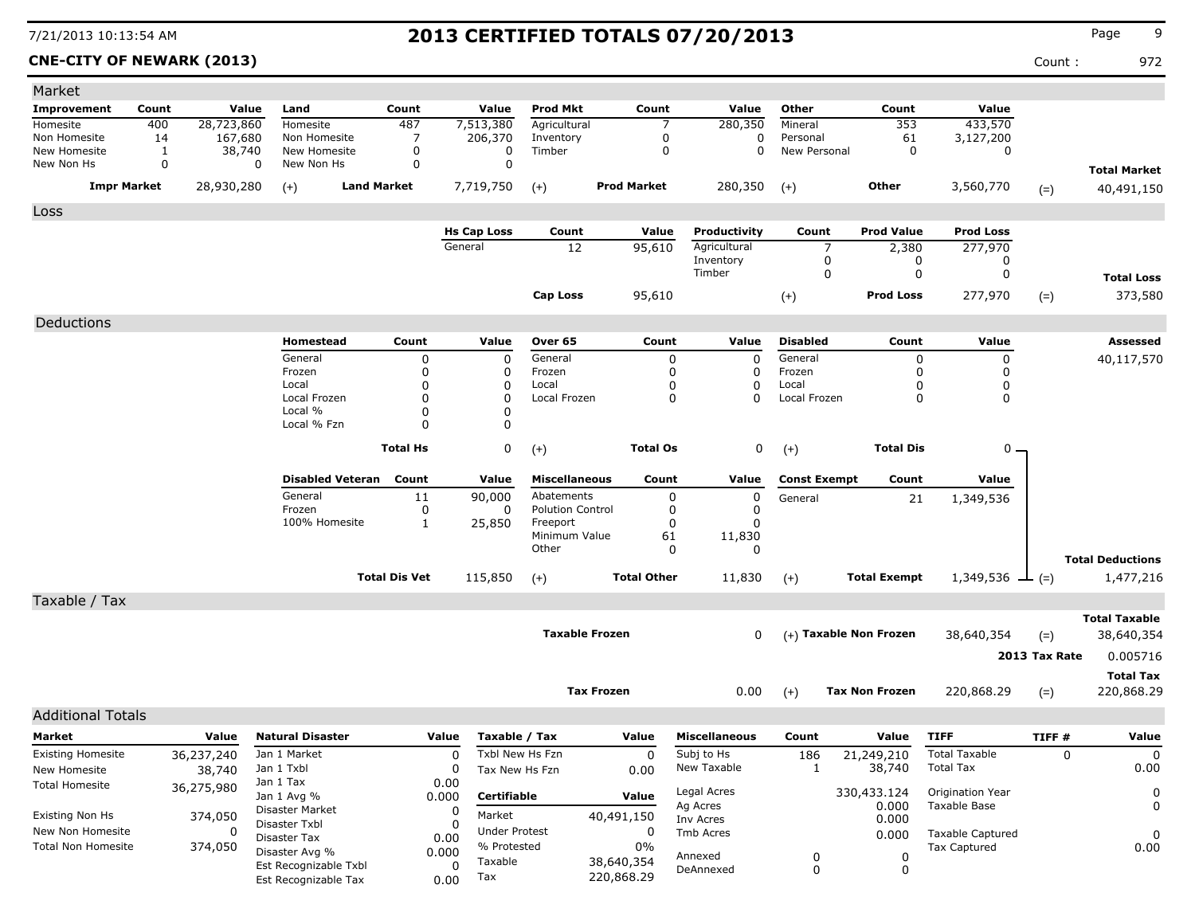# 2013 CERTIFIED TOTALS 07/20/2013

**CNE-CITY OF NEWARK (2013)**

7/21/2013 10:13:54 AM

Count : 972

## Market

| Improvement | Count | Value | Land | Count | Value | Prod Mkt | Count | Value | Other | Count | Value | |
|---|---|---|---|---|---|---|---|---|---|---|---|---|
| Homesite | 400 | 28,723,860 | Homesite | 487 | 7,513,380 | Agricultural | 7 | 280,350 | Mineral | 353 | 433,570 | |
| Non Homesite | 14 | 167,680 | Non Homesite | 7 | 206,370 | Inventory | 0 | 0 | Personal | 61 | 3,127,200 | |
| New Homesite | 1 | 38,740 | New Homesite | 0 | 0 | Timber | 0 | 0 | New Personal | 0 | 0 | |
| New Non Hs | 0 | 0 | New Non Hs | 0 | 0 | | | | | | | **Total Market** |
| **Impr Market** | | 28,930,280 | (+) **Land Market** | | 7,719,750 | (+) **Prod Market** | | 280,350 | (+) **Other** | | 3,560,770 | (=) 40,491,150 |

## Loss

| Hs Cap Loss | Count | Value | Productivity | Count | Prod Value | Prod Loss | |
|---|---|---|---|---|---|---|---|
| General | 12 | 95,610 | Agricultural | 7 | 2,380 | 277,970 | |
| | | | Inventory | 0 | 0 | 0 | |
| | | | Timber | 0 | 0 | 0 | **Total Loss** |
| **Cap Loss** | | 95,610 | (+) | | **Prod Loss** | 277,970 | (=) 373,580 |

## Deductions

| Homestead | Count | Value | Over 65 | Count | Value | Disabled | Count | Value | Assessed |
|---|---|---|---|---|---|---|---|---|---|
| General | 0 | 0 | General | 0 | 0 | General | 0 | 0 | 40,117,570 |
| Frozen | 0 | 0 | Frozen | 0 | 0 | Frozen | 0 | 0 | |
| Local | 0 | 0 | Local | 0 | 0 | Local | 0 | 0 | |
| Local Frozen | 0 | 0 | Local Frozen | 0 | 0 | Local Frozen | 0 | 0 | |
| Local % | 0 | 0 | | | | | | | |
| Local % Fzn | 0 | 0 | | | | | | | |
| | **Total Hs** | 0 | (+) | **Total Os** | 0 | (+) | **Total Dis** | 0 | |

| Disabled Veteran | Count | Value | Miscellaneous | Count | Value | Const Exempt | Count | Value | |
|---|---|---|---|---|---|---|---|---|---|
| General | 11 | 90,000 | Abatements | 0 | 0 | General | 21 | 1,349,536 | |
| Frozen | 0 | 0 | Polution Control | 0 | 0 | | | | |
| 100% Homesite | 1 | 25,850 | Freeport | 0 | 0 | | | | |
| | | | Minimum Value | 61 | 11,830 | | | | |
| | | | Other | 0 | 0 | | | | **Total Deductions** |
| | **Total Dis Vet** | 115,850 | (+) | **Total Other** | 11,830 | (+) | **Total Exempt** | 1,349,536 | (=) 1,477,216 |

## Taxable / Tax

| | Value | | | Value | | |
|---|---|---|---|---|---|---|
| | | | | | | **Total Taxable** |
| **Taxable Frozen** | 0 | (+) | **Taxable Non Frozen** | 38,640,354 | (=) | 38,640,354 |
| | | | | | **2013 Tax Rate** | 0.005716 |
| | | | | | | **Total Tax** |
| **Tax Frozen** | 0.00 | (+) | **Tax Non Frozen** | 220,868.29 | (=) | 220,868.29 |

## Additional Totals

| Market | Value |
|---|---|
| Existing Homesite | 36,237,240 |
| New Homesite | 38,740 |
| Total Homesite | 36,275,980 |
| Existing Non Hs | 374,050 |
| New Non Homesite | 0 |
| Total Non Homesite | 374,050 |

| Natural Disaster | Value |
|---|---|
| Jan 1 Market | 0 |
| Jan 1 Txbl | 0 |
| Jan 1 Tax | 0.00 |
| Jan 1 Avg % | 0.000 |
| Disaster Market | 0 |
| Disaster Txbl | 0 |
| Disaster Tax | 0.00 |
| Disaster Avg % | 0.000 |
| Est Recognizable Txbl | 0 |
| Est Recognizable Tax | 0.00 |

| Taxable / Tax | Value |
|---|---|
| Txbl New Hs Fzn | 0 |
| Tax New Hs Fzn | 0.00 |
| **Certifiable** | **Value** |
| Market | 40,491,150 |
| Under Protest | 0 |
| % Protested | 0% |
| Taxable | 38,640,354 |
| Tax | 220,868.29 |

| Miscellaneous | Count | Value |
|---|---|---|
| Subj to Hs | 186 | 21,249,210 |
| New Taxable | 1 | 38,740 |
| Legal Acres | | 330,433.124 |
| Ag Acres | | 0.000 |
| Inv Acres | | 0.000 |
| Tmb Acres | | 0.000 |
| Annexed | 0 | 0 |
| DeAnnexed | 0 | 0 |

| TIFF | TIFF # | Value |
|---|---|---|
| Total Taxable | 0 | 0 |
| Total Tax | | 0.00 |
| Origination Year | | 0 |
| Taxable Base | | 0 |
| Taxable Captured | | 0 |
| Tax Captured | | 0.00 |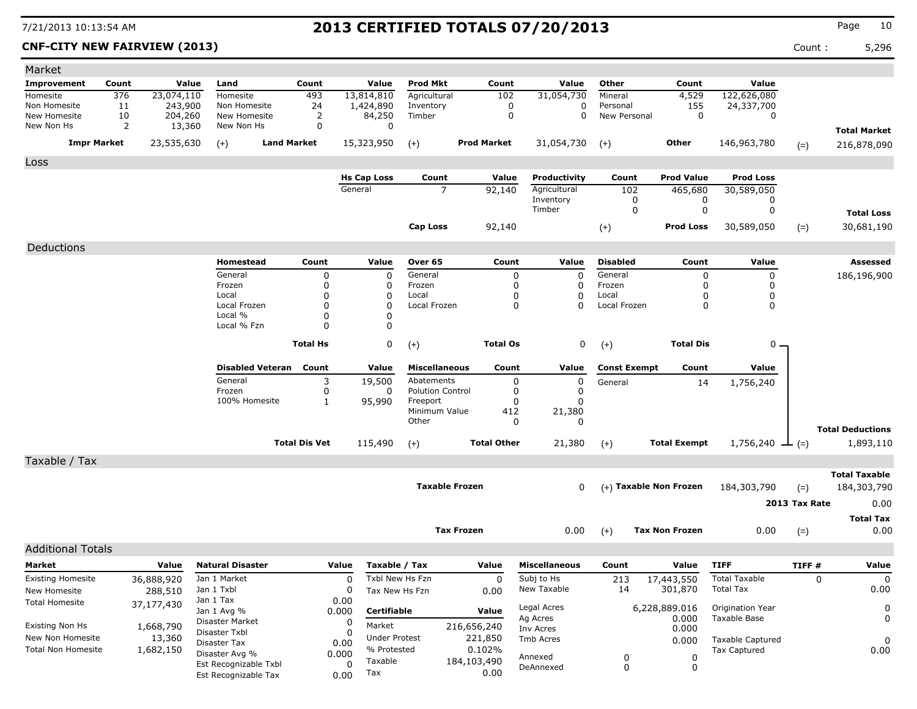# 2013 CERTIFIED TOTALS 07/20/2013

7/21/2013 10:13:54 AM

**CNF-CITY NEW FAIRVIEW (2013)**

Count : 5,296

## Market

| Improvement | Count | Value | Land | Count | Value | Prod Mkt | Count | Value | Other | Count | Value | | |
|---|---|---|---|---|---|---|---|---|---|---|---|---|---|
| Homesite | 376 | 23,074,110 | Homesite | 493 | 13,814,810 | Agricultural | 102 | 31,054,730 | Mineral | 4,529 | 122,626,080 | | |
| Non Homesite | 11 | 243,900 | Non Homesite | 24 | 1,424,890 | Inventory | 0 | 0 | Personal | 155 | 24,337,700 | | |
| New Homesite | 10 | 204,260 | New Homesite | 2 | 84,250 | Timber | 0 | 0 | New Personal | 0 | 0 | | |
| New Non Hs | 2 | 13,360 | New Non Hs | 0 | 0 | | | | | | | | **Total Market** |
| **Impr Market** | | 23,535,630 | (+) **Land Market** | | 15,323,950 | (+) **Prod Market** | | 31,054,730 | (+) **Other** | | 146,963,780 | (=) | 216,878,090 |

## Loss

| Hs Cap Loss | Count | Value | Productivity | Count | Prod Value | Prod Loss | | |
|---|---|---|---|---|---|---|---|---|
| General | 7 | 92,140 | Agricultural | 102 | 465,680 | 30,589,050 | | |
| | | | Inventory | 0 | 0 | 0 | | |
| | | | Timber | 0 | 0 | 0 | | **Total Loss** |
| **Cap Loss** | | 92,140 | (+) | | **Prod Loss** | 30,589,050 | (=) | 30,681,190 |

## Deductions

| Homestead | Count | Value | Over 65 | Count | Value | Disabled | Count | Value | | Assessed |
|---|---|---|---|---|---|---|---|---|---|---|
| General | 0 | 0 | General | 0 | 0 | General | 0 | 0 | | 186,196,900 |
| Frozen | 0 | 0 | Frozen | 0 | 0 | Frozen | 0 | 0 | | |
| Local | 0 | 0 | Local | 0 | 0 | Local | 0 | 0 | | |
| Local Frozen | 0 | 0 | Local Frozen | 0 | 0 | Local Frozen | 0 | 0 | | |
| Local % | 0 | 0 | | | | | | | | |
| Local % Fzn | 0 | 0 | | | | | | | | |
| **Total Hs** | | 0 | (+) **Total Os** | | 0 | (+) **Total Dis** | | 0 | | |

| Disabled Veteran | Count | Value | Miscellaneous | Count | Value | Const Exempt | Count | Value | | |
|---|---|---|---|---|---|---|---|---|---|---|
| General | 3 | 19,500 | Abatements | 0 | 0 | General | 14 | 1,756,240 | | |
| Frozen | 0 | 0 | Polution Control | 0 | 0 | | | | | |
| 100% Homesite | 1 | 95,990 | Freeport | 0 | 0 | | | | | |
| | | | Minimum Value | 412 | 21,380 | | | | | |
| | | | Other | 0 | 0 | | | | | **Total Deductions** |
| **Total Dis Vet** | | 115,490 | (+) **Total Other** | | 21,380 | (+) **Total Exempt** | | 1,756,240 | (=) | 1,893,110 |

## Taxable / Tax

| | | | | | |
|---|---|---|---|---|---|
| | | | | | **Total Taxable** |
| **Taxable Frozen** | 0 | (+) **Taxable Non Frozen** | 184,303,790 | (=) | 184,303,790 |
| | | | | **2013 Tax Rate** | 0.00 |
| | | | | | **Total Tax** |
| **Tax Frozen** | 0.00 | (+) **Tax Non Frozen** | 0.00 | (=) | 0.00 |

## Additional Totals

| Market | Value |
|---|---|
| Existing Homesite | 36,888,920 |
| New Homesite | 288,510 |
| Total Homesite | 37,177,430 |
| Existing Non Hs | 1,668,790 |
| New Non Homesite | 13,360 |
| Total Non Homesite | 1,682,150 |

| Natural Disaster | Value |
|---|---|
| Jan 1 Market | 0 |
| Jan 1 Txbl | 0 |
| Jan 1 Tax | 0.00 |
| Jan 1 Avg % | 0.000 |
| Disaster Market | 0 |
| Disaster Txbl | 0 |
| Disaster Tax | 0.00 |
| Disaster Avg % | 0.000 |
| Est Recognizable Txbl | 0 |
| Est Recognizable Tax | 0.00 |

| Taxable / Tax | Value |
|---|---|
| Txbl New Hs Fzn | 0 |
| Tax New Hs Fzn | 0.00 |
| **Certifiable** | **Value** |
| Market | 216,656,240 |
| Under Protest | 221,850 |
| % Protested | 0.102% |
| Taxable | 184,103,490 |
| Tax | 0.00 |

| Miscellaneous | Count | Value |
|---|---|---|
| Subj to Hs | 213 | 17,443,550 |
| New Taxable | 14 | 301,870 |
| Legal Acres | | 6,228,889.016 |
| Ag Acres | | 0.000 |
| Inv Acres | | 0.000 |
| Tmb Acres | | 0.000 |
| Annexed | 0 | 0 |
| DeAnnexed | 0 | 0 |

| TIFF | TIFF # | Value |
|---|---|---|
| Total Taxable | 0 | 0 |
| Total Tax | | 0.00 |
| Origination Year | | 0 |
| Taxable Base | | 0 |
| Taxable Captured | | 0 |
| Tax Captured | | 0.00 |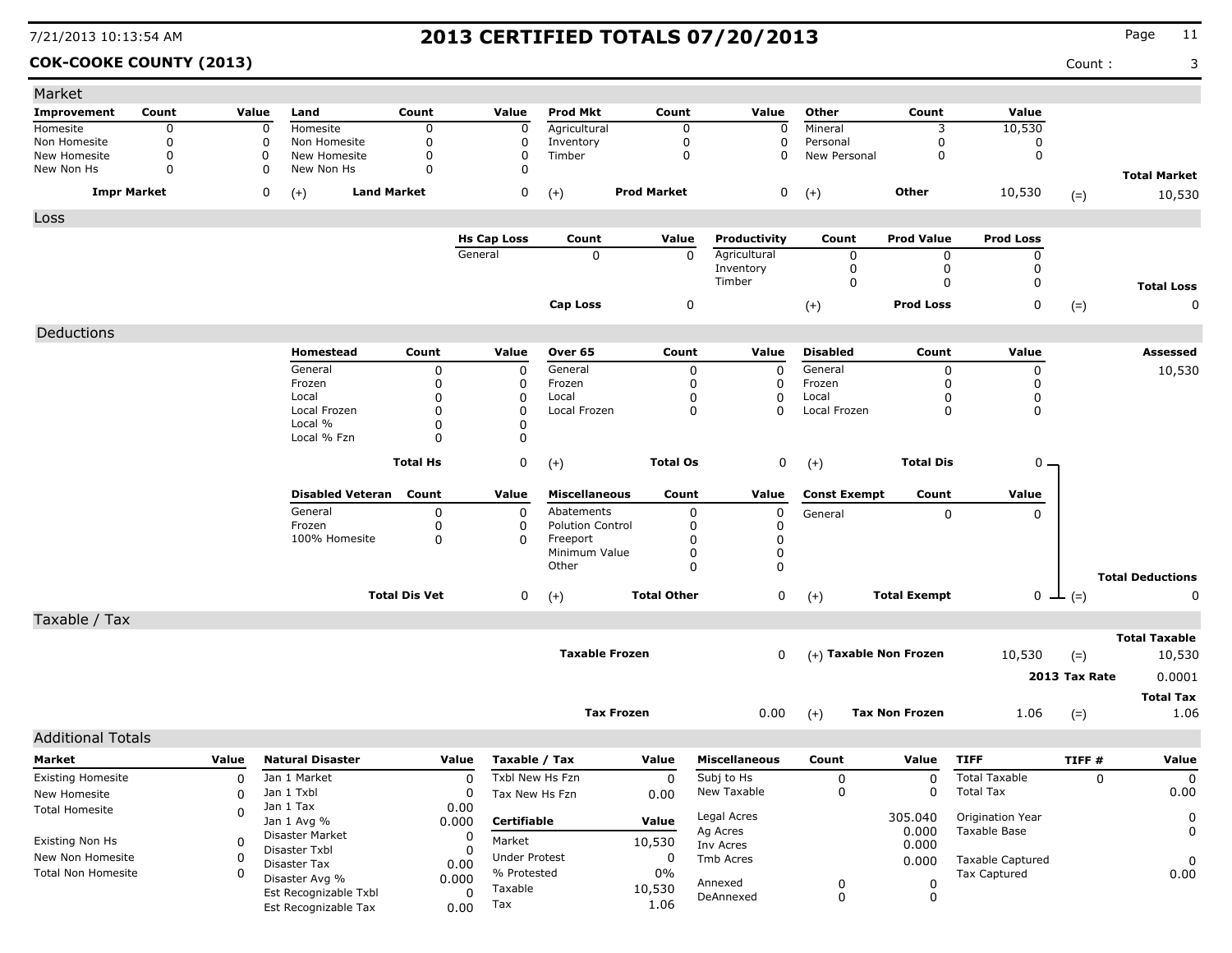# 2013 CERTIFIED TOTALS 07/20/2013

7/21/2013 10:13:54 AM

**COK-COOKE COUNTY (2013)**

Count : 3

## Market

| Improvement | Count | Value | Land | Count | Value | Prod Mkt | Count | Value | Other | Count | Value | |
|---|---|---|---|---|---|---|---|---|---|---|---|---|
| Homesite | 0 | 0 | Homesite | 0 | 0 | Agricultural | 0 | 0 | Mineral | 3 | 10,530 | |
| Non Homesite | 0 | 0 | Non Homesite | 0 | 0 | Inventory | 0 | 0 | Personal | 0 | 0 | |
| New Homesite | 0 | 0 | New Homesite | 0 | 0 | Timber | 0 | 0 | New Personal | 0 | 0 | |
| New Non Hs | 0 | 0 | New Non Hs | 0 | 0 | | | | | | | **Total Market** |
| **Impr Market** | | 0 | (+) **Land Market** | | 0 | (+) **Prod Market** | | 0 | (+) **Other** | | 10,530 | (=) 10,530 |

## Loss

| Hs Cap Loss | Count | Value | Productivity | Count | Prod Value | Prod Loss | |
|---|---|---|---|---|---|---|---|
| General | 0 | 0 | Agricultural | 0 | 0 | 0 | |
| | | | Inventory | 0 | 0 | 0 | |
| | | | Timber | 0 | 0 | 0 | **Total Loss** |
| **Cap Loss** | | 0 | (+) **Prod Loss** | | | 0 | (=) 0 |

## Deductions

**Assessed:** 10,530

| Homestead | Count | Value | Over 65 | Count | Value | Disabled | Count | Value |
|---|---|---|---|---|---|---|---|---|
| General | 0 | 0 | General | 0 | 0 | General | 0 | 0 |
| Frozen | 0 | 0 | Frozen | 0 | 0 | Frozen | 0 | 0 |
| Local | 0 | 0 | Local | 0 | 0 | Local | 0 | 0 |
| Local Frozen | 0 | 0 | Local Frozen | 0 | 0 | Local Frozen | 0 | 0 |
| Local % | 0 | 0 | | | | | | |
| Local % Fzn | 0 | 0 | | | | | | |
| **Total Hs** | | 0 | (+) **Total Os** | | 0 | (+) **Total Dis** | | 0 |

| Disabled Veteran | Count | Value | Miscellaneous | Count | Value | Const Exempt | Count | Value | |
|---|---|---|---|---|---|---|---|---|---|
| General | 0 | 0 | Abatements | 0 | 0 | General | 0 | 0 | |
| Frozen | 0 | 0 | Polution Control | 0 | 0 | | | | |
| 100% Homesite | 0 | 0 | Freeport | 0 | 0 | | | | |
| | | | Minimum Value | 0 | 0 | | | | |
| | | | Other | 0 | 0 | | | | **Total Deductions** |
| **Total Dis Vet** | | 0 | (+) **Total Other** | | 0 | (+) **Total Exempt** | | 0 | (=) 0 |

## Taxable / Tax

| | | | | |
|---|---|---|---|---|
| **Taxable Frozen** | 0 | (+) **Taxable Non Frozen** | 10,530 | (=) **Total Taxable** 10,530 |
| | | | **2013 Tax Rate** | 0.0001 |
| **Tax Frozen** | 0.00 | (+) **Tax Non Frozen** | 1.06 | (=) **Total Tax** 1.06 |

## Additional Totals

| Market | Value | Natural Disaster | Value | Taxable / Tax | Value |
|---|---|---|---|---|---|
| Existing Homesite | 0 | Jan 1 Market | 0 | Txbl New Hs Fzn | 0 |
| New Homesite | 0 | Jan 1 Txbl | 0 | Tax New Hs Fzn | 0.00 |
| Total Homesite | 0 | Jan 1 Tax | 0.00 | | |
| | | Jan 1 Avg % | 0.000 | **Certifiable** | **Value** |
| Existing Non Hs | 0 | Disaster Market | 0 | Market | 10,530 |
| New Non Homesite | 0 | Disaster Txbl | 0 | Under Protest | 0 |
| Total Non Homesite | 0 | Disaster Tax | 0.00 | % Protested | 0% |
| | | Disaster Avg % | 0.000 | Taxable | 10,530 |
| | | Est Recognizable Txbl | 0 | Tax | 1.06 |
| | | Est Recognizable Tax | 0.00 | | |

| Miscellaneous | Count | Value | TIFF | TIFF # | Value |
|---|---|---|---|---|---|
| Subj to Hs | 0 | 0 | Total Taxable | 0 | 0 |
| New Taxable | 0 | 0 | Total Tax | | 0.00 |
| Legal Acres | | 305.040 | Origination Year | | 0 |
| Ag Acres | | 0.000 | Taxable Base | | 0 |
| Inv Acres | | 0.000 | | | |
| Tmb Acres | | 0.000 | Taxable Captured | | 0 |
| Annexed | 0 | 0 | Tax Captured | | 0.00 |
| DeAnnexed | 0 | 0 | | | |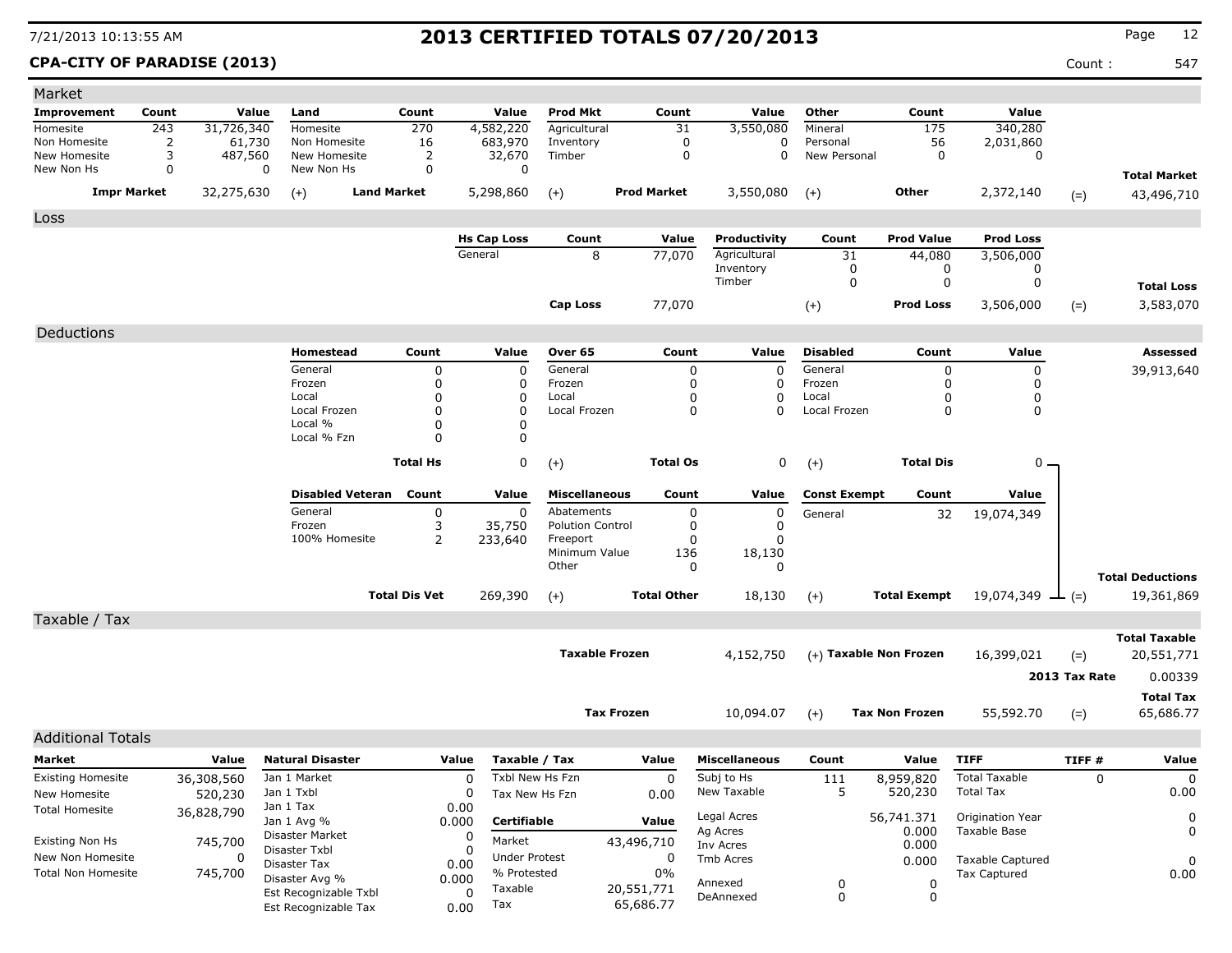# 2013 CERTIFIED TOTALS 07/20/2013

7/21/2013 10:13:55 AM

**CPA-CITY OF PARADISE (2013)**

Count : 547

## Market

| Improvement | Count | Value | Land | Count | Value | Prod Mkt | Count | Value | Other | Count | Value | |
|---|---|---|---|---|---|---|---|---|---|---|---|---|
| Homesite | 243 | 31,726,340 | Homesite | 270 | 4,582,220 | Agricultural | 31 | 3,550,080 | Mineral | 175 | 340,280 | |
| Non Homesite | 2 | 61,730 | Non Homesite | 16 | 683,970 | Inventory | 0 | 0 | Personal | 56 | 2,031,860 | |
| New Homesite | 3 | 487,560 | New Homesite | 2 | 32,670 | Timber | 0 | 0 | New Personal | 0 | 0 | |
| New Non Hs | 0 | 0 | New Non Hs | 0 | 0 | | | | | | | **Total Market** |
| **Impr Market** | | 32,275,630 | (+) **Land Market** | | 5,298,860 | (+) **Prod Market** | | 3,550,080 | (+) **Other** | | 2,372,140 | (=) 43,496,710 |

## Loss

| Hs Cap Loss | Count | Value | Productivity | Count | Prod Value | Prod Loss | |
|---|---|---|---|---|---|---|---|
| General | 8 | 77,070 | Agricultural | 31 | 44,080 | 3,506,000 | |
| | | | Inventory | 0 | 0 | 0 | |
| | | | Timber | 0 | 0 | 0 | **Total Loss** |
| **Cap Loss** | | 77,070 | (+) | | **Prod Loss** | 3,506,000 | (=) 3,583,070 |

## Deductions

| Homestead | Count | Value | Over 65 | Count | Value | Disabled | Count | Value | Assessed |
|---|---|---|---|---|---|---|---|---|---|
| General | 0 | 0 | General | 0 | 0 | General | 0 | 0 | 39,913,640 |
| Frozen | 0 | 0 | Frozen | 0 | 0 | Frozen | 0 | 0 | |
| Local | 0 | 0 | Local | 0 | 0 | Local | 0 | 0 | |
| Local Frozen | 0 | 0 | Local Frozen | 0 | 0 | Local Frozen | 0 | 0 | |
| Local % | 0 | 0 | | | | | | | |
| Local % Fzn | 0 | 0 | | | | | | | |
| **Total Hs** | | 0 | (+) **Total Os** | | 0 | (+) **Total Dis** | | 0 | |

| Disabled Veteran | Count | Value | Miscellaneous | Count | Value | Const Exempt | Count | Value | |
|---|---|---|---|---|---|---|---|---|---|
| General | 0 | 0 | Abatements | 0 | 0 | General | 32 | 19,074,349 | |
| Frozen | 3 | 35,750 | Polution Control | 0 | 0 | | | | |
| 100% Homesite | 2 | 233,640 | Freeport | 0 | 0 | | | | |
| | | | Minimum Value | 136 | 18,130 | | | | |
| | | | Other | 0 | 0 | | | | **Total Deductions** |
| **Total Dis Vet** | | 269,390 | (+) **Total Other** | | 18,130 | (+) **Total Exempt** | | 19,074,349 | (=) 19,361,869 |

## Taxable / Tax

| | | | | |
|---|---|---|---|---|
| **Taxable Frozen** | 4,152,750 | (+) **Taxable Non Frozen** | 16,399,021 | (=) **Total Taxable** 20,551,771 |
| | | | **2013 Tax Rate** | 0.00339 |
| **Tax Frozen** | 10,094.07 | (+) **Tax Non Frozen** | 55,592.70 | (=) **Total Tax** 65,686.77 |

## Additional Totals

| Market | Value |
|---|---|
| Existing Homesite | 36,308,560 |
| New Homesite | 520,230 |
| Total Homesite | 36,828,790 |
| Existing Non Hs | 745,700 |
| New Non Homesite | 0 |
| Total Non Homesite | 745,700 |

| Natural Disaster | Value |
|---|---|
| Jan 1 Market | 0 |
| Jan 1 Txbl | 0 |
| Jan 1 Tax | 0.00 |
| Jan 1 Avg % | 0.000 |
| Disaster Market | 0 |
| Disaster Txbl | 0 |
| Disaster Tax | 0.00 |
| Disaster Avg % | 0.000 |
| Est Recognizable Txbl | 0 |
| Est Recognizable Tax | 0.00 |

| Taxable / Tax | Value |
|---|---|
| Txbl New Hs Fzn | 0 |
| Tax New Hs Fzn | 0.00 |
| **Certifiable** | **Value** |
| Market | 43,496,710 |
| Under Protest | 0 |
| % Protested | 0% |
| Taxable | 20,551,771 |
| Tax | 65,686.77 |

| Miscellaneous | Count | Value |
|---|---|---|
| Subj to Hs | 111 | 8,959,820 |
| New Taxable | 5 | 520,230 |
| Legal Acres | | 56,741.371 |
| Ag Acres | | 0.000 |
| Inv Acres | | 0.000 |
| Tmb Acres | | 0.000 |
| Annexed | 0 | 0 |
| DeAnnexed | 0 | 0 |

| TIFF | TIFF # | Value |
|---|---|---|
| Total Taxable | 0 | 0 |
| Total Tax | | 0.00 |
| Origination Year | | 0 |
| Taxable Base | | 0 |
| Taxable Captured | | 0 |
| Tax Captured | | 0.00 |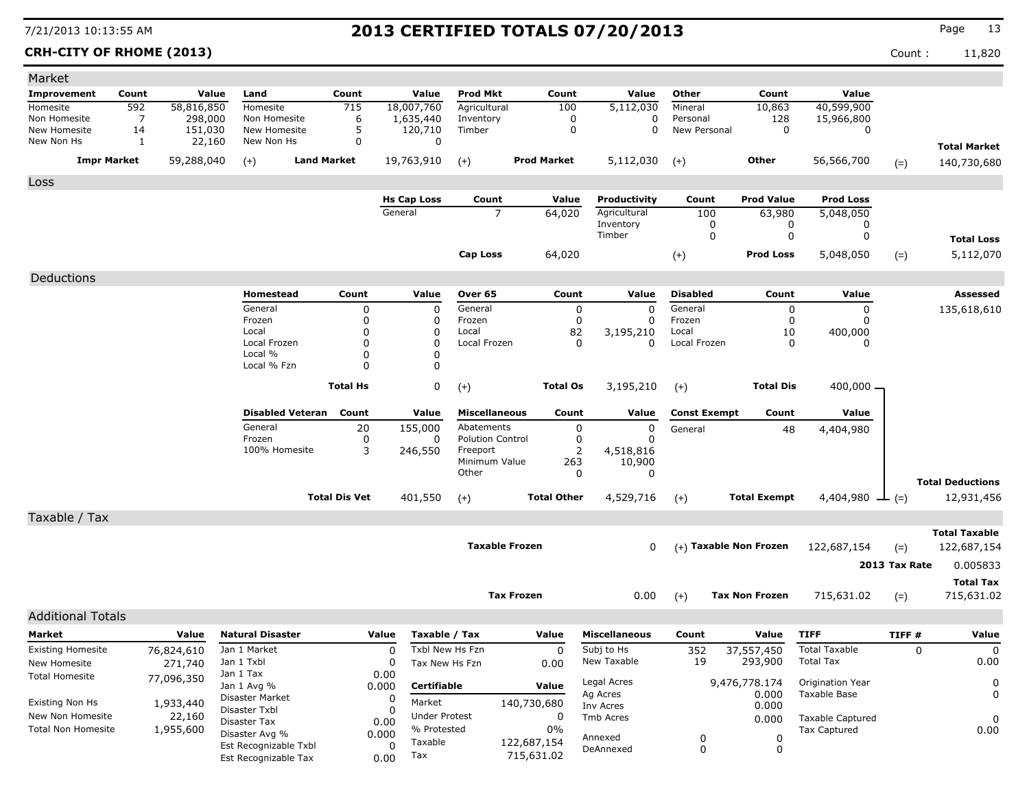7/21/2013 10:13:55 AM

# 2013 CERTIFIED TOTALS 07/20/2013

**CRH-CITY OF RHOME (2013)**

Count : 11,820

## Market

| Improvement | Count | Value | Land | Count | Value | Prod Mkt | Count | Value | Other | Count | Value | | |
|---|---|---|---|---|---|---|---|---|---|---|---|---|---|
| Homesite | 592 | 58,816,850 | Homesite | 715 | 18,007,760 | Agricultural | 100 | 5,112,030 | Mineral | 10,863 | 40,599,900 | | |
| Non Homesite | 7 | 298,000 | Non Homesite | 6 | 1,635,440 | Inventory | 0 | 0 | Personal | 128 | 15,966,800 | | |
| New Homesite | 14 | 151,030 | New Homesite | 5 | 120,710 | Timber | 0 | 0 | New Personal | 0 | 0 | | |
| New Non Hs | 1 | 22,160 | New Non Hs | 0 | 0 | | | | | | | | **Total Market** |
| **Impr Market** | | 59,288,040 | (+) **Land Market** | | 19,763,910 | (+) **Prod Market** | | 5,112,030 | (+) **Other** | | 56,566,700 | (=) | 140,730,680 |

## Loss

| Hs Cap Loss | Count | Value | Productivity | Count | Prod Value | Prod Loss | | |
|---|---|---|---|---|---|---|---|---|
| General | 7 | 64,020 | Agricultural | 100 | 63,980 | 5,048,050 | | |
| | | | Inventory | 0 | 0 | 0 | | |
| | | | Timber | 0 | 0 | 0 | | **Total Loss** |
| **Cap Loss** | | 64,020 | (+) | | **Prod Loss** | 5,048,050 | (=) | 5,112,070 |

## Deductions

**Assessed:** 135,618,610

| Homestead | Count | Value | Over 65 | Count | Value | Disabled | Count | Value |
|---|---|---|---|---|---|---|---|---|
| General | 0 | 0 | General | 0 | 0 | General | 0 | 0 |
| Frozen | 0 | 0 | Frozen | 0 | 0 | Frozen | 0 | 0 |
| Local | 0 | 0 | Local | 82 | 3,195,210 | Local | 10 | 400,000 |
| Local Frozen | 0 | 0 | Local Frozen | 0 | 0 | Local Frozen | 0 | 0 |
| Local % | 0 | 0 | | | | | | |
| Local % Fzn | 0 | 0 | | | | | | |
| **Total Hs** | | 0 | (+) **Total Os** | | 3,195,210 | (+) **Total Dis** | | 400,000 |

| Disabled Veteran | Count | Value | Miscellaneous | Count | Value | Const Exempt | Count | Value | | |
|---|---|---|---|---|---|---|---|---|---|---|
| General | 20 | 155,000 | Abatements | 0 | 0 | General | 48 | 4,404,980 | | |
| Frozen | 0 | 0 | Polution Control | 0 | 0 | | | | | |
| 100% Homesite | 3 | 246,550 | Freeport | 2 | 4,518,816 | | | | | |
| | | | Minimum Value | 263 | 10,900 | | | | | |
| | | | Other | 0 | 0 | | | | | **Total Deductions** |
| **Total Dis Vet** | | 401,550 | (+) **Total Other** | | 4,529,716 | (+) **Total Exempt** | | 4,404,980 | (=) | 12,931,456 |

## Taxable / Tax

| | | | | | |
|---|---|---|---|---|---|
| **Taxable Frozen** | 0 | (+) **Taxable Non Frozen** | 122,687,154 | (=) | **Total Taxable** 122,687,154 |
| | | | | **2013 Tax Rate** | 0.005833 |
| **Tax Frozen** | 0.00 | (+) **Tax Non Frozen** | 715,631.02 | (=) | **Total Tax** 715,631.02 |

## Additional Totals

| Market | Value |
|---|---|
| Existing Homesite | 76,824,610 |
| New Homesite | 271,740 |
| Total Homesite | 77,096,350 |
| Existing Non Hs | 1,933,440 |
| New Non Homesite | 22,160 |
| Total Non Homesite | 1,955,600 |

| Natural Disaster | Value |
|---|---|
| Jan 1 Market | 0 |
| Jan 1 Txbl | 0 |
| Jan 1 Tax | 0.00 |
| Jan 1 Avg % | 0.000 |
| Disaster Market | 0 |
| Disaster Txbl | 0 |
| Disaster Tax | 0.00 |
| Disaster Avg % | 0.000 |
| Est Recognizable Txbl | 0 |
| Est Recognizable Tax | 0.00 |

| Taxable / Tax | Value |
|---|---|
| Txbl New Hs Fzn | 0 |
| Tax New Hs Fzn | 0.00 |
| **Certifiable** | **Value** |
| Market | 140,730,680 |
| Under Protest | 0 |
| % Protested | 0% |
| Taxable | 122,687,154 |
| Tax | 715,631.02 |

| Miscellaneous | Count | Value |
|---|---|---|
| Subj to Hs | 352 | 37,557,450 |
| New Taxable | 19 | 293,900 |
| Legal Acres | | 9,476,778.174 |
| Ag Acres | | 0.000 |
| Inv Acres | | 0.000 |
| Tmb Acres | | 0.000 |
| Annexed | 0 | 0 |
| DeAnnexed | 0 | 0 |

| TIFF | TIFF # | Value |
|---|---|---|
| Total Taxable | 0 | 0 |
| Total Tax | | 0.00 |
| Origination Year | | 0 |
| Taxable Base | | 0 |
| Taxable Captured | | 0 |
| Tax Captured | | 0.00 |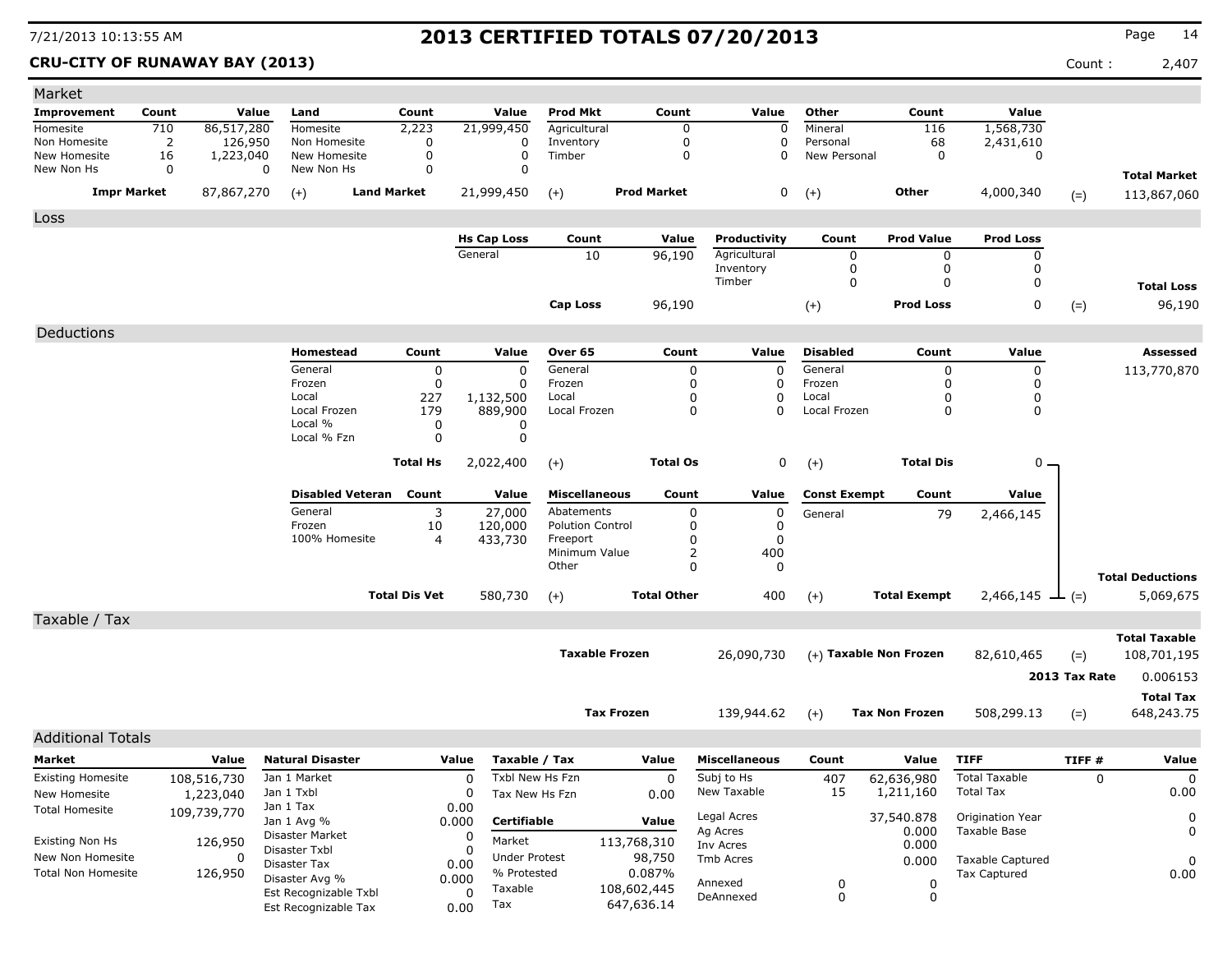# 2013 CERTIFIED TOTALS 07/20/2013

7/21/2013 10:13:55 AM

**CRU-CITY OF RUNAWAY BAY (2013)**

Count : 2,407

## Market

| Improvement | Count | Value | Land | Count | Value | Prod Mkt | Count | Value | Other | Count | Value | |
|---|---|---|---|---|---|---|---|---|---|---|---|---|
| Homesite | 710 | 86,517,280 | Homesite | 2,223 | 21,999,450 | Agricultural | 0 | 0 | Mineral | 116 | 1,568,730 | |
| Non Homesite | 2 | 126,950 | Non Homesite | 0 | 0 | Inventory | 0 | 0 | Personal | 68 | 2,431,610 | |
| New Homesite | 16 | 1,223,040 | New Homesite | 0 | 0 | Timber | 0 | 0 | New Personal | 0 | 0 | |
| New Non Hs | 0 | 0 | New Non Hs | 0 | 0 | | | | | | | **Total Market** |
| **Impr Market** | | 87,867,270 | (+) **Land Market** | | 21,999,450 | (+) **Prod Market** | | 0 | (+) **Other** | | 4,000,340 | (=) 113,867,060 |

## Loss

| Hs Cap Loss | Count | Value | Productivity | Count | Prod Value | Prod Loss | |
|---|---|---|---|---|---|---|---|
| General | 10 | 96,190 | Agricultural | 0 | 0 | 0 | |
| | | | Inventory | 0 | 0 | 0 | |
| | | | Timber | 0 | 0 | 0 | **Total Loss** |
| **Cap Loss** | | 96,190 | (+) **Prod Loss** | | | 0 | (=) 96,190 |

## Deductions

| Homestead | Count | Value | Over 65 | Count | Value | Disabled | Count | Value | Assessed |
|---|---|---|---|---|---|---|---|---|---|
| General | 0 | 0 | General | 0 | 0 | General | 0 | 0 | 113,770,870 |
| Frozen | 0 | 0 | Frozen | 0 | 0 | Frozen | 0 | 0 | |
| Local | 227 | 1,132,500 | Local | 0 | 0 | Local | 0 | 0 | |
| Local Frozen | 179 | 889,900 | Local Frozen | 0 | 0 | Local Frozen | 0 | 0 | |
| Local % | 0 | 0 | | | | | | | |
| Local % Fzn | 0 | 0 | | | | | | | |
| **Total Hs** | | 2,022,400 | (+) **Total Os** | | 0 | (+) **Total Dis** | | 0 | |

| Disabled Veteran | Count | Value | Miscellaneous | Count | Value | Const Exempt | Count | Value | |
|---|---|---|---|---|---|---|---|---|---|
| General | 3 | 27,000 | Abatements | 0 | 0 | General | 79 | 2,466,145 | |
| Frozen | 10 | 120,000 | Polution Control | 0 | 0 | | | | |
| 100% Homesite | 4 | 433,730 | Freeport | 0 | 0 | | | | |
| | | | Minimum Value | 2 | 400 | | | | |
| | | | Other | 0 | 0 | | | | **Total Deductions** |
| **Total Dis Vet** | | 580,730 | (+) **Total Other** | | 400 | (+) **Total Exempt** | | 2,466,145 | (=) 5,069,675 |

## Taxable / Tax

| | | | | |
|---|---|---|---|---|
| **Taxable Frozen** | 26,090,730 | (+) **Taxable Non Frozen** | 82,610,465 | (=) **Total Taxable** 108,701,195 |
| | | | **2013 Tax Rate** | 0.006153 |
| **Tax Frozen** | 139,944.62 | (+) **Tax Non Frozen** | 508,299.13 | (=) **Total Tax** 648,243.75 |

## Additional Totals

| Market | Value | Natural Disaster | Value | Taxable / Tax | Value | Miscellaneous | Count | Value | TIFF | TIFF # | Value |
|---|---|---|---|---|---|---|---|---|---|---|---|
| Existing Homesite | 108,516,730 | Jan 1 Market | 0 | Txbl New Hs Fzn | 0 | Subj to Hs | 407 | 62,636,980 | Total Taxable | 0 | 0 |
| New Homesite | 1,223,040 | Jan 1 Txbl | 0 | Tax New Hs Fzn | 0.00 | New Taxable | 15 | 1,211,160 | Total Tax | | 0.00 |
| Total Homesite | 109,739,770 | Jan 1 Tax | 0.00 | | | | | | | | |
| | | Jan 1 Avg % | 0.000 | **Certifiable** | **Value** | Legal Acres | | 37,540.878 | Origination Year | | 0 |
| Existing Non Hs | 126,950 | Disaster Market | 0 | Market | 113,768,310 | Ag Acres | | 0.000 | Taxable Base | | 0 |
| New Non Homesite | 0 | Disaster Txbl | 0 | Under Protest | 98,750 | Inv Acres | | 0.000 | | | |
| Total Non Homesite | 126,950 | Disaster Tax | 0.00 | % Protested | 0.087% | Tmb Acres | | 0.000 | Taxable Captured | | 0 |
| | | Disaster Avg % | 0.000 | Taxable | 108,602,445 | Annexed | 0 | 0 | Tax Captured | | 0.00 |
| | | Est Recognizable Txbl | 0 | Tax | 647,636.14 | DeAnnexed | 0 | 0 | | | |
| | | Est Recognizable Tax | 0.00 | | | | | | | | |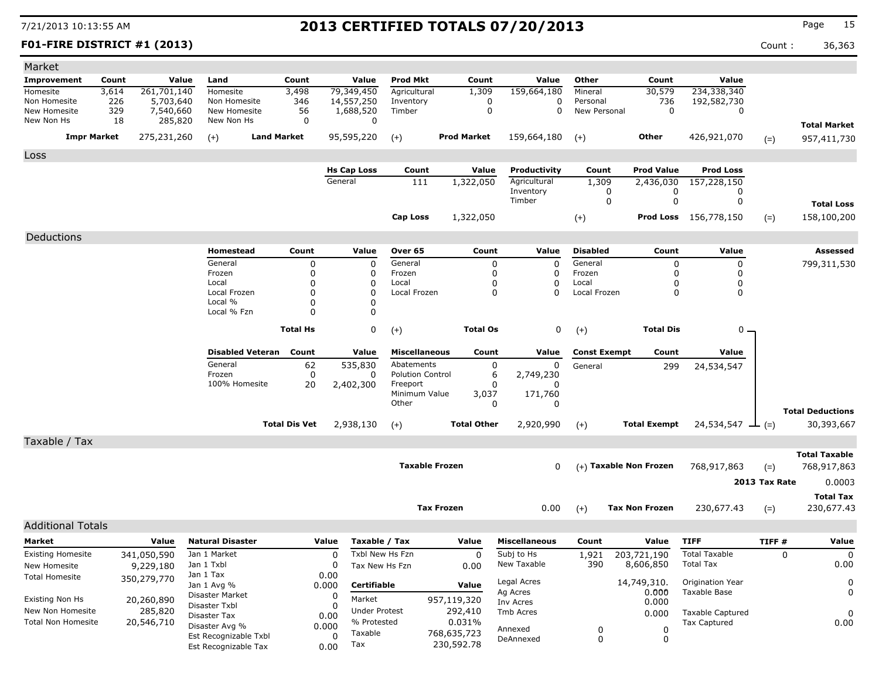# 2013 CERTIFIED TOTALS 07/20/2013

7/21/2013 10:13:55 AM

**F01-FIRE DISTRICT #1 (2013)**

Count : 36,363

## Market

| Improvement | Count | Value | Land | Count | Value | Prod Mkt | Count | Value | Other | Count | Value | | Total Market |
|---|---|---|---|---|---|---|---|---|---|---|---|---|---|
| Homesite | 3,614 | 261,701,140 | Homesite | 3,498 | 79,349,450 | Agricultural | 1,309 | 159,664,180 | Mineral | 30,579 | 234,338,340 | | |
| Non Homesite | 226 | 5,703,640 | Non Homesite | 346 | 14,557,250 | Inventory | 0 | 0 | Personal | 736 | 192,582,730 | | |
| New Homesite | 329 | 7,540,660 | New Homesite | 56 | 1,688,520 | Timber | 0 | 0 | New Personal | 0 | 0 | | |
| New Non Hs | 18 | 285,820 | New Non Hs | 0 | 0 | | | | | | | | |
| **Impr Market** | | 275,231,260 | (+) **Land Market** | | 95,595,220 | (+) **Prod Market** | | 159,664,180 | (+) **Other** | | 426,921,070 | (=) | 957,411,730 |

## Loss

| Hs Cap Loss | Count | Value | Productivity | Count | Prod Value | Prod Loss | | Total Loss |
|---|---|---|---|---|---|---|---|---|
| General | 111 | 1,322,050 | Agricultural | 1,309 | 2,436,030 | 157,228,150 | | |
| | | | Inventory | 0 | 0 | 0 | | |
| | | | Timber | 0 | 0 | 0 | | |
| **Cap Loss** | | 1,322,050 | (+) | | **Prod Loss** | 156,778,150 | (=) | 158,100,200 |

## Deductions

Assessed: 799,311,530

| Homestead | Count | Value | Over 65 | Count | Value | Disabled | Count | Value |
|---|---|---|---|---|---|---|---|---|
| General | 0 | 0 | General | 0 | 0 | General | 0 | 0 |
| Frozen | 0 | 0 | Frozen | 0 | 0 | Frozen | 0 | 0 |
| Local | 0 | 0 | Local | 0 | 0 | Local | 0 | 0 |
| Local Frozen | 0 | 0 | Local Frozen | 0 | 0 | Local Frozen | 0 | 0 |
| Local % | 0 | 0 | | | | | | |
| Local % Fzn | 0 | 0 | | | | | | |
| **Total Hs** | | 0 | (+) **Total Os** | | 0 | (+) **Total Dis** | | 0 |

| Disabled Veteran | Count | Value | Miscellaneous | Count | Value | Const Exempt | Count | Value | | Total Deductions |
|---|---|---|---|---|---|---|---|---|---|---|
| General | 62 | 535,830 | Abatements | 0 | 0 | General | 299 | 24,534,547 | | |
| Frozen | 0 | 0 | Polution Control | 6 | 2,749,230 | | | | | |
| 100% Homesite | 20 | 2,402,300 | Freeport | 0 | 0 | | | | | |
| | | | Minimum Value | 3,037 | 171,760 | | | | | |
| | | | Other | 0 | 0 | | | | | |
| **Total Dis Vet** | | 2,938,130 | (+) **Total Other** | | 2,920,990 | (+) **Total Exempt** | | 24,534,547 | (=) | 30,393,667 |

## Taxable / Tax

| | | | | | Total Taxable |
|---|---|---|---|---|---|
| **Taxable Frozen** | 0 | (+) | **Taxable Non Frozen** | 768,917,863 | (=) 768,917,863 |
| | | | | **2013 Tax Rate** | 0.0003 |
| | | | | | **Total Tax** |
| **Tax Frozen** | 0.00 | (+) | **Tax Non Frozen** | 230,677.43 | (=) 230,677.43 |

## Additional Totals

| Market | Value |
|---|---|
| Existing Homesite | 341,050,590 |
| New Homesite | 9,229,180 |
| Total Homesite | 350,279,770 |
| Existing Non Hs | 20,260,890 |
| New Non Homesite | 285,820 |
| Total Non Homesite | 20,546,710 |

| Natural Disaster | Value |
|---|---|
| Jan 1 Market | 0 |
| Jan 1 Txbl | 0 |
| Jan 1 Tax | 0.00 |
| Jan 1 Avg % | 0.000 |
| Disaster Market | 0 |
| Disaster Txbl | 0 |
| Disaster Tax | 0.00 |
| Disaster Avg % | 0.000 |
| Est Recognizable Txbl | 0 |
| Est Recognizable Tax | 0.00 |

| Taxable / Tax | Value |
|---|---|
| Txbl New Hs Fzn | 0 |
| Tax New Hs Fzn | 0.00 |
| **Certifiable** | **Value** |
| Market | 957,119,320 |
| Under Protest | 292,410 |
| % Protested | 0.031% |
| Taxable | 768,635,723 |
| Tax | 230,592.78 |

| Miscellaneous | Count | Value |
|---|---|---|
| Subj to Hs | 1,921 | 203,721,190 |
| New Taxable | 390 | 8,606,850 |
| Legal Acres | | 14,749,310. |
| Ag Acres | | 0.000 |
| Inv Acres | | 0.000 |
| Tmb Acres | | 0.000 |
| Annexed | 0 | 0 |
| DeAnnexed | 0 | 0 |

| TIFF | TIFF # | Value |
|---|---|---|
| Total Taxable | 0 | 0 |
| Total Tax | | 0.00 |
| Origination Year | | 0 |
| Taxable Base | | 0 |
| Taxable Captured | | 0 |
| Tax Captured | | 0.00 |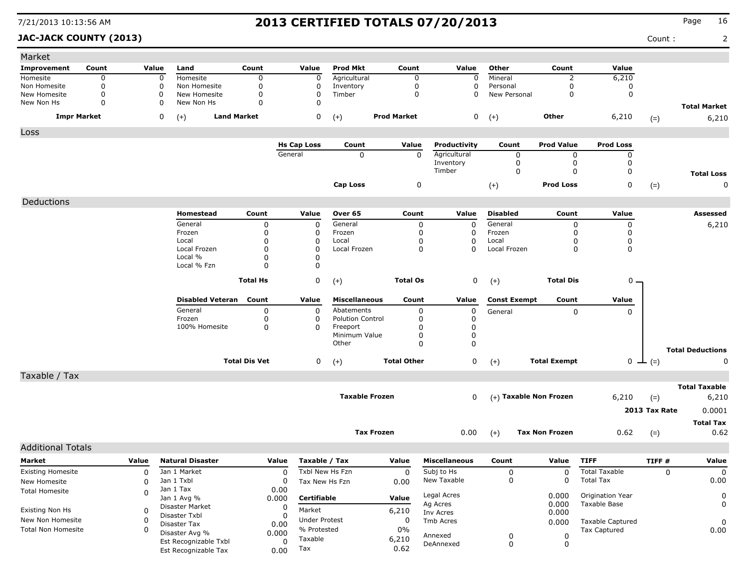# 2013 CERTIFIED TOTALS 07/20/2013

7/21/2013 10:13:56 AM

**JAC-JACK COUNTY (2013)**

Count : 2

## Market

| Improvement | Count | Value | Land | Count | Value | Prod Mkt | Count | Value | Other | Count | Value | Total Market |
|---|---|---|---|---|---|---|---|---|---|---|---|---|
| Homesite | 0 | 0 | Homesite | 0 | 0 | Agricultural | 0 | 0 | Mineral | 2 | 6,210 | |
| Non Homesite | 0 | 0 | Non Homesite | 0 | 0 | Inventory | 0 | 0 | Personal | 0 | 0 | |
| New Homesite | 0 | 0 | New Homesite | 0 | 0 | Timber | 0 | 0 | New Personal | 0 | 0 | |
| New Non Hs | 0 | 0 | New Non Hs | 0 | 0 | | | | | | | |
| **Impr Market** | | 0 | (+) **Land Market** | | 0 | (+) **Prod Market** | | 0 | (+) **Other** | | 6,210 | (=) 6,210 |

## Loss

| Hs Cap Loss | Count | Value | Productivity | Count | Prod Value | Prod Loss | Total Loss |
|---|---|---|---|---|---|---|---|
| General | 0 | 0 | Agricultural | 0 | 0 | 0 | |
| | | | Inventory | 0 | 0 | 0 | |
| | | | Timber | 0 | 0 | 0 | |
| **Cap Loss** | | 0 | (+) | | **Prod Loss** | 0 | (=) 0 |

## Deductions

**Assessed:** 6,210

| Homestead | Count | Value | Over 65 | Count | Value | Disabled | Count | Value |
|---|---|---|---|---|---|---|---|---|
| General | 0 | 0 | General | 0 | 0 | General | 0 | 0 |
| Frozen | 0 | 0 | Frozen | 0 | 0 | Frozen | 0 | 0 |
| Local | 0 | 0 | Local | 0 | 0 | Local | 0 | 0 |
| Local Frozen | 0 | 0 | Local Frozen | 0 | 0 | Local Frozen | 0 | 0 |
| Local % | 0 | 0 | | | | | | |
| Local % Fzn | 0 | 0 | | | | | | |
| **Total Hs** | | 0 | (+) **Total Os** | | 0 | (+) **Total Dis** | | 0 |

| Disabled Veteran | Count | Value | Miscellaneous | Count | Value | Const Exempt | Count | Value | Total Deductions |
|---|---|---|---|---|---|---|---|---|---|
| General | 0 | 0 | Abatements | 0 | 0 | General | 0 | 0 | |
| Frozen | 0 | 0 | Polution Control | 0 | 0 | | | | |
| 100% Homesite | 0 | 0 | Freeport | 0 | 0 | | | | |
| | | | Minimum Value | 0 | 0 | | | | |
| | | | Other | 0 | 0 | | | | |
| **Total Dis Vet** | | 0 | (+) **Total Other** | | 0 | (+) **Total Exempt** | | 0 | (=) 0 |

## Taxable / Tax

| | | | | | |
|---|---|---|---|---|---|
| **Taxable Frozen** | 0 | (+) **Taxable Non Frozen** | 6,210 | (=) | **Total Taxable** 6,210 |
| | | | | **2013 Tax Rate** | 0.0001 |
| **Tax Frozen** | 0.00 | (+) **Tax Non Frozen** | 0.62 | (=) | **Total Tax** 0.62 |

## Additional Totals

| Market | Value |
|---|---|
| Existing Homesite | 0 |
| New Homesite | 0 |
| Total Homesite | 0 |
| Existing Non Hs | 0 |
| New Non Homesite | 0 |
| Total Non Homesite | 0 |

| Natural Disaster | Value |
|---|---|
| Jan 1 Market | 0 |
| Jan 1 Txbl | 0 |
| Jan 1 Tax | 0.00 |
| Jan 1 Avg % | 0.000 |
| Disaster Market | 0 |
| Disaster Txbl | 0 |
| Disaster Tax | 0.00 |
| Disaster Avg % | 0.000 |
| Est Recognizable Txbl | 0 |
| Est Recognizable Tax | 0.00 |

| Taxable / Tax | Value |
|---|---|
| Txbl New Hs Fzn | 0 |
| Tax New Hs Fzn | 0.00 |

| Certifiable | Value |
|---|---|
| Market | 6,210 |
| Under Protest | 0 |
| % Protested | 0% |
| Taxable | 6,210 |
| Tax | 0.62 |

| Miscellaneous | Count | Value |
|---|---|---|
| Subj to Hs | 0 | 0 |
| New Taxable | 0 | 0 |
| Legal Acres | | 0.000 |
| Ag Acres | | 0.000 |
| Inv Acres | | 0.000 |
| Tmb Acres | | 0.000 |
| Annexed | 0 | 0 |
| DeAnnexed | 0 | 0 |

| TIFF | TIFF # | Value |
|---|---|---|
| Total Taxable | 0 | 0 |
| Total Tax | | 0.00 |
| Origination Year | | 0 |
| Taxable Base | | 0 |
| Taxable Captured | | 0 |
| Tax Captured | | 0.00 |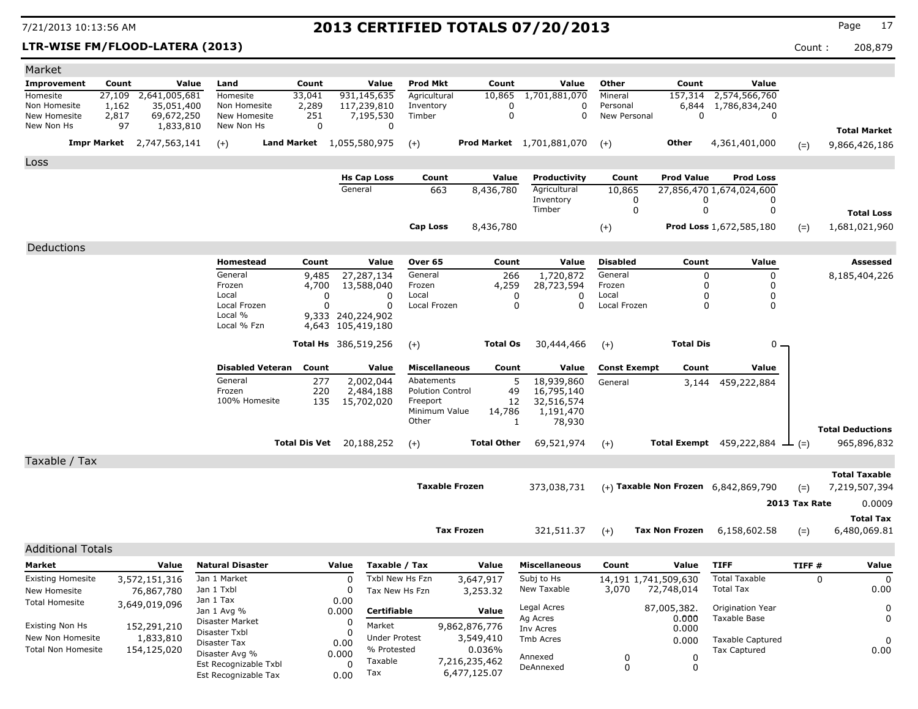# 2013 CERTIFIED TOTALS 07/20/2013

7/21/2013 10:13:56 AM

**LTR-WISE FM/FLOOD-LATERA (2013)** Count : 208,879

## Market

| Improvement | Count | Value | Land | Count | Value | Prod Mkt | Count | Value | Other | Count | Value | | |
|---|---|---|---|---|---|---|---|---|---|---|---|---|---|
| Homesite | 27,109 | 2,641,005,681 | Homesite | 33,041 | 931,145,635 | Agricultural | 10,865 | 1,701,881,070 | Mineral | 157,314 | 2,574,566,760 | | |
| Non Homesite | 1,162 | 35,051,400 | Non Homesite | 2,289 | 117,239,810 | Inventory | 0 | 0 | Personal | 6,844 | 1,786,834,240 | | |
| New Homesite | 2,817 | 69,672,250 | New Homesite | 251 | 7,195,530 | Timber | 0 | 0 | New Personal | 0 | 0 | | |
| New Non Hs | 97 | 1,833,810 | New Non Hs | 0 | 0 | | | | | | | | **Total Market** |
| **Impr Market** | | 2,747,563,141 | (+) **Land Market** | | 1,055,580,975 | (+) **Prod Market** | | 1,701,881,070 | (+) **Other** | | 4,361,401,000 | (=) | 9,866,426,186 |

## Loss

| Hs Cap Loss | Count | Value | Productivity | Count | Prod Value | Prod Loss | | |
|---|---|---|---|---|---|---|---|---|
| General | 663 | 8,436,780 | Agricultural | 10,865 | 27,856,470 | 1,674,024,600 | | |
| | | | Inventory | 0 | 0 | 0 | | |
| | | | Timber | 0 | 0 | 0 | | **Total Loss** |
| **Cap Loss** | | 8,436,780 | (+) | | **Prod Loss** | 1,672,585,180 | (=) | 1,681,021,960 |

## Deductions

| Homestead | Count | Value | Over 65 | Count | Value | Disabled | Count | Value | | Assessed |
|---|---|---|---|---|---|---|---|---|---|---|
| General | 9,485 | 27,287,134 | General | 266 | 1,720,872 | General | 0 | 0 | | 8,185,404,226 |
| Frozen | 4,700 | 13,588,040 | Frozen | 4,259 | 28,723,594 | Frozen | 0 | 0 | | |
| Local | 0 | 0 | Local | 0 | 0 | Local | 0 | 0 | | |
| Local Frozen | 0 | 0 | Local Frozen | 0 | 0 | Local Frozen | 0 | 0 | | |
| Local % | 9,333 | 240,224,902 | | | | | | | | |
| Local % Fzn | 4,643 | 105,419,180 | | | | | | | | |
| **Total Hs** | | 386,519,256 | (+) **Total Os** | | 30,444,466 | (+) **Total Dis** | | 0 | | |

| Disabled Veteran | Count | Value | Miscellaneous | Count | Value | Const Exempt | Count | Value | | Total Deductions |
|---|---|---|---|---|---|---|---|---|---|---|
| General | 277 | 2,002,044 | Abatements | 5 | 18,939,860 | General | 3,144 | 459,222,884 | | |
| Frozen | 220 | 2,484,188 | Polution Control | 49 | 16,795,140 | | | | | |
| 100% Homesite | 135 | 15,702,020 | Freeport | 12 | 32,516,574 | | | | | |
| | | | Minimum Value | 14,786 | 1,191,470 | | | | | |
| | | | Other | 1 | 78,930 | | | | | |
| **Total Dis Vet** | | 20,188,252 | (+) **Total Other** | | 69,521,974 | (+) **Total Exempt** | | 459,222,884 | (=) | 965,896,832 |

## Taxable / Tax

| | | | | |
|---|---|---|---|---|
| **Taxable Frozen** | 373,038,731 | (+) **Taxable Non Frozen** | 6,842,869,790 | (=) **Total Taxable** 7,219,507,394 |
| | | | **2013 Tax Rate** | 0.0009 |
| **Tax Frozen** | 321,511.37 | (+) **Tax Non Frozen** | 6,158,602.58 | (=) **Total Tax** 6,480,069.81 |

## Additional Totals

| Market | Value |
|---|---|
| Existing Homesite | 3,572,151,316 |
| New Homesite | 76,867,780 |
| Total Homesite | 3,649,019,096 |
| Existing Non Hs | 152,291,210 |
| New Non Homesite | 1,833,810 |
| Total Non Homesite | 154,125,020 |

| Natural Disaster | Value |
|---|---|
| Jan 1 Market | 0 |
| Jan 1 Txbl | 0 |
| Jan 1 Tax | 0.00 |
| Jan 1 Avg % | 0.000 |
| Disaster Market | 0 |
| Disaster Txbl | 0 |
| Disaster Tax | 0.00 |
| Disaster Avg % | 0.000 |
| Est Recognizable Txbl | 0 |
| Est Recognizable Tax | 0.00 |

| Taxable / Tax | Value |
|---|---|
| Txbl New Hs Fzn | 3,647,917 |
| Tax New Hs Fzn | 3,253.32 |
| **Certifiable** | **Value** |
| Market | 9,862,876,776 |
| Under Protest | 3,549,410 |
| % Protested | 0.036% |
| Taxable | 7,216,235,462 |
| Tax | 6,477,125.07 |

| Miscellaneous | Count | Value |
|---|---|---|
| Subj to Hs | 14,191 | 1,741,509,630 |
| New Taxable | 3,070 | 72,748,014 |
| Legal Acres | | 87,005,382. |
| Ag Acres | | 0.000 |
| Inv Acres | | 0.000 |
| Tmb Acres | | 0.000 |
| Annexed | 0 | 0 |
| DeAnnexed | 0 | 0 |

| TIFF | TIFF # | Value |
|---|---|---|
| Total Taxable | 0 | 0 |
| Total Tax | | 0.00 |
| Origination Year | | 0 |
| Taxable Base | | 0 |
| Taxable Captured | | 0 |
| Tax Captured | | 0.00 |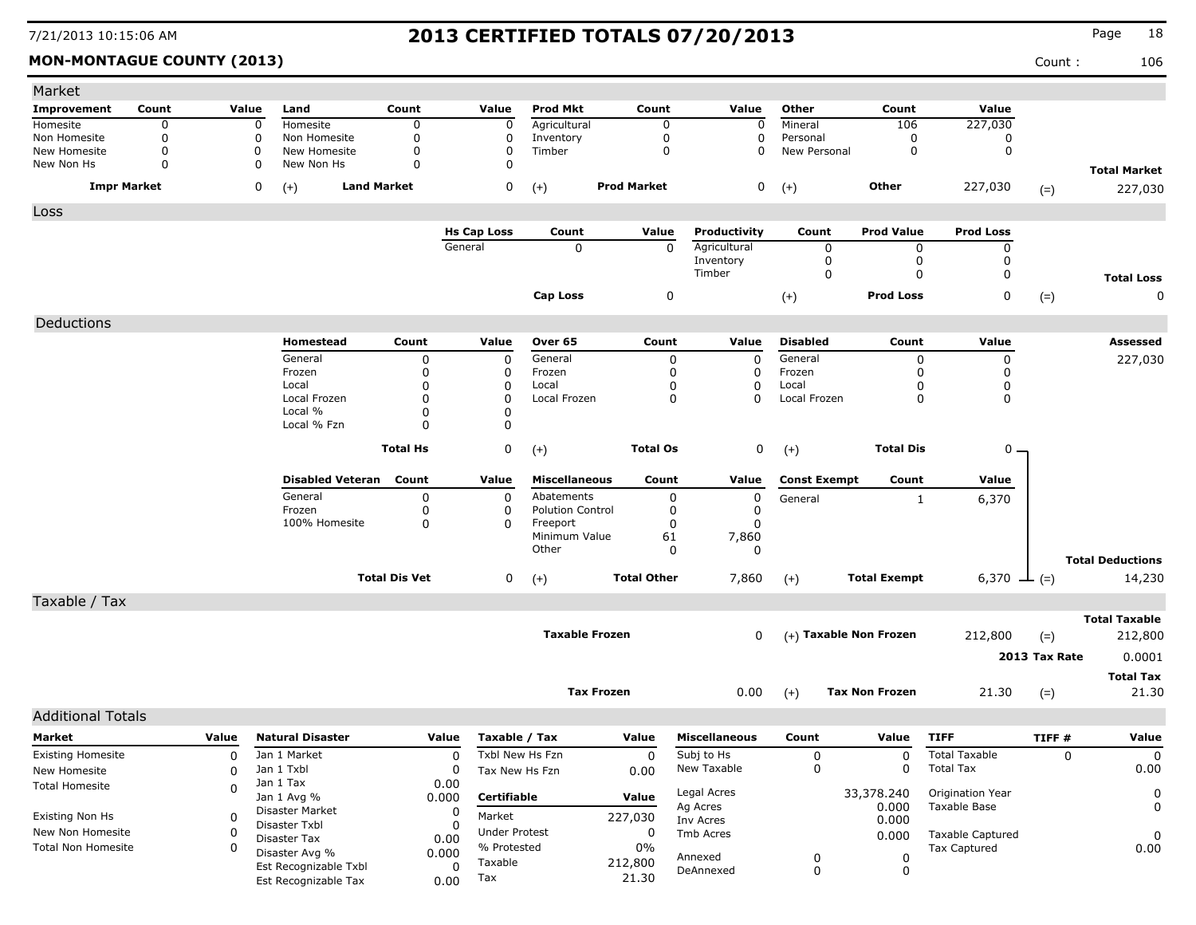# 2013 CERTIFIED TOTALS 07/20/2013

7/21/2013 10:15:06 AM

**MON-MONTAGUE COUNTY (2013)**

Count : 106

## Market

| Improvement | Count | Value | Land | Count | Value | Prod Mkt | Count | Value | Other | Count | Value | |
|---|---|---|---|---|---|---|---|---|---|---|---|---|
| Homesite | 0 | 0 | Homesite | 0 | 0 | Agricultural | 0 | 0 | Mineral | 106 | 227,030 | |
| Non Homesite | 0 | 0 | Non Homesite | 0 | 0 | Inventory | 0 | 0 | Personal | 0 | 0 | |
| New Homesite | 0 | 0 | New Homesite | 0 | 0 | Timber | 0 | 0 | New Personal | 0 | 0 | |
| New Non Hs | 0 | 0 | New Non Hs | 0 | 0 | | | | | | | **Total Market** |
| **Impr Market** | | 0 | (+) **Land Market** | | 0 | (+) **Prod Market** | | 0 | (+) **Other** | | 227,030 | (=) 227,030 |

## Loss

| Hs Cap Loss | Count | Value | Productivity | Count | Prod Value | Prod Loss | |
|---|---|---|---|---|---|---|---|
| General | 0 | 0 | Agricultural | 0 | 0 | 0 | |
| | | | Inventory | 0 | 0 | 0 | |
| | | | Timber | 0 | 0 | 0 | **Total Loss** |
| **Cap Loss** | | 0 | (+) **Prod Loss** | | | 0 | (=) 0 |

## Deductions

| Homestead | Count | Value | Over 65 | Count | Value | Disabled | Count | Value | Assessed |
|---|---|---|---|---|---|---|---|---|---|
| General | 0 | 0 | General | 0 | 0 | General | 0 | 0 | 227,030 |
| Frozen | 0 | 0 | Frozen | 0 | 0 | Frozen | 0 | 0 | |
| Local | 0 | 0 | Local | 0 | 0 | Local | 0 | 0 | |
| Local Frozen | 0 | 0 | Local Frozen | 0 | 0 | Local Frozen | 0 | 0 | |
| Local % | 0 | 0 | | | | | | | |
| Local % Fzn | 0 | 0 | | | | | | | |
| **Total Hs** | | 0 | (+) **Total Os** | | 0 | (+) **Total Dis** | | 0 | |

| Disabled Veteran | Count | Value | Miscellaneous | Count | Value | Const Exempt | Count | Value | |
|---|---|---|---|---|---|---|---|---|---|
| General | 0 | 0 | Abatements | 0 | 0 | General | 1 | 6,370 | |
| Frozen | 0 | 0 | Polution Control | 0 | 0 | | | | |
| 100% Homesite | 0 | 0 | Freeport | 0 | 0 | | | | |
| | | | Minimum Value | 61 | 7,860 | | | | |
| | | | Other | 0 | 0 | | | | **Total Deductions** |
| **Total Dis Vet** | | 0 | (+) **Total Other** | | 7,860 | (+) **Total Exempt** | | 6,370 | (=) 14,230 |

## Taxable / Tax

| | | | | |
|---|---|---|---|---|
| | | | | **Total Taxable** |
| **Taxable Frozen** | 0 | (+) **Taxable Non Frozen** | 212,800 | (=) 212,800 |
| | | | **2013 Tax Rate** | 0.0001 |
| | | | | **Total Tax** |
| **Tax Frozen** | 0.00 | (+) **Tax Non Frozen** | 21.30 | (=) 21.30 |

## Additional Totals

| Market | Value |
|---|---|
| Existing Homesite | 0 |
| New Homesite | 0 |
| Total Homesite | 0 |
| Existing Non Hs | 0 |
| New Non Homesite | 0 |
| Total Non Homesite | 0 |

| Natural Disaster | Value |
|---|---|
| Jan 1 Market | 0 |
| Jan 1 Txbl | 0 |
| Jan 1 Tax | 0.00 |
| Jan 1 Avg % | 0.000 |
| Disaster Market | 0 |
| Disaster Txbl | 0 |
| Disaster Tax | 0.00 |
| Disaster Avg % | 0.000 |
| Est Recognizable Txbl | 0 |
| Est Recognizable Tax | 0.00 |

| Taxable / Tax | Value |
|---|---|
| Txbl New Hs Fzn | 0 |
| Tax New Hs Fzn | 0.00 |
| **Certifiable** | **Value** |
| Market | 227,030 |
| Under Protest | 0 |
| % Protested | 0% |
| Taxable | 212,800 |
| Tax | 21.30 |

| Miscellaneous | Count | Value |
|---|---|---|
| Subj to Hs | 0 | 0 |
| New Taxable | 0 | 0 |
| Legal Acres | | 33,378.240 |
| Ag Acres | | 0.000 |
| Inv Acres | | 0.000 |
| Tmb Acres | | 0.000 |
| Annexed | 0 | 0 |
| DeAnnexed | 0 | 0 |

| TIFF | TIFF # | Value |
|---|---|---|
| Total Taxable | 0 | 0 |
| Total Tax | | 0.00 |
| Origination Year | | 0 |
| Taxable Base | | 0 |
| Taxable Captured | | 0 |
| Tax Captured | | 0.00 |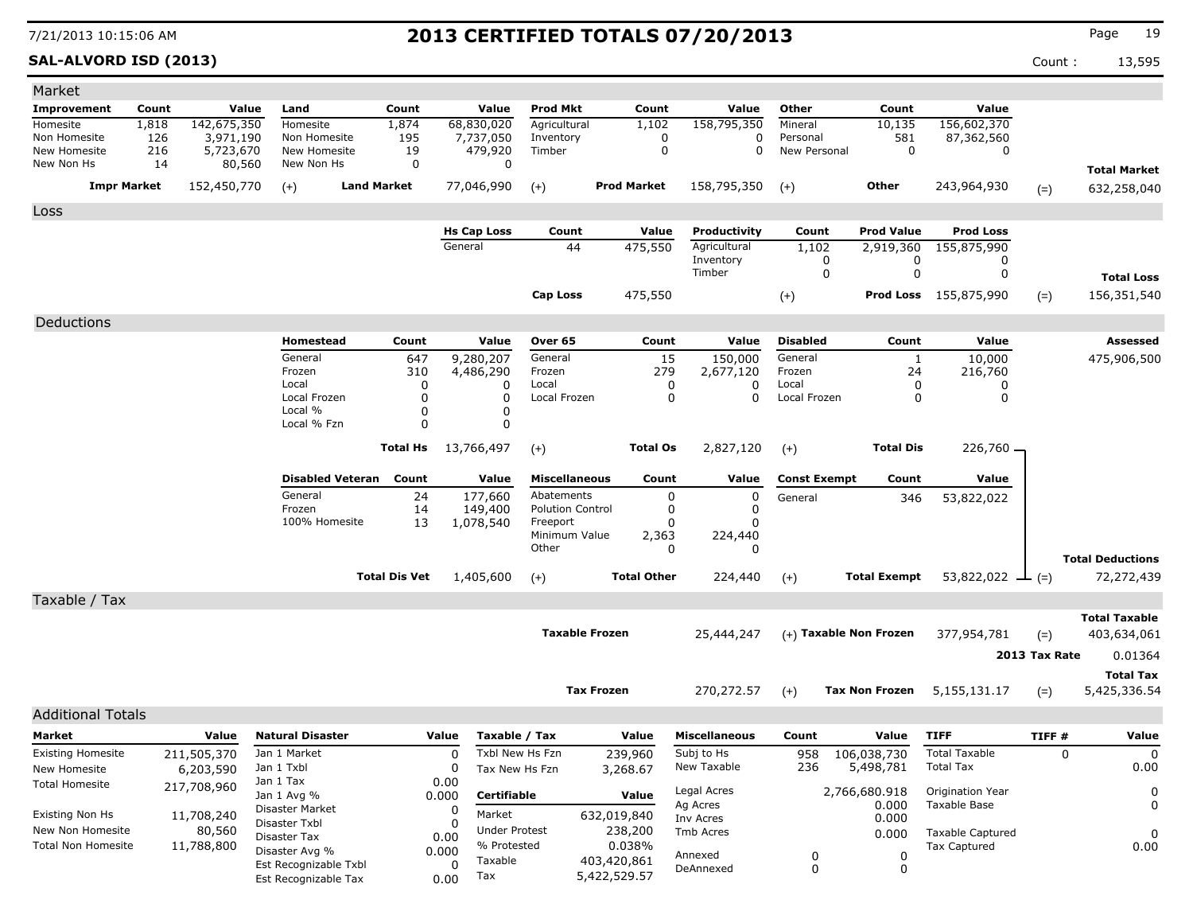# 2013 CERTIFIED TOTALS 07/20/2013

7/21/2013 10:15:06 AM

**SAL-ALVORD ISD (2013)**

Count : 13,595

## Market

| Improvement | Count | Value | Land | Count | Value | Prod Mkt | Count | Value | Other | Count | Value | | |
|---|---|---|---|---|---|---|---|---|---|---|---|---|---|
| Homesite | 1,818 | 142,675,350 | Homesite | 1,874 | 68,830,020 | Agricultural | 1,102 | 158,795,350 | Mineral | 10,135 | 156,602,370 | | |
| Non Homesite | 126 | 3,971,190 | Non Homesite | 195 | 7,737,050 | Inventory | 0 | 0 | Personal | 581 | 87,362,560 | | |
| New Homesite | 216 | 5,723,670 | New Homesite | 19 | 479,920 | Timber | 0 | 0 | New Personal | 0 | 0 | | |
| New Non Hs | 14 | 80,560 | New Non Hs | 0 | 0 | | | | | | | | **Total Market** |
| **Impr Market** | | 152,450,770 | (+) **Land Market** | | 77,046,990 | (+) **Prod Market** | | 158,795,350 | (+) **Other** | | 243,964,930 | (=) | 632,258,040 |

## Loss

| Hs Cap Loss | Count | Value | Productivity | Count | Prod Value | Prod Loss | | |
|---|---|---|---|---|---|---|---|---|
| General | 44 | 475,550 | Agricultural | 1,102 | 2,919,360 | 155,875,990 | | |
| | | | Inventory | 0 | 0 | 0 | | |
| | | | Timber | 0 | 0 | 0 | | **Total Loss** |
| **Cap Loss** | | 475,550 | (+) | | **Prod Loss** | 155,875,990 | (=) | 156,351,540 |

## Deductions

| Homestead | Count | Value | Over 65 | Count | Value | Disabled | Count | Value | Assessed |
|---|---|---|---|---|---|---|---|---|---|
| General | 647 | 9,280,207 | General | 15 | 150,000 | General | 1 | 10,000 | 475,906,500 |
| Frozen | 310 | 4,486,290 | Frozen | 279 | 2,677,120 | Frozen | 24 | 216,760 | |
| Local | 0 | 0 | Local | 0 | 0 | Local | 0 | 0 | |
| Local Frozen | 0 | 0 | Local Frozen | 0 | 0 | Local Frozen | 0 | 0 | |
| Local % | 0 | 0 | | | | | | | |
| Local % Fzn | 0 | 0 | | | | | | | |
| **Total Hs** | | 13,766,497 | (+) **Total Os** | | 2,827,120 | (+) **Total Dis** | | 226,760 | |

| Disabled Veteran | Count | Value | Miscellaneous | Count | Value | Const Exempt | Count | Value | | |
|---|---|---|---|---|---|---|---|---|---|---|
| General | 24 | 177,660 | Abatements | 0 | 0 | General | 346 | 53,822,022 | | |
| Frozen | 14 | 149,400 | Polution Control | 0 | 0 | | | | | |
| 100% Homesite | 13 | 1,078,540 | Freeport | 0 | 0 | | | | | |
| | | | Minimum Value | 2,363 | 224,440 | | | | | |
| | | | Other | 0 | 0 | | | | | **Total Deductions** |
| **Total Dis Vet** | | 1,405,600 | (+) **Total Other** | | 224,440 | (+) **Total Exempt** | | 53,822,022 | (=) | 72,272,439 |

## Taxable / Tax

| | | | | | |
|---|---|---|---|---|---|
| **Taxable Frozen** | 25,444,247 | (+) **Taxable Non Frozen** | 377,954,781 | (=) | **Total Taxable** 403,634,061 |
| | | | **2013 Tax Rate** | | 0.01364 |
| **Tax Frozen** | 270,272.57 | (+) **Tax Non Frozen** | 5,155,131.17 | (=) | **Total Tax** 5,425,336.54 |

## Additional Totals

| Market | Value |
|---|---|
| Existing Homesite | 211,505,370 |
| New Homesite | 6,203,590 |
| Total Homesite | 217,708,960 |
| Existing Non Hs | 11,708,240 |
| New Non Homesite | 80,560 |
| Total Non Homesite | 11,788,800 |

| Natural Disaster | Value |
|---|---|
| Jan 1 Market | 0 |
| Jan 1 Txbl | 0 |
| Jan 1 Tax | 0.00 |
| Jan 1 Avg % | 0.000 |
| Disaster Market | 0 |
| Disaster Txbl | 0 |
| Disaster Tax | 0.00 |
| Disaster Avg % | 0.000 |
| Est Recognizable Txbl | 0 |
| Est Recognizable Tax | 0.00 |

| Taxable / Tax | Value |
|---|---|
| Txbl New Hs Fzn | 239,960 |
| Tax New Hs Fzn | 3,268.67 |
| **Certifiable** | **Value** |
| Market | 632,019,840 |
| Under Protest | 238,200 |
| % Protested | 0.038% |
| Taxable | 403,420,861 |
| Tax | 5,422,529.57 |

| Miscellaneous | Count | Value |
|---|---|---|
| Subj to Hs | 958 | 106,038,730 |
| New Taxable | 236 | 5,498,781 |
| Legal Acres | | 2,766,680.918 |
| Ag Acres | | 0.000 |
| Inv Acres | | 0.000 |
| Tmb Acres | | 0.000 |
| Annexed | 0 | 0 |
| DeAnnexed | 0 | 0 |

| TIFF | TIFF # | Value |
|---|---|---|
| Total Taxable | 0 | 0 |
| Total Tax | | 0.00 |
| Origination Year | | 0 |
| Taxable Base | | 0 |
| Taxable Captured | | 0 |
| Tax Captured | | 0.00 |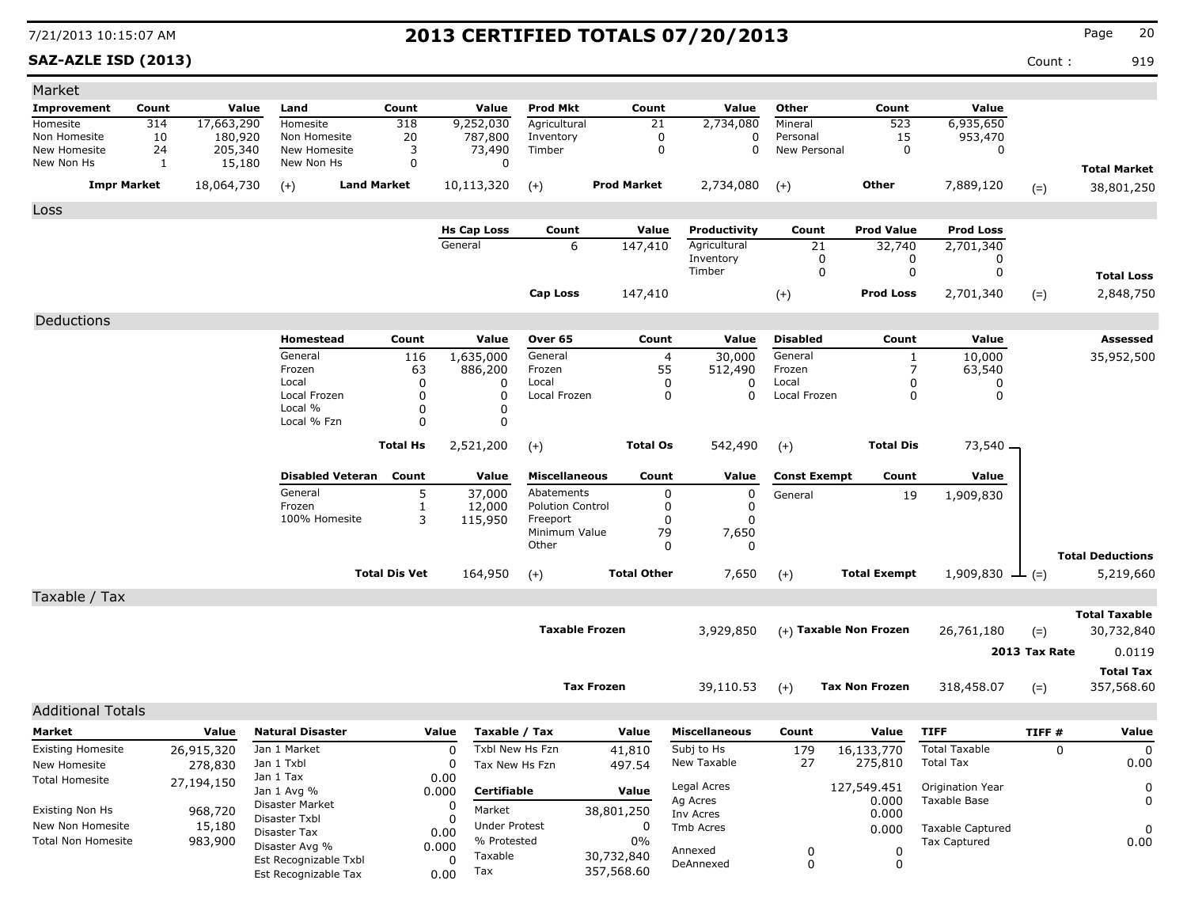7/21/2013 10:15:07 AM

# 2013 CERTIFIED TOTALS 07/20/2013

**SAZ-AZLE ISD (2013)**

Count : 919

## Market

| Improvement | Count | Value | Land | Count | Value | Prod Mkt | Count | Value | Other | Count | Value | | |
|---|---|---|---|---|---|---|---|---|---|---|---|---|---|
| Homesite | 314 | 17,663,290 | Homesite | 318 | 9,252,030 | Agricultural | 21 | 2,734,080 | Mineral | 523 | 6,935,650 | | |
| Non Homesite | 10 | 180,920 | Non Homesite | 20 | 787,800 | Inventory | 0 | 0 | Personal | 15 | 953,470 | | |
| New Homesite | 24 | 205,340 | New Homesite | 3 | 73,490 | Timber | 0 | 0 | New Personal | 0 | 0 | | |
| New Non Hs | 1 | 15,180 | New Non Hs | 0 | 0 | | | | | | | | **Total Market** |
| **Impr Market** | | 18,064,730 | (+) **Land Market** | | 10,113,320 | (+) **Prod Market** | | 2,734,080 | (+) **Other** | | 7,889,120 | (=) | 38,801,250 |

## Loss

| Hs Cap Loss | Count | Value | Productivity | Count | Prod Value | Prod Loss | | |
|---|---|---|---|---|---|---|---|---|
| General | 6 | 147,410 | Agricultural | 21 | 32,740 | 2,701,340 | | |
| | | | Inventory | 0 | 0 | 0 | | |
| | | | Timber | 0 | 0 | 0 | | **Total Loss** |
| **Cap Loss** | | 147,410 | (+) | | **Prod Loss** | 2,701,340 | (=) | 2,848,750 |

## Deductions

| Homestead | Count | Value | Over 65 | Count | Value | Disabled | Count | Value | Assessed |
|---|---|---|---|---|---|---|---|---|---|
| General | 116 | 1,635,000 | General | 4 | 30,000 | General | 1 | 10,000 | 35,952,500 |
| Frozen | 63 | 886,200 | Frozen | 55 | 512,490 | Frozen | 7 | 63,540 | |
| Local | 0 | 0 | Local | 0 | 0 | Local | 0 | 0 | |
| Local Frozen | 0 | 0 | Local Frozen | 0 | 0 | Local Frozen | 0 | 0 | |
| Local % | 0 | 0 | | | | | | | |
| Local % Fzn | 0 | 0 | | | | | | | |
| **Total Hs** | | 2,521,200 | (+) **Total Os** | | 542,490 | (+) **Total Dis** | | 73,540 | |

| Disabled Veteran | Count | Value | Miscellaneous | Count | Value | Const Exempt | Count | Value | |
|---|---|---|---|---|---|---|---|---|---|
| General | 5 | 37,000 | Abatements | 0 | 0 | General | 19 | 1,909,830 | |
| Frozen | 1 | 12,000 | Polution Control | 0 | 0 | | | | |
| 100% Homesite | 3 | 115,950 | Freeport | 0 | 0 | | | | |
| | | | Minimum Value | 79 | 7,650 | | | | |
| | | | Other | 0 | 0 | | | | **Total Deductions** |
| **Total Dis Vet** | | 164,950 | (+) **Total Other** | | 7,650 | (+) **Total Exempt** | | 1,909,830 | (=) 5,219,660 |

## Taxable / Tax

| | | | | | **Total Taxable** |
|---|---|---|---|---|---|
| **Taxable Frozen** | 3,929,850 | (+) **Taxable Non Frozen** | 26,761,180 | (=) | 30,732,840 |
| | | | | **2013 Tax Rate** | 0.0119 |
| | | | | | **Total Tax** |
| **Tax Frozen** | 39,110.53 | (+) **Tax Non Frozen** | 318,458.07 | (=) | 357,568.60 |

## Additional Totals

| Market | Value |
|---|---|
| Existing Homesite | 26,915,320 |
| New Homesite | 278,830 |
| Total Homesite | 27,194,150 |
| Existing Non Hs | 968,720 |
| New Non Homesite | 15,180 |
| Total Non Homesite | 983,900 |

| Natural Disaster | Value |
|---|---|
| Jan 1 Market | 0 |
| Jan 1 Txbl | 0 |
| Jan 1 Tax | 0.00 |
| Jan 1 Avg % | 0.000 |
| Disaster Market | 0 |
| Disaster Txbl | 0 |
| Disaster Tax | 0.00 |
| Disaster Avg % | 0.000 |
| Est Recognizable Txbl | 0 |
| Est Recognizable Tax | 0.00 |

| Taxable / Tax | Value |
|---|---|
| Txbl New Hs Fzn | 41,810 |
| Tax New Hs Fzn | 497.54 |
| **Certifiable** | **Value** |
| Market | 38,801,250 |
| Under Protest | 0 |
| % Protested | 0% |
| Taxable | 30,732,840 |
| Tax | 357,568.60 |

| Miscellaneous | Count | Value |
|---|---|---|
| Subj to Hs | 179 | 16,133,770 |
| New Taxable | 27 | 275,810 |
| Legal Acres | | 127,549.451 |
| Ag Acres | | 0.000 |
| Inv Acres | | 0.000 |
| Tmb Acres | | 0.000 |
| Annexed | 0 | 0 |
| DeAnnexed | 0 | 0 |

| TIFF | TIFF # | Value |
|---|---|---|
| Total Taxable | 0 | 0 |
| Total Tax | | 0.00 |
| Origination Year | | 0 |
| Taxable Base | | 0 |
| Taxable Captured | | 0 |
| Tax Captured | | 0.00 |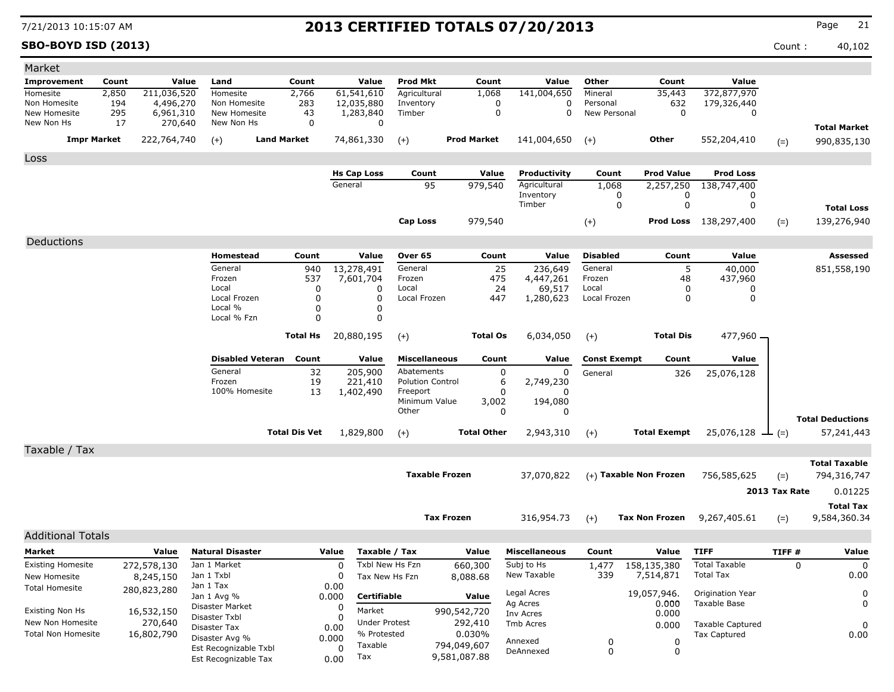# 2013 CERTIFIED TOTALS 07/20/2013

**SBO-BOYD ISD (2013)**

Count : 40,102

## Market

| Improvement | Count | Value | Land | Count | Value | Prod Mkt | Count | Value | Other | Count | Value | | |
|---|---|---|---|---|---|---|---|---|---|---|---|---|---|
| Homesite | 2,850 | 211,036,520 | Homesite | 2,766 | 61,541,610 | Agricultural | 1,068 | 141,004,650 | Mineral | 35,443 | 372,877,970 | | |
| Non Homesite | 194 | 4,496,270 | Non Homesite | 283 | 12,035,880 | Inventory | 0 | 0 | Personal | 632 | 179,326,440 | | |
| New Homesite | 295 | 6,961,310 | New Homesite | 43 | 1,283,840 | Timber | 0 | 0 | New Personal | 0 | 0 | | |
| New Non Hs | 17 | 270,640 | New Non Hs | 0 | 0 | | | | | | | | **Total Market** |
| **Impr Market** | | 222,764,740 | (+) | **Land Market** | 74,861,330 | (+) | **Prod Market** | 141,004,650 | (+) | **Other** | 552,204,410 | (=) | 990,835,130 |

## Loss

| Hs Cap Loss | Count | Value | Productivity | Count | Prod Value | Prod Loss | | |
|---|---|---|---|---|---|---|---|---|
| General | 95 | 979,540 | Agricultural | 1,068 | 2,257,250 | 138,747,400 | | |
| | | | Inventory | 0 | 0 | 0 | | |
| | | | Timber | 0 | 0 | 0 | | **Total Loss** |
| **Cap Loss** | | 979,540 | | (+) | **Prod Loss** | 138,297,400 | (=) | 139,276,940 |

## Deductions

| Homestead | Count | Value | Over 65 | Count | Value | Disabled | Count | Value | | Assessed |
|---|---|---|---|---|---|---|---|---|---|---|
| General | 940 | 13,278,491 | General | 25 | 236,649 | General | 5 | 40,000 | | 851,558,190 |
| Frozen | 537 | 7,601,704 | Frozen | 475 | 4,447,261 | Frozen | 48 | 437,960 | | |
| Local | 0 | 0 | Local | 24 | 69,517 | Local | 0 | 0 | | |
| Local Frozen | 0 | 0 | Local Frozen | 447 | 1,280,623 | Local Frozen | 0 | 0 | | |
| Local % | 0 | 0 | | | | | | | | |
| Local % Fzn | 0 | 0 | | | | | | | | |
| | **Total Hs** | 20,880,195 | (+) | **Total Os** | 6,034,050 | (+) | **Total Dis** | 477,960 | | |

| Disabled Veteran | Count | Value | Miscellaneous | Count | Value | Const Exempt | Count | Value | | |
|---|---|---|---|---|---|---|---|---|---|---|
| General | 32 | 205,900 | Abatements | 0 | 0 | General | 326 | 25,076,128 | | |
| Frozen | 19 | 221,410 | Polution Control | 6 | 2,749,230 | | | | | |
| 100% Homesite | 13 | 1,402,490 | Freeport | 0 | 0 | | | | | |
| | | | Minimum Value | 3,002 | 194,080 | | | | | |
| | | | Other | 0 | 0 | | | | | **Total Deductions** |
| | **Total Dis Vet** | 1,829,800 | (+) | **Total Other** | 2,943,310 | (+) | **Total Exempt** | 25,076,128 | (=) | 57,241,443 |

## Taxable / Tax

| | | | | | |
|---|---|---|---|---|---|
| | | | | | **Total Taxable** |
| **Taxable Frozen** | 37,070,822 | (+) **Taxable Non Frozen** | 756,585,625 | (=) | 794,316,747 |
| | | | | **2013 Tax Rate** | 0.01225 |
| | | | | | **Total Tax** |
| **Tax Frozen** | 316,954.73 | (+) **Tax Non Frozen** | 9,267,405.61 | (=) | 9,584,360.34 |

## Additional Totals

| Market | Value |
|---|---|
| Existing Homesite | 272,578,130 |
| New Homesite | 8,245,150 |
| Total Homesite | 280,823,280 |
| Existing Non Hs | 16,532,150 |
| New Non Homesite | 270,640 |
| Total Non Homesite | 16,802,790 |

| Natural Disaster | Value |
|---|---|
| Jan 1 Market | 0 |
| Jan 1 Txbl | 0 |
| Jan 1 Tax | 0.00 |
| Jan 1 Avg % | 0.000 |
| Disaster Market | 0 |
| Disaster Txbl | 0 |
| Disaster Tax | 0.00 |
| Disaster Avg % | 0.000 |
| Est Recognizable Txbl | 0 |
| Est Recognizable Tax | 0.00 |

| Taxable / Tax | Value |
|---|---|
| Txbl New Hs Fzn | 660,300 |
| Tax New Hs Fzn | 8,088.68 |
| **Certifiable** | **Value** |
| Market | 990,542,720 |
| Under Protest | 292,410 |
| % Protested | 0.030% |
| Taxable | 794,049,607 |
| Tax | 9,581,087.88 |

| Miscellaneous | Count | Value |
|---|---|---|
| Subj to Hs | 1,477 | 158,135,380 |
| New Taxable | 339 | 7,514,871 |
| Legal Acres | | 19,057,946. |
| Ag Acres | | 0.000 |
| Inv Acres | | 0.000 |
| Tmb Acres | | 0.000 |
| Annexed | 0 | 0 |
| DeAnnexed | 0 | 0 |

| TIFF | TIFF # | Value |
|---|---|---|
| Total Taxable | 0 | 0 |
| Total Tax | | 0.00 |
| Origination Year | | 0 |
| Taxable Base | | 0 |
| Taxable Captured | | 0 |
| Tax Captured | | 0.00 |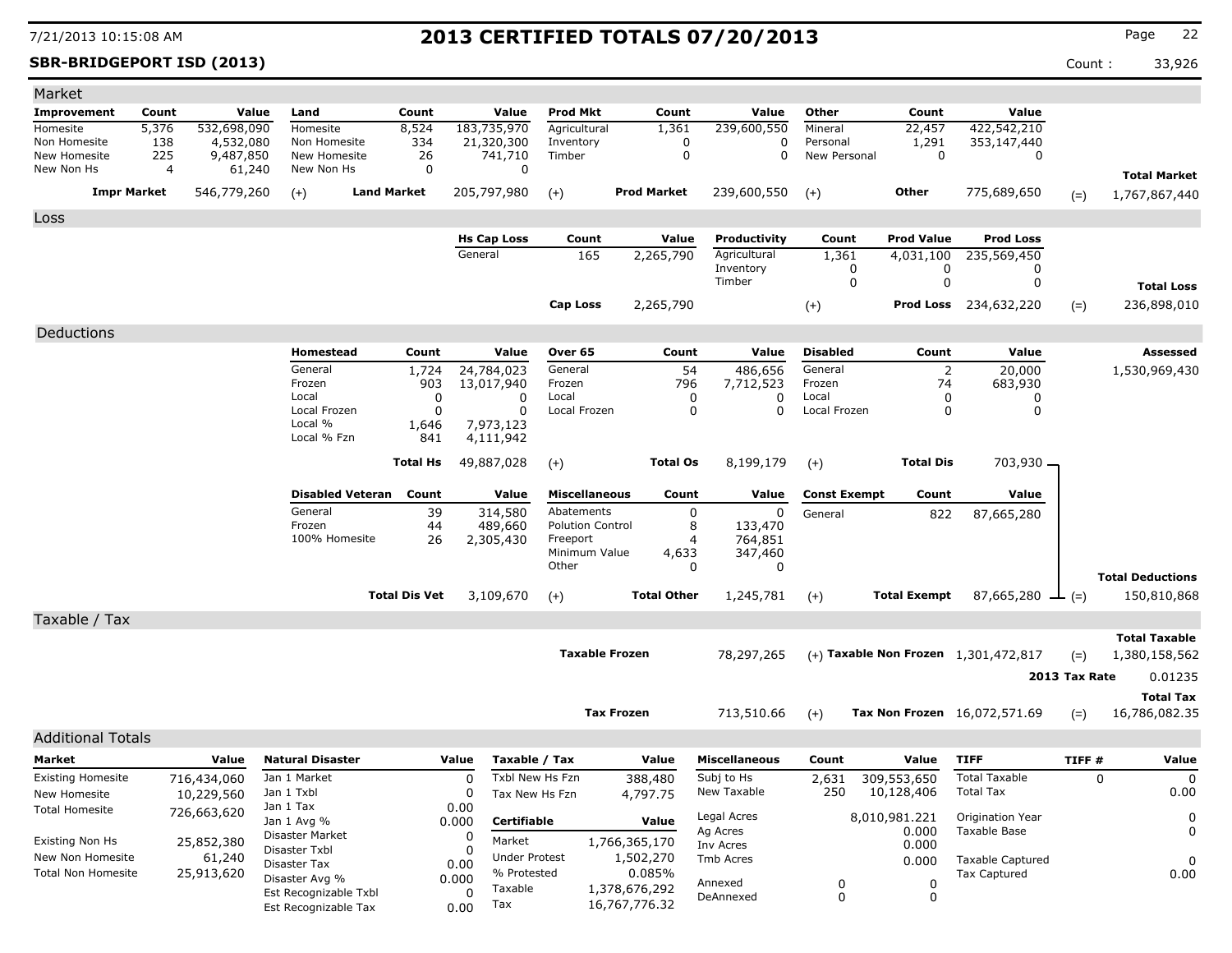# 2013 CERTIFIED TOTALS 07/20/2013

**SBR-BRIDGEPORT ISD (2013)**

Count : 33,926

## Market

| Improvement | Count | Value | Land | Count | Value | Prod Mkt | Count | Value | Other | Count | Value | | |
|---|---|---|---|---|---|---|---|---|---|---|---|---|---|
| Homesite | 5,376 | 532,698,090 | Homesite | 8,524 | 183,735,970 | Agricultural | 1,361 | 239,600,550 | Mineral | 22,457 | 422,542,210 | | |
| Non Homesite | 138 | 4,532,080 | Non Homesite | 334 | 21,320,300 | Inventory | 0 | 0 | Personal | 1,291 | 353,147,440 | | |
| New Homesite | 225 | 9,487,850 | New Homesite | 26 | 741,710 | Timber | 0 | 0 | New Personal | 0 | 0 | | |
| New Non Hs | 4 | 61,240 | New Non Hs | 0 | 0 | | | | | | | | **Total Market** |
| **Impr Market** | | 546,779,260 | (+) **Land Market** | | 205,797,980 | (+) **Prod Market** | | 239,600,550 | (+) **Other** | | 775,689,650 | (=) | 1,767,867,440 |

## Loss

| Hs Cap Loss | Count | Value | Productivity | Count | Prod Value | Prod Loss | | |
|---|---|---|---|---|---|---|---|---|
| General | 165 | 2,265,790 | Agricultural | 1,361 | 4,031,100 | 235,569,450 | | |
| | | | Inventory | 0 | 0 | 0 | | |
| | | | Timber | 0 | 0 | 0 | | **Total Loss** |
| **Cap Loss** | | 2,265,790 | (+) | | **Prod Loss** | 234,632,220 | (=) | 236,898,010 |

## Deductions

| Homestead | Count | Value | Over 65 | Count | Value | Disabled | Count | Value | | Assessed |
|---|---|---|---|---|---|---|---|---|---|---|
| General | 1,724 | 24,784,023 | General | 54 | 486,656 | General | 2 | 20,000 | | 1,530,969,430 |
| Frozen | 903 | 13,017,940 | Frozen | 796 | 7,712,523 | Frozen | 74 | 683,930 | | |
| Local | 0 | 0 | Local | 0 | 0 | Local | 0 | 0 | | |
| Local Frozen | 0 | 0 | Local Frozen | 0 | 0 | Local Frozen | 0 | 0 | | |
| Local % | 1,646 | 7,973,123 | | | | | | | | |
| Local % Fzn | 841 | 4,111,942 | | | | | | | | |
| | **Total Hs** | 49,887,028 | (+) | **Total Os** | 8,199,179 | (+) | **Total Dis** | 703,930 | | |

| Disabled Veteran | Count | Value | Miscellaneous | Count | Value | Const Exempt | Count | Value | | |
|---|---|---|---|---|---|---|---|---|---|---|
| General | 39 | 314,580 | Abatements | 0 | 0 | General | 822 | 87,665,280 | | |
| Frozen | 44 | 489,660 | Polution Control | 8 | 133,470 | | | | | |
| 100% Homesite | 26 | 2,305,430 | Freeport | 4 | 764,851 | | | | | |
| | | | Minimum Value | 4,633 | 347,460 | | | | | |
| | | | Other | 0 | 0 | | | | | **Total Deductions** |
| | **Total Dis Vet** | 3,109,670 | (+) | **Total Other** | 1,245,781 | (+) | **Total Exempt** | 87,665,280 | (=) | 150,810,868 |

## Taxable / Tax

| | | | | | |
|---|---|---|---|---|---|
| | | | | | **Total Taxable** |
| **Taxable Frozen** | 78,297,265 | (+) | **Taxable Non Frozen** 1,301,472,817 | (=) | 1,380,158,562 |
| | | | | **2013 Tax Rate** | 0.01235 |
| | | | | | **Total Tax** |
| **Tax Frozen** | 713,510.66 | (+) | **Tax Non Frozen** 16,072,571.69 | (=) | 16,786,082.35 |

## Additional Totals

| Market | Value |
|---|---|
| Existing Homesite | 716,434,060 |
| New Homesite | 10,229,560 |
| Total Homesite | 726,663,620 |
| Existing Non Hs | 25,852,380 |
| New Non Homesite | 61,240 |
| Total Non Homesite | 25,913,620 |

| Natural Disaster | Value |
|---|---|
| Jan 1 Market | 0 |
| Jan 1 Txbl | 0 |
| Jan 1 Tax | 0.00 |
| Jan 1 Avg % | 0.000 |
| Disaster Market | 0 |
| Disaster Txbl | 0 |
| Disaster Tax | 0.00 |
| Disaster Avg % | 0.000 |
| Est Recognizable Txbl | 0 |
| Est Recognizable Tax | 0.00 |

| Taxable / Tax | Value |
|---|---|
| Txbl New Hs Fzn | 388,480 |
| Tax New Hs Fzn | 4,797.75 |
| **Certifiable** | **Value** |
| Market | 1,766,365,170 |
| Under Protest | 1,502,270 |
| % Protested | 0.085% |
| Taxable | 1,378,676,292 |
| Tax | 16,767,776.32 |

| Miscellaneous | Count | Value |
|---|---|---|
| Subj to Hs | 2,631 | 309,553,650 |
| New Taxable | 250 | 10,128,406 |
| Legal Acres | | 8,010,981.221 |
| Ag Acres | | 0.000 |
| Inv Acres | | 0.000 |
| Tmb Acres | | 0.000 |
| Annexed | 0 | 0 |
| DeAnnexed | 0 | 0 |

| TIFF | TIFF # | Value |
|---|---|---|
| Total Taxable | 0 | 0 |
| Total Tax | | 0.00 |
| Origination Year | | 0 |
| Taxable Base | | 0 |
| Taxable Captured | | 0 |
| Tax Captured | | 0.00 |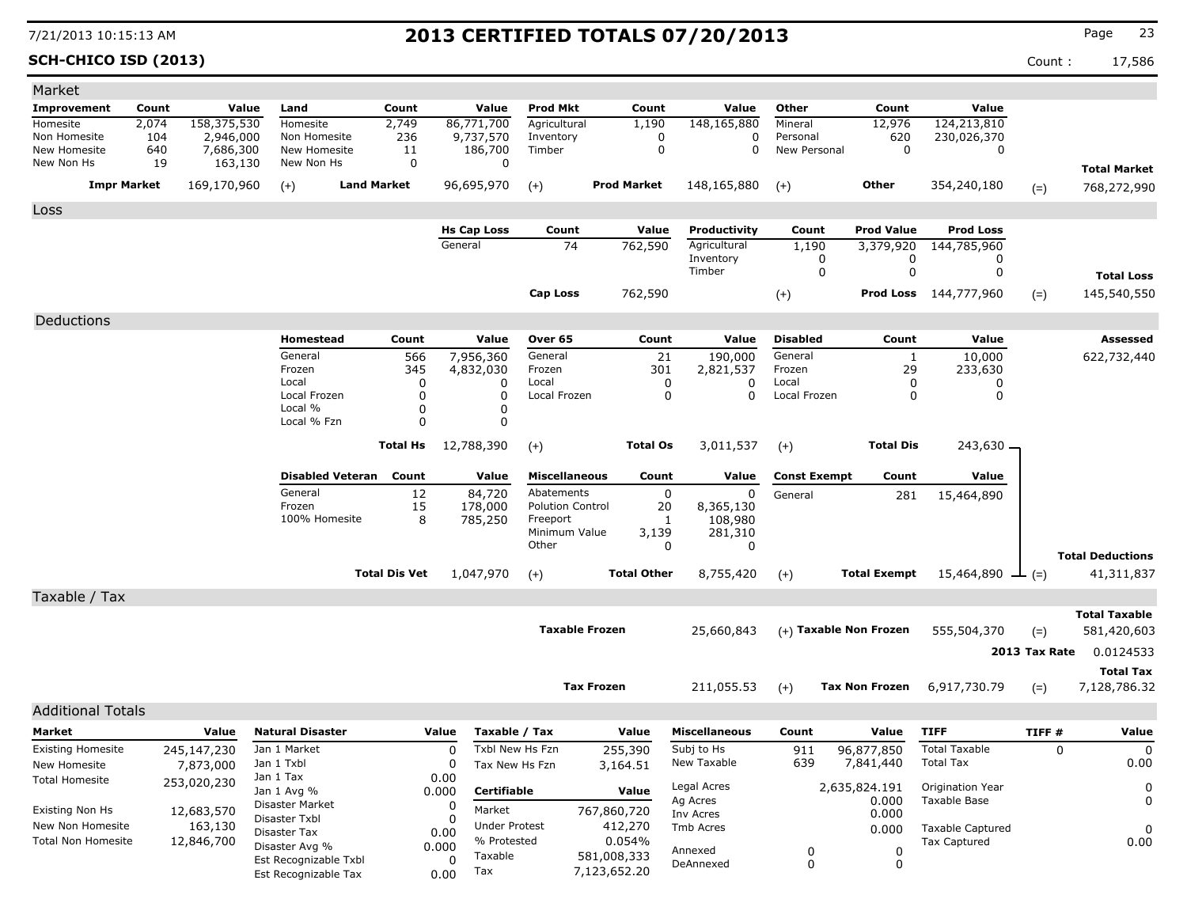7/21/2013 10:15:13 AM

# 2013 CERTIFIED TOTALS 07/20/2013

**SCH-CHICO ISD (2013)**

Count : 17,586

## Market

| Improvement | Count | Value | Land | Count | Value | Prod Mkt | Count | Value | Other | Count | Value | | |
|---|---|---|---|---|---|---|---|---|---|---|---|---|---|
| Homesite | 2,074 | 158,375,530 | Homesite | 2,749 | 86,771,700 | Agricultural | 1,190 | 148,165,880 | Mineral | 12,976 | 124,213,810 | | |
| Non Homesite | 104 | 2,946,000 | Non Homesite | 236 | 9,737,570 | Inventory | 0 | 0 | Personal | 620 | 230,026,370 | | |
| New Homesite | 640 | 7,686,300 | New Homesite | 11 | 186,700 | Timber | 0 | 0 | New Personal | 0 | 0 | | |
| New Non Hs | 19 | 163,130 | New Non Hs | 0 | 0 | | | | | | | | **Total Market** |
| **Impr Market** | | 169,170,960 | (+) **Land Market** | | 96,695,970 | (+) **Prod Market** | | 148,165,880 | (+) **Other** | | 354,240,180 | (=) | 768,272,990 |

## Loss

| Hs Cap Loss | Count | Value | Productivity | Count | Prod Value | Prod Loss | | |
|---|---|---|---|---|---|---|---|---|
| General | 74 | 762,590 | Agricultural | 1,190 | 3,379,920 | 144,785,960 | | |
| | | | Inventory | 0 | 0 | 0 | | |
| | | | Timber | 0 | 0 | 0 | | **Total Loss** |
| **Cap Loss** | | 762,590 | | (+) | **Prod Loss** | 144,777,960 | (=) | 145,540,550 |

## Deductions

| Homestead | Count | Value | Over 65 | Count | Value | Disabled | Count | Value | Assessed |
|---|---|---|---|---|---|---|---|---|---|
| General | 566 | 7,956,360 | General | 21 | 190,000 | General | 1 | 10,000 | 622,732,440 |
| Frozen | 345 | 4,832,030 | Frozen | 301 | 2,821,537 | Frozen | 29 | 233,630 | |
| Local | 0 | 0 | Local | 0 | 0 | Local | 0 | 0 | |
| Local Frozen | 0 | 0 | Local Frozen | 0 | 0 | Local Frozen | 0 | 0 | |
| Local % | 0 | 0 | | | | | | | |
| Local % Fzn | 0 | 0 | | | | | | | |
| | **Total Hs** | 12,788,390 | (+) | **Total Os** | 3,011,537 | (+) | **Total Dis** | 243,630 | |

| Disabled Veteran | Count | Value | Miscellaneous | Count | Value | Const Exempt | Count | Value | | |
|---|---|---|---|---|---|---|---|---|---|---|
| General | 12 | 84,720 | Abatements | 0 | 0 | General | 281 | 15,464,890 | | |
| Frozen | 15 | 178,000 | Polution Control | 20 | 8,365,130 | | | | | |
| 100% Homesite | 8 | 785,250 | Freeport | 1 | 108,980 | | | | | |
| | | | Minimum Value | 3,139 | 281,310 | | | | | |
| | | | Other | 0 | 0 | | | | | **Total Deductions** |
| | **Total Dis Vet** | 1,047,970 | (+) | **Total Other** | 8,755,420 | (+) | **Total Exempt** | 15,464,890 | (=) | 41,311,837 |

## Taxable / Tax

| | | | | | Total Taxable |
|---|---|---|---|---|---|
| **Taxable Frozen** | 25,660,843 | (+) **Taxable Non Frozen** | 555,504,370 | (=) | 581,420,603 |
| | | | | **2013 Tax Rate** | 0.0124533 |
| | | | | | **Total Tax** |
| **Tax Frozen** | 211,055.53 | (+) **Tax Non Frozen** | 6,917,730.79 | (=) | 7,128,786.32 |

## Additional Totals

| Market | Value |
|---|---|
| Existing Homesite | 245,147,230 |
| New Homesite | 7,873,000 |
| Total Homesite | 253,020,230 |
| Existing Non Hs | 12,683,570 |
| New Non Homesite | 163,130 |
| Total Non Homesite | 12,846,700 |

| Natural Disaster | Value |
|---|---|
| Jan 1 Market | 0 |
| Jan 1 Txbl | 0 |
| Jan 1 Tax | 0.00 |
| Jan 1 Avg % | 0.000 |
| Disaster Market | 0 |
| Disaster Txbl | 0 |
| Disaster Tax | 0.00 |
| Disaster Avg % | 0.000 |
| Est Recognizable Txbl | 0 |
| Est Recognizable Tax | 0.00 |

| Taxable / Tax | Value |
|---|---|
| Txbl New Hs Fzn | 255,390 |
| Tax New Hs Fzn | 3,164.51 |
| **Certifiable** | **Value** |
| Market | 767,860,720 |
| Under Protest | 412,270 |
| % Protested | 0.054% |
| Taxable | 581,008,333 |
| Tax | 7,123,652.20 |

| Miscellaneous | Count | Value |
|---|---|---|
| Subj to Hs | 911 | 96,877,850 |
| New Taxable | 639 | 7,841,440 |
| Legal Acres | | 2,635,824.191 |
| Ag Acres | | 0.000 |
| Inv Acres | | 0.000 |
| Tmb Acres | | 0.000 |
| Annexed | 0 | 0 |
| DeAnnexed | 0 | 0 |

| TIFF | TIFF # | Value |
|---|---|---|
| Total Taxable | 0 | 0 |
| Total Tax | | 0.00 |
| Origination Year | | 0 |
| Taxable Base | | 0 |
| Taxable Captured | | 0 |
| Tax Captured | | 0.00 |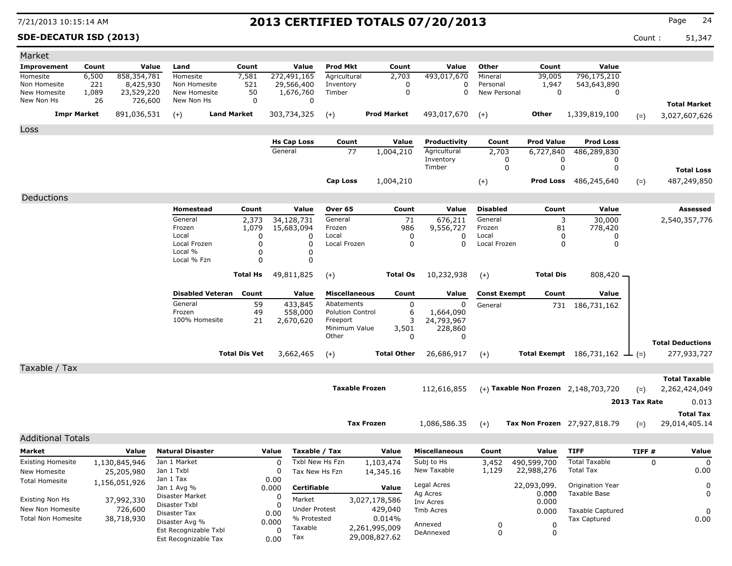7/21/2013 10:15:14 AM

# 2013 CERTIFIED TOTALS 07/20/2013

**SDE-DECATUR ISD (2013)**

Count : 51,347

## Market

| Improvement | Count | Value | Land | Count | Value | Prod Mkt | Count | Value | Other | Count | Value | | |
|---|---|---|---|---|---|---|---|---|---|---|---|---|---|
| Homesite | 6,500 | 858,354,781 | Homesite | 7,581 | 272,491,165 | Agricultural | 2,703 | 493,017,670 | Mineral | 39,005 | 796,175,210 | | |
| Non Homesite | 221 | 8,425,930 | Non Homesite | 521 | 29,566,400 | Inventory | 0 | 0 | Personal | 1,947 | 543,643,890 | | |
| New Homesite | 1,089 | 23,529,220 | New Homesite | 50 | 1,676,760 | Timber | 0 | 0 | New Personal | 0 | 0 | | |
| New Non Hs | 26 | 726,600 | New Non Hs | 0 | 0 | | | | | | | | **Total Market** |
| **Impr Market** | | 891,036,531 | (+) **Land Market** | | 303,734,325 | (+) **Prod Market** | | 493,017,670 | (+) **Other** | | 1,339,819,100 | (=) | 3,027,607,626 |

## Loss

| Hs Cap Loss | Count | Value | Productivity | Count | Prod Value | Prod Loss | | |
|---|---|---|---|---|---|---|---|---|
| General | 77 | 1,004,210 | Agricultural | 2,703 | 6,727,840 | 486,289,830 | | |
| | | | Inventory | 0 | 0 | 0 | | |
| | | | Timber | 0 | 0 | 0 | | **Total Loss** |
| **Cap Loss** | | 1,004,210 | (+) | | **Prod Loss** | 486,245,640 | (=) | 487,249,850 |

## Deductions

| Homestead | Count | Value | Over 65 | Count | Value | Disabled | Count | Value | Assessed |
|---|---|---|---|---|---|---|---|---|---|
| General | 2,373 | 34,128,731 | General | 71 | 676,211 | General | 3 | 30,000 | 2,540,357,776 |
| Frozen | 1,079 | 15,683,094 | Frozen | 986 | 9,556,727 | Frozen | 81 | 778,420 | |
| Local | 0 | 0 | Local | 0 | 0 | Local | 0 | 0 | |
| Local Frozen | 0 | 0 | Local Frozen | 0 | 0 | Local Frozen | 0 | 0 | |
| Local % | 0 | 0 | | | | | | | |
| Local % Fzn | 0 | 0 | | | | | | | |
| **Total Hs** | | 49,811,825 | (+) **Total Os** | | 10,232,938 | (+) **Total Dis** | | 808,420 | |

| Disabled Veteran | Count | Value | Miscellaneous | Count | Value | Const Exempt | Count | Value | | |
|---|---|---|---|---|---|---|---|---|---|---|
| General | 59 | 433,845 | Abatements | 0 | 0 | General | 731 | 186,731,162 | | |
| Frozen | 49 | 558,000 | Polution Control | 6 | 1,664,090 | | | | | |
| 100% Homesite | 21 | 2,670,620 | Freeport | 3 | 24,793,967 | | | | | |
| | | | Minimum Value | 3,501 | 228,860 | | | | | |
| | | | Other | 0 | 0 | | | | | **Total Deductions** |
| **Total Dis Vet** | | 3,662,465 | (+) **Total Other** | | 26,686,917 | (+) **Total Exempt** | | 186,731,162 | (=) | 277,933,727 |

## Taxable / Tax

| | | | | |
|---|---|---|---|---|
| | | | | **Total Taxable** |
| **Taxable Frozen** 112,616,855 | (+) | **Taxable Non Frozen** 2,148,703,720 | (=) | 2,262,424,049 |
| | | | **2013 Tax Rate** | 0.013 |
| | | | | **Total Tax** |
| **Tax Frozen** 1,086,586.35 | (+) | **Tax Non Frozen** 27,927,818.79 | (=) | 29,014,405.14 |

## Additional Totals

| Market | Value |
|---|---|
| Existing Homesite | 1,130,845,946 |
| New Homesite | 25,205,980 |
| Total Homesite | 1,156,051,926 |
| Existing Non Hs | 37,992,330 |
| New Non Homesite | 726,600 |
| Total Non Homesite | 38,718,930 |

| Natural Disaster | Value |
|---|---|
| Jan 1 Market | 0 |
| Jan 1 Txbl | 0 |
| Jan 1 Tax | 0.00 |
| Jan 1 Avg % | 0.000 |
| Disaster Market | 0 |
| Disaster Txbl | 0 |
| Disaster Tax | 0.00 |
| Disaster Avg % | 0.000 |
| Est Recognizable Txbl | 0 |
| Est Recognizable Tax | 0.00 |

| Taxable / Tax | Value |
|---|---|
| Txbl New Hs Fzn | 1,103,474 |
| Tax New Hs Fzn | 14,345.16 |
| **Certifiable** | **Value** |
| Market | 3,027,178,586 |
| Under Protest | 429,040 |
| % Protested | 0.014% |
| Taxable | 2,261,995,009 |
| Tax | 29,008,827.62 |

| Miscellaneous | Count | Value |
|---|---|---|
| Subj to Hs | 3,452 | 490,599,700 |
| New Taxable | 1,129 | 22,988,276 |
| Legal Acres | | 22,093,099. |
| Ag Acres | | 0.000 |
| Inv Acres | | 0.000 |
| Tmb Acres | | 0.000 |
| Annexed | 0 | 0 |
| DeAnnexed | 0 | 0 |

| TIFF | TIFF # | Value |
|---|---|---|
| Total Taxable | 0 | 0 |
| Total Tax | | 0.00 |
| Origination Year | | 0 |
| Taxable Base | | 0 |
| Taxable Captured | | 0 |
| Tax Captured | | 0.00 |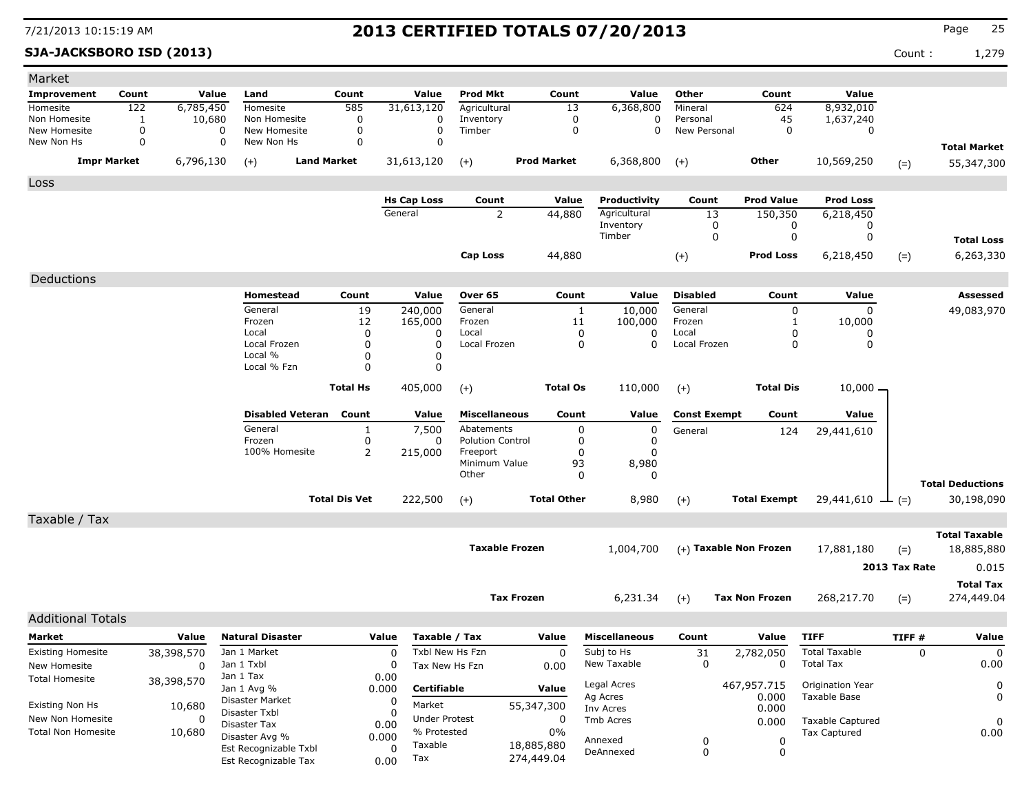# 2013 CERTIFIED TOTALS 07/20/2013

**SJA-JACKSBORO ISD (2013)**

Count : 1,279

## Market

| Improvement | Count | Value | Land | Count | Value | Prod Mkt | Count | Value | Other | Count | Value | | |
|---|---|---|---|---|---|---|---|---|---|---|---|---|---|
| Homesite | 122 | 6,785,450 | Homesite | 585 | 31,613,120 | Agricultural | 13 | 6,368,800 | Mineral | 624 | 8,932,010 | | |
| Non Homesite | 1 | 10,680 | Non Homesite | 0 | 0 | Inventory | 0 | 0 | Personal | 45 | 1,637,240 | | |
| New Homesite | 0 | 0 | New Homesite | 0 | 0 | Timber | 0 | 0 | New Personal | 0 | 0 | | |
| New Non Hs | 0 | 0 | New Non Hs | 0 | 0 | | | | | | | | **Total Market** |
| **Impr Market** | | 6,796,130 | (+) **Land Market** | | 31,613,120 | (+) **Prod Market** | | 6,368,800 | (+) **Other** | | 10,569,250 | (=) | 55,347,300 |

## Loss

| Hs Cap Loss | Count | Value | Productivity | Count | Prod Value | Prod Loss | | |
|---|---|---|---|---|---|---|---|---|
| General | 2 | 44,880 | Agricultural | 13 | 150,350 | 6,218,450 | | |
| | | | Inventory | 0 | 0 | 0 | | |
| | | | Timber | 0 | 0 | 0 | | **Total Loss** |
| **Cap Loss** | | 44,880 | (+) | | **Prod Loss** | 6,218,450 | (=) | 6,263,330 |

## Deductions

| Homestead | Count | Value | Over 65 | Count | Value | Disabled | Count | Value | Assessed |
|---|---|---|---|---|---|---|---|---|---|
| General | 19 | 240,000 | General | 1 | 10,000 | General | 0 | 0 | 49,083,970 |
| Frozen | 12 | 165,000 | Frozen | 11 | 100,000 | Frozen | 1 | 10,000 | |
| Local | 0 | 0 | Local | 0 | 0 | Local | 0 | 0 | |
| Local Frozen | 0 | 0 | Local Frozen | 0 | 0 | Local Frozen | 0 | 0 | |
| Local % | 0 | 0 | | | | | | | |
| Local % Fzn | 0 | 0 | | | | | | | |
| **Total Hs** | | 405,000 | (+) **Total Os** | | 110,000 | (+) **Total Dis** | | 10,000 | |

| Disabled Veteran | Count | Value | Miscellaneous | Count | Value | Const Exempt | Count | Value | | |
|---|---|---|---|---|---|---|---|---|---|---|
| General | 1 | 7,500 | Abatements | 0 | 0 | General | 124 | 29,441,610 | | |
| Frozen | 0 | 0 | Polution Control | 0 | 0 | | | | | |
| 100% Homesite | 2 | 215,000 | Freeport | 0 | 0 | | | | | |
| | | | Minimum Value | 93 | 8,980 | | | | | |
| | | | Other | 0 | 0 | | | | | **Total Deductions** |
| **Total Dis Vet** | | 222,500 | (+) **Total Other** | | 8,980 | (+) **Total Exempt** | | 29,441,610 | (=) | 30,198,090 |

## Taxable / Tax

| | | | | | Total Taxable |
|---|---|---|---|---|---|
| **Taxable Frozen** | 1,004,700 | (+) **Taxable Non Frozen** | 17,881,180 | (=) | 18,885,880 |
| | | | | **2013 Tax Rate** | 0.015 |
| | | | | | **Total Tax** |
| **Tax Frozen** | 6,231.34 | (+) **Tax Non Frozen** | 268,217.70 | (=) | 274,449.04 |

## Additional Totals

| Market | Value |
|---|---|
| Existing Homesite | 38,398,570 |
| New Homesite | 0 |
| Total Homesite | 38,398,570 |
| Existing Non Hs | 10,680 |
| New Non Homesite | 0 |
| Total Non Homesite | 10,680 |

| Natural Disaster | Value |
|---|---|
| Jan 1 Market | 0 |
| Jan 1 Txbl | 0 |
| Jan 1 Tax | 0.00 |
| Jan 1 Avg % | 0.000 |
| Disaster Market | 0 |
| Disaster Txbl | 0 |
| Disaster Tax | 0.00 |
| Disaster Avg % | 0.000 |
| Est Recognizable Txbl | 0 |
| Est Recognizable Tax | 0.00 |

| Taxable / Tax | Value |
|---|---|
| Txbl New Hs Fzn | 0 |
| Tax New Hs Fzn | 0.00 |

| Certifiable | Value |
|---|---|
| Market | 55,347,300 |
| Under Protest | 0 |
| % Protested | 0% |
| Taxable | 18,885,880 |
| Tax | 274,449.04 |

| Miscellaneous | Count | Value |
|---|---|---|
| Subj to Hs | 31 | 2,782,050 |
| New Taxable | 0 | 0 |
| Legal Acres | | 467,957.715 |
| Ag Acres | | 0.000 |
| Inv Acres | | 0.000 |
| Tmb Acres | | 0.000 |
| Annexed | 0 | 0 |
| DeAnnexed | 0 | 0 |

| TIFF | TIFF # | Value |
|---|---|---|
| Total Taxable | 0 | 0 |
| Total Tax | | 0.00 |
| Origination Year | | 0 |
| Taxable Base | | 0 |
| Taxable Captured | | 0 |
| Tax Captured | | 0.00 |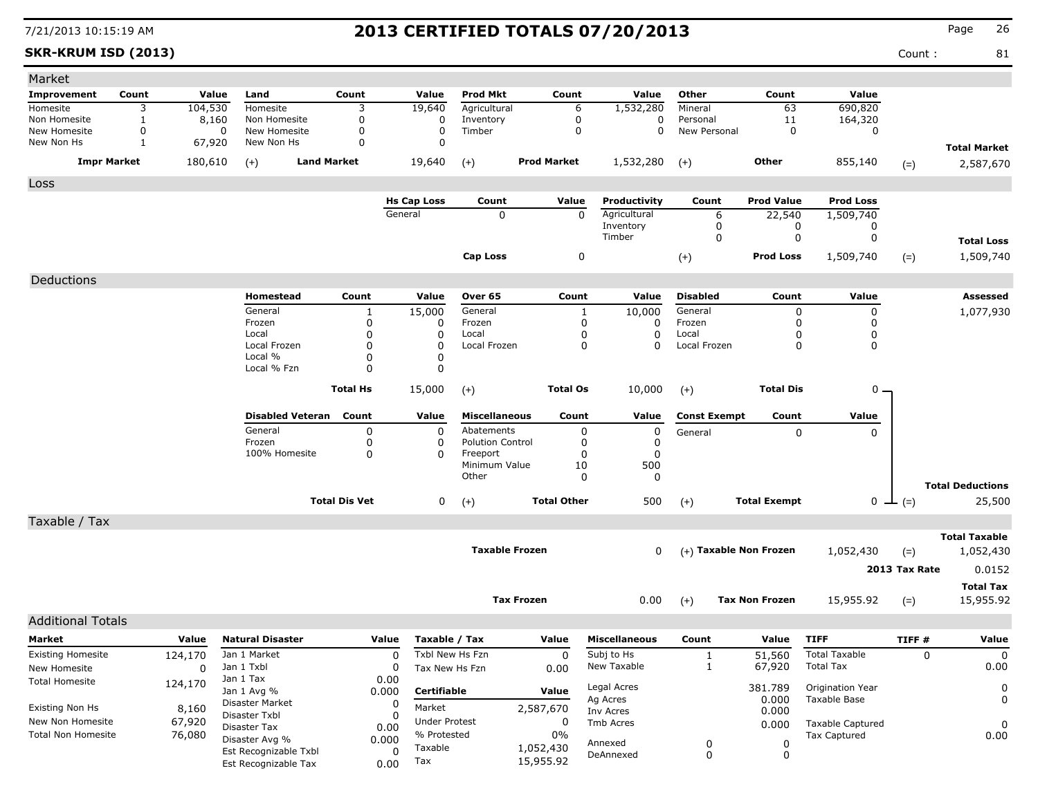# 2013 CERTIFIED TOTALS 07/20/2013

7/21/2013 10:15:19 AM

**SKR-KRUM ISD (2013)** Count : 81

## Market

| Improvement | Count | Value | Land | Count | Value | Prod Mkt | Count | Value | Other | Count | Value | | |
|---|---|---|---|---|---|---|---|---|---|---|---|---|---|
| Homesite | 3 | 104,530 | Homesite | 3 | 19,640 | Agricultural | 6 | 1,532,280 | Mineral | 63 | 690,820 | | |
| Non Homesite | 1 | 8,160 | Non Homesite | 0 | 0 | Inventory | 0 | 0 | Personal | 11 | 164,320 | | |
| New Homesite | 0 | 0 | New Homesite | 0 | 0 | Timber | 0 | 0 | New Personal | 0 | 0 | | |
| New Non Hs | 1 | 67,920 | New Non Hs | 0 | 0 | | | | | | | | **Total Market** |
| **Impr Market** | | 180,610 | (+) **Land Market** | | 19,640 | (+) **Prod Market** | | 1,532,280 | (+) **Other** | | 855,140 | (=) | 2,587,670 |

## Loss

| Hs Cap Loss | Count | Value | Productivity | Count | Prod Value | Prod Loss | | |
|---|---|---|---|---|---|---|---|---|
| General | 0 | 0 | Agricultural | 6 | 22,540 | 1,509,740 | | |
| | | | Inventory | 0 | 0 | 0 | | |
| | | | Timber | 0 | 0 | 0 | | **Total Loss** |
| **Cap Loss** | | 0 | (+) | | **Prod Loss** | 1,509,740 | (=) | 1,509,740 |

## Deductions

| Homestead | Count | Value | Over 65 | Count | Value | Disabled | Count | Value | Assessed |
|---|---|---|---|---|---|---|---|---|---|
| General | 1 | 15,000 | General | 1 | 10,000 | General | 0 | 0 | 1,077,930 |
| Frozen | 0 | 0 | Frozen | 0 | 0 | Frozen | 0 | 0 | |
| Local | 0 | 0 | Local | 0 | 0 | Local | 0 | 0 | |
| Local Frozen | 0 | 0 | Local Frozen | 0 | 0 | Local Frozen | 0 | 0 | |
| Local % | 0 | 0 | | | | | | | |
| Local % Fzn | 0 | 0 | | | | | | | |
| **Total Hs** | | 15,000 | (+) **Total Os** | | 10,000 | (+) **Total Dis** | | 0 | |

| Disabled Veteran | Count | Value | Miscellaneous | Count | Value | Const Exempt | Count | Value | |
|---|---|---|---|---|---|---|---|---|---|
| General | 0 | 0 | Abatements | 0 | 0 | General | 0 | 0 | |
| Frozen | 0 | 0 | Polution Control | 0 | 0 | | | | |
| 100% Homesite | 0 | 0 | Freeport | 0 | 0 | | | | |
| | | | Minimum Value | 10 | 500 | | | | |
| | | | Other | 0 | 0 | | | | **Total Deductions** |
| **Total Dis Vet** | | 0 | (+) **Total Other** | | 500 | (+) **Total Exempt** | | 0 | (=) 25,500 |

## Taxable / Tax

| | | | | |
|---|---|---|---|---|
| **Taxable Frozen** | 0 | (+) **Taxable Non Frozen** | 1,052,430 | (=) **Total Taxable** 1,052,430 |
| | | | **2013 Tax Rate** | 0.0152 |
| **Tax Frozen** | 0.00 | (+) **Tax Non Frozen** | 15,955.92 | (=) **Total Tax** 15,955.92 |

## Additional Totals

| Market | Value |
|---|---|
| Existing Homesite | 124,170 |
| New Homesite | 0 |
| Total Homesite | 124,170 |
| Existing Non Hs | 8,160 |
| New Non Homesite | 67,920 |
| Total Non Homesite | 76,080 |

| Natural Disaster | Value |
|---|---|
| Jan 1 Market | 0 |
| Jan 1 Txbl | 0 |
| Jan 1 Tax | 0.00 |
| Jan 1 Avg % | 0.000 |
| Disaster Market | 0 |
| Disaster Txbl | 0 |
| Disaster Tax | 0.00 |
| Disaster Avg % | 0.000 |
| Est Recognizable Txbl | 0 |
| Est Recognizable Tax | 0.00 |

| Taxable / Tax | Value |
|---|---|
| Txbl New Hs Fzn | 0 |
| Tax New Hs Fzn | 0.00 |
| **Certifiable** | **Value** |
| Market | 2,587,670 |
| Under Protest | 0 |
| % Protested | 0% |
| Taxable | 1,052,430 |
| Tax | 15,955.92 |

| Miscellaneous | Count | Value |
|---|---|---|
| Subj to Hs | 1 | 51,560 |
| New Taxable | 1 | 67,920 |
| Legal Acres | | 381.789 |
| Ag Acres | | 0.000 |
| Inv Acres | | 0.000 |
| Tmb Acres | | 0.000 |
| Annexed | 0 | 0 |
| DeAnnexed | 0 | 0 |

| TIFF | TIFF # | Value |
|---|---|---|
| Total Taxable | 0 | 0 |
| Total Tax | | 0.00 |
| Origination Year | | 0 |
| Taxable Base | | 0 |
| Taxable Captured | | 0 |
| Tax Captured | | 0.00 |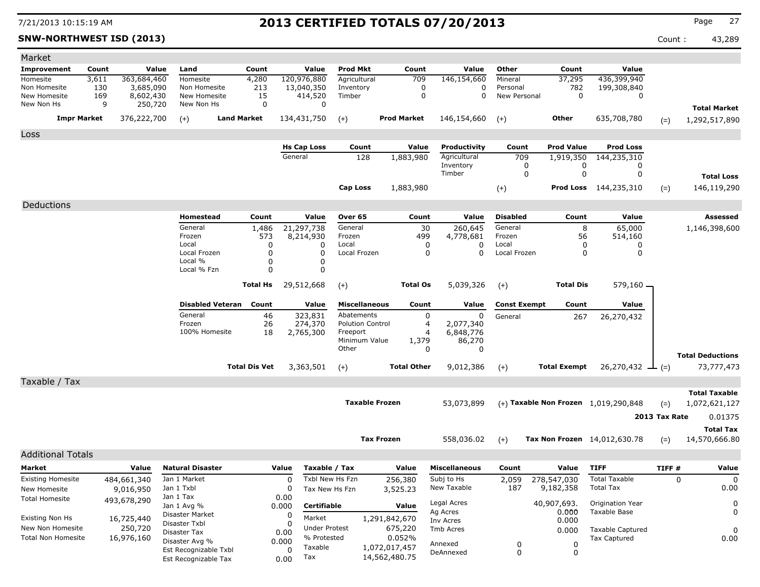# 2013 CERTIFIED TOTALS 07/20/2013

7/21/2013 10:15:19 AM

**SNW-NORTHWEST ISD (2013)**

Count : 43,289

## Market

| Improvement | Count | Value | Land | Count | Value | Prod Mkt | Count | Value | Other | Count | Value | | |
|---|---|---|---|---|---|---|---|---|---|---|---|---|---|
| Homesite | 3,611 | 363,684,460 | Homesite | 4,280 | 120,976,880 | Agricultural | 709 | 146,154,660 | Mineral | 37,295 | 436,399,940 | | |
| Non Homesite | 130 | 3,685,090 | Non Homesite | 213 | 13,040,350 | Inventory | 0 | 0 | Personal | 782 | 199,308,840 | | |
| New Homesite | 169 | 8,602,430 | New Homesite | 15 | 414,520 | Timber | 0 | 0 | New Personal | 0 | 0 | | |
| New Non Hs | 9 | 250,720 | New Non Hs | 0 | 0 | | | | | | | | **Total Market** |
| **Impr Market** | | 376,222,700 | (+) | **Land Market** | 134,431,750 | (+) | **Prod Market** | 146,154,660 | (+) | **Other** | 635,708,780 | (=) | 1,292,517,890 |

## Loss

| Hs Cap Loss | Count | Value | Productivity | Count | Prod Value | Prod Loss | | |
|---|---|---|---|---|---|---|---|---|
| General | 128 | 1,883,980 | Agricultural | 709 | 1,919,350 | 144,235,310 | | |
| | | | Inventory | 0 | 0 | 0 | | |
| | | | Timber | 0 | 0 | 0 | | **Total Loss** |
| **Cap Loss** | | 1,883,980 | | (+) | **Prod Loss** | 144,235,310 | (=) | 146,119,290 |

## Deductions

| Homestead | Count | Value | Over 65 | Count | Value | Disabled | Count | Value | | Assessed |
|---|---|---|---|---|---|---|---|---|---|---|
| General | 1,486 | 21,297,738 | General | 30 | 260,645 | General | 8 | 65,000 | | 1,146,398,600 |
| Frozen | 573 | 8,214,930 | Frozen | 499 | 4,778,681 | Frozen | 56 | 514,160 | | |
| Local | 0 | 0 | Local | 0 | 0 | Local | 0 | 0 | | |
| Local Frozen | 0 | 0 | Local Frozen | 0 | 0 | Local Frozen | 0 | 0 | | |
| Local % | 0 | 0 | | | | | | | | |
| Local % Fzn | 0 | 0 | | | | | | | | |
| | **Total Hs** | 29,512,668 | (+) | **Total Os** | 5,039,326 | (+) | **Total Dis** | 579,160 | | |

| Disabled Veteran | Count | Value | Miscellaneous | Count | Value | Const Exempt | Count | Value | | |
|---|---|---|---|---|---|---|---|---|---|---|
| General | 46 | 323,831 | Abatements | 0 | 0 | General | 267 | 26,270,432 | | |
| Frozen | 26 | 274,370 | Polution Control | 4 | 2,077,340 | | | | | |
| 100% Homesite | 18 | 2,765,300 | Freeport | 4 | 6,848,776 | | | | | |
| | | | Minimum Value | 1,379 | 86,270 | | | | | |
| | | | Other | 0 | 0 | | | | | **Total Deductions** |
| | **Total Dis Vet** | 3,363,501 | (+) | **Total Other** | 9,012,386 | (+) | **Total Exempt** | 26,270,432 | (=) | 73,777,473 |

## Taxable / Tax

| | | | | | |
|---|---|---|---|---|---|
| | | | | | **Total Taxable** |
| **Taxable Frozen** | 53,073,899 | (+) | **Taxable Non Frozen** | 1,019,290,848 | (=) 1,072,621,127 |
| | | | | **2013 Tax Rate** | 0.01375 |
| | | | | | **Total Tax** |
| **Tax Frozen** | 558,036.02 | (+) | **Tax Non Frozen** | 14,012,630.78 | (=) 14,570,666.80 |

## Additional Totals

| Market | Value |
|---|---|
| Existing Homesite | 484,661,340 |
| New Homesite | 9,016,950 |
| Total Homesite | 493,678,290 |
| Existing Non Hs | 16,725,440 |
| New Non Homesite | 250,720 |
| Total Non Homesite | 16,976,160 |

| Natural Disaster | Value |
|---|---|
| Jan 1 Market | 0 |
| Jan 1 Txbl | 0 |
| Jan 1 Tax | 0.00 |
| Jan 1 Avg % | 0.000 |
| Disaster Market | 0 |
| Disaster Txbl | 0 |
| Disaster Tax | 0.00 |
| Disaster Avg % | 0.000 |
| Est Recognizable Txbl | 0 |
| Est Recognizable Tax | 0.00 |

| Taxable / Tax | Value |
|---|---|
| Txbl New Hs Fzn | 256,380 |
| Tax New Hs Fzn | 3,525.23 |
| **Certifiable** | **Value** |
| Market | 1,291,842,670 |
| Under Protest | 675,220 |
| % Protested | 0.052% |
| Taxable | 1,072,017,457 |
| Tax | 14,562,480.75 |

| Miscellaneous | Count | Value |
|---|---|---|
| Subj to Hs | 2,059 | 278,547,030 |
| New Taxable | 187 | 9,182,358 |
| Legal Acres | | 40,907,693. |
| Ag Acres | | 0.000 |
| Inv Acres | | 0.000 |
| Tmb Acres | | 0.000 |
| Annexed | 0 | 0 |
| DeAnnexed | 0 | 0 |

| TIFF | TIFF # | Value |
|---|---|---|
| Total Taxable | 0 | 0 |
| Total Tax | | 0.00 |
| Origination Year | | 0 |
| Taxable Base | | 0 |
| Taxable Captured | | 0 |
| Tax Captured | | 0.00 |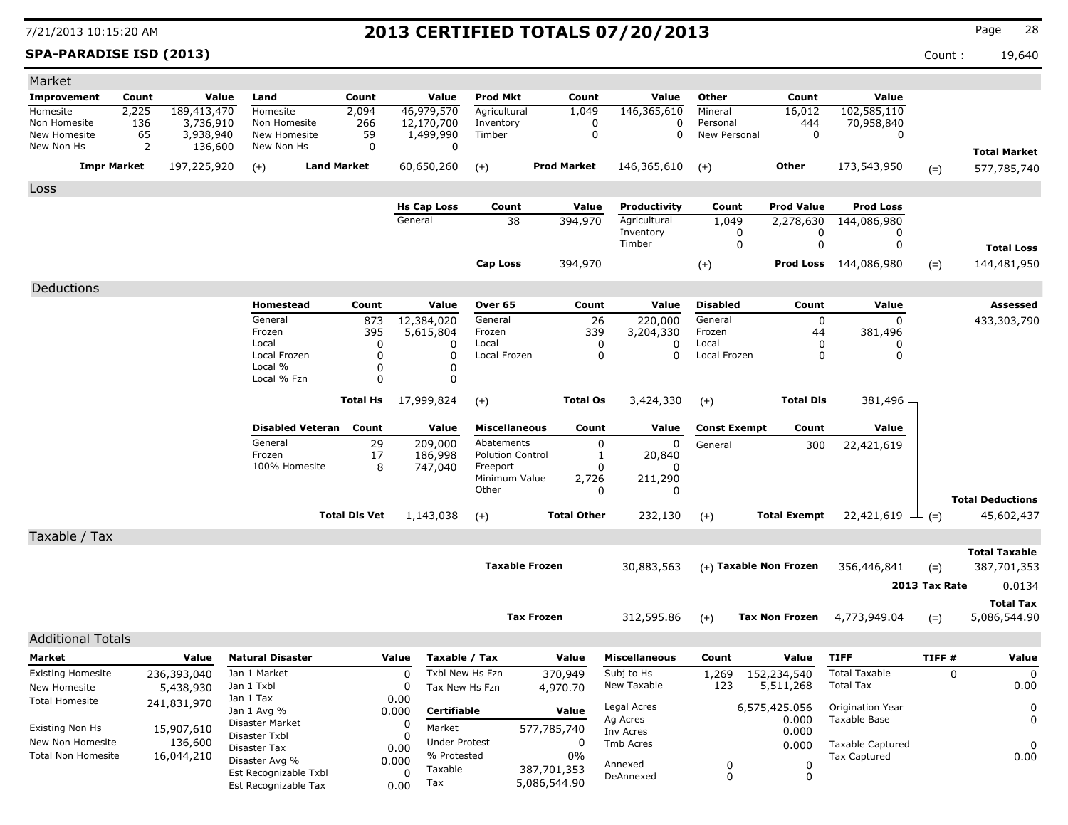# 2013 CERTIFIED TOTALS 07/20/2013

7/21/2013 10:15:20 AM

**SPA-PARADISE ISD (2013)**

Count : 19,640

## Market

| Improvement | Count | Value | Land | Count | Value | Prod Mkt | Count | Value | Other | Count | Value | | |
|---|---|---|---|---|---|---|---|---|---|---|---|---|---|
| Homesite | 2,225 | 189,413,470 | Homesite | 2,094 | 46,979,570 | Agricultural | 1,049 | 146,365,610 | Mineral | 16,012 | 102,585,110 | | |
| Non Homesite | 136 | 3,736,910 | Non Homesite | 266 | 12,170,700 | Inventory | 0 | 0 | Personal | 444 | 70,958,840 | | |
| New Homesite | 65 | 3,938,940 | New Homesite | 59 | 1,499,990 | Timber | 0 | 0 | New Personal | 0 | 0 | | |
| New Non Hs | 2 | 136,600 | New Non Hs | 0 | 0 | | | | | | | | **Total Market** |
| **Impr Market** | | 197,225,920 | (+) **Land Market** | | 60,650,260 | (+) **Prod Market** | | 146,365,610 | (+) **Other** | | 173,543,950 | (=) | 577,785,740 |

## Loss

| Hs Cap Loss | Count | Value | Productivity | Count | Prod Value | Prod Loss | | |
|---|---|---|---|---|---|---|---|---|
| General | 38 | 394,970 | Agricultural | 1,049 | 2,278,630 | 144,086,980 | | |
| | | | Inventory | 0 | 0 | 0 | | |
| | | | Timber | 0 | 0 | 0 | | **Total Loss** |
| **Cap Loss** | | 394,970 | | (+) | **Prod Loss** | 144,086,980 | (=) | 144,481,950 |

## Deductions

| Homestead | Count | Value | Over 65 | Count | Value | Disabled | Count | Value | | Assessed |
|---|---|---|---|---|---|---|---|---|---|---|
| General | 873 | 12,384,020 | General | 26 | 220,000 | General | 0 | 0 | | 433,303,790 |
| Frozen | 395 | 5,615,804 | Frozen | 339 | 3,204,330 | Frozen | 44 | 381,496 | | |
| Local | 0 | 0 | Local | 0 | 0 | Local | 0 | 0 | | |
| Local Frozen | 0 | 0 | Local Frozen | 0 | 0 | Local Frozen | 0 | 0 | | |
| Local % | 0 | 0 | | | | | | | | |
| Local % Fzn | 0 | 0 | | | | | | | | |
| | **Total Hs** | 17,999,824 | (+) | **Total Os** | 3,424,330 | (+) | **Total Dis** | 381,496 | | |

| Disabled Veteran | Count | Value | Miscellaneous | Count | Value | Const Exempt | Count | Value | | |
|---|---|---|---|---|---|---|---|---|---|---|
| General | 29 | 209,000 | Abatements | 0 | 0 | General | 300 | 22,421,619 | | |
| Frozen | 17 | 186,998 | Polution Control | 1 | 20,840 | | | | | |
| 100% Homesite | 8 | 747,040 | Freeport | 0 | 0 | | | | | |
| | | | Minimum Value | 2,726 | 211,290 | | | | | |
| | | | Other | 0 | 0 | | | | | **Total Deductions** |
| | **Total Dis Vet** | 1,143,038 | (+) | **Total Other** | 232,130 | (+) | **Total Exempt** | 22,421,619 | (=) | 45,602,437 |

## Taxable / Tax

| | | | | | |
|---|---|---|---|---|---|
| | | | | | **Total Taxable** |
| **Taxable Frozen** | 30,883,563 | (+) | **Taxable Non Frozen** | 356,446,841 | (=) 387,701,353 |
| | | | | **2013 Tax Rate** | 0.0134 |
| | | | | | **Total Tax** |
| **Tax Frozen** | 312,595.86 | (+) | **Tax Non Frozen** | 4,773,949.04 | (=) 5,086,544.90 |

## Additional Totals

| Market | Value |
|---|---|
| Existing Homesite | 236,393,040 |
| New Homesite | 5,438,930 |
| Total Homesite | 241,831,970 |
| Existing Non Hs | 15,907,610 |
| New Non Homesite | 136,600 |
| Total Non Homesite | 16,044,210 |

| Natural Disaster | Value |
|---|---|
| Jan 1 Market | 0 |
| Jan 1 Txbl | 0 |
| Jan 1 Tax | 0.00 |
| Jan 1 Avg % | 0.000 |
| Disaster Market | 0 |
| Disaster Txbl | 0 |
| Disaster Tax | 0.00 |
| Disaster Avg % | 0.000 |
| Est Recognizable Txbl | 0 |
| Est Recognizable Tax | 0.00 |

| Taxable / Tax | Value |
|---|---|
| Txbl New Hs Fzn | 370,949 |
| Tax New Hs Fzn | 4,970.70 |
| **Certifiable** | **Value** |
| Market | 577,785,740 |
| Under Protest | 0 |
| % Protested | 0% |
| Taxable | 387,701,353 |
| Tax | 5,086,544.90 |

| Miscellaneous | Count | Value |
|---|---|---|
| Subj to Hs | 1,269 | 152,234,540 |
| New Taxable | 123 | 5,511,268 |
| Legal Acres | | 6,575,425.056 |
| Ag Acres | | 0.000 |
| Inv Acres | | 0.000 |
| Tmb Acres | | 0.000 |
| Annexed | 0 | 0 |
| DeAnnexed | 0 | 0 |

| TIFF | TIFF # | Value |
|---|---|---|
| Total Taxable | 0 | 0 |
| Total Tax | | 0.00 |
| Origination Year | | 0 |
| Taxable Base | | 0 |
| Taxable Captured | | 0 |
| Tax Captured | | 0.00 |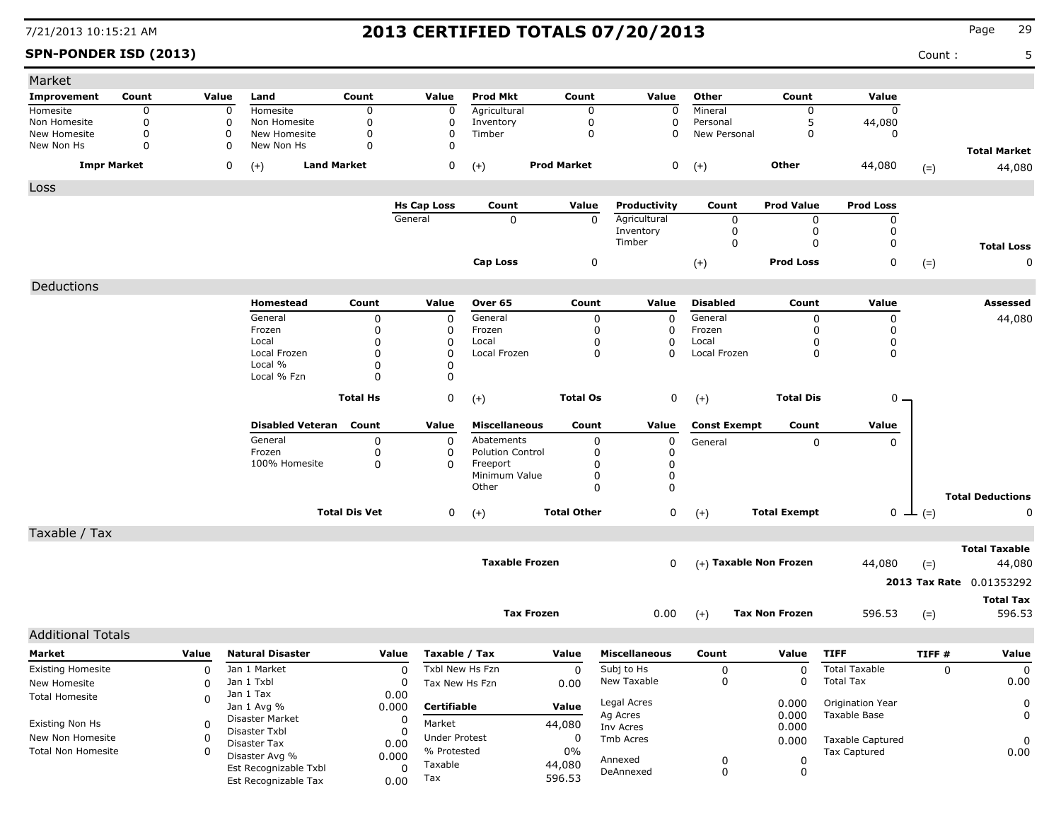7/21/2013 10:15:21 AM

# 2013 CERTIFIED TOTALS 07/20/2013

**SPN-PONDER ISD (2013)** Count : 5

## Market

| Improvement | Count | Value | Land | Count | Value | Prod Mkt | Count | Value | Other | Count | Value | | |
|---|---|---|---|---|---|---|---|---|---|---|---|---|---|
| Homesite | 0 | 0 | Homesite | 0 | 0 | Agricultural | 0 | 0 | Mineral | 0 | 0 | | |
| Non Homesite | 0 | 0 | Non Homesite | 0 | 0 | Inventory | 0 | 0 | Personal | 5 | 44,080 | | |
| New Homesite | 0 | 0 | New Homesite | 0 | 0 | Timber | 0 | 0 | New Personal | 0 | 0 | | |
| New Non Hs | 0 | 0 | New Non Hs | 0 | 0 | | | | | | | | **Total Market** |
| **Impr Market** | | 0 | (+) | **Land Market** | 0 | (+) | **Prod Market** | 0 | (+) | **Other** | 44,080 | (=) | 44,080 |

## Loss

| Hs Cap Loss | Count | Value | Productivity | Count | Prod Value | Prod Loss | | |
|---|---|---|---|---|---|---|---|---|
| General | 0 | 0 | Agricultural | 0 | 0 | 0 | | |
| | | | Inventory | 0 | 0 | 0 | | |
| | | | Timber | 0 | 0 | 0 | | **Total Loss** |
| **Cap Loss** | | 0 | (+) | | **Prod Loss** | 0 | (=) | 0 |

## Deductions

| Homestead | Count | Value | Over 65 | Count | Value | Disabled | Count | Value | | Assessed |
|---|---|---|---|---|---|---|---|---|---|---|
| General | 0 | 0 | General | 0 | 0 | General | 0 | 0 | | 44,080 |
| Frozen | 0 | 0 | Frozen | 0 | 0 | Frozen | 0 | 0 | | |
| Local | 0 | 0 | Local | 0 | 0 | Local | 0 | 0 | | |
| Local Frozen | 0 | 0 | Local Frozen | 0 | 0 | Local Frozen | 0 | 0 | | |
| Local % | 0 | 0 | | | | | | | | |
| Local % Fzn | 0 | 0 | | | | | | | | |
| **Total Hs** | | 0 | (+) | **Total Os** | 0 | (+) | **Total Dis** | 0 | | |

| Disabled Veteran | Count | Value | Miscellaneous | Count | Value | Const Exempt | Count | Value | | |
|---|---|---|---|---|---|---|---|---|---|---|
| General | 0 | 0 | Abatements | 0 | 0 | General | 0 | 0 | | |
| Frozen | 0 | 0 | Polution Control | 0 | 0 | | | | | |
| 100% Homesite | 0 | 0 | Freeport | 0 | 0 | | | | | |
| | | | Minimum Value | 0 | 0 | | | | | |
| | | | Other | 0 | 0 | | | | | **Total Deductions** |
| **Total Dis Vet** | | 0 | (+) | **Total Other** | 0 | (+) | **Total Exempt** | 0 | (=) | 0 |

## Taxable / Tax

| | | | | | Total Taxable |
|---|---|---|---|---|---|
| **Taxable Frozen** | 0 | (+) | **Taxable Non Frozen** | 44,080 | (=) 44,080 |
| | | | | **2013 Tax Rate** | 0.01353292 |
| | | | | | **Total Tax** |
| **Tax Frozen** | 0.00 | (+) | **Tax Non Frozen** | 596.53 | (=) 596.53 |

## Additional Totals

| Market | Value | Natural Disaster | Value | Taxable / Tax | Value | Miscellaneous | Count | Value | TIFF | TIFF # | Value |
|---|---|---|---|---|---|---|---|---|---|---|---|
| Existing Homesite | 0 | Jan 1 Market | 0 | Txbl New Hs Fzn | 0 | Subj to Hs | 0 | 0 | Total Taxable | 0 | 0 |
| New Homesite | 0 | Jan 1 Txbl | 0 | Tax New Hs Fzn | 0.00 | New Taxable | 0 | 0 | Total Tax | | 0.00 |
| Total Homesite | 0 | Jan 1 Tax | 0.00 | | | | | | | | |
| | | Jan 1 Avg % | 0.000 | **Certifiable** | **Value** | Legal Acres | | 0.000 | Origination Year | | 0 |
| Existing Non Hs | 0 | Disaster Market | 0 | Market | 44,080 | Ag Acres | | 0.000 | Taxable Base | | 0 |
| New Non Homesite | 0 | Disaster Txbl | 0 | Under Protest | 0 | Inv Acres | | 0.000 | | | |
| Total Non Homesite | 0 | Disaster Tax | 0.00 | % Protested | 0% | Tmb Acres | | 0.000 | Taxable Captured | | 0 |
| | | Disaster Avg % | 0.000 | Taxable | 44,080 | Annexed | 0 | 0 | Tax Captured | | 0.00 |
| | | Est Recognizable Txbl | 0 | Tax | 596.53 | DeAnnexed | 0 | 0 | | | |
| | | Est Recognizable Tax | 0.00 | | | | | | | | |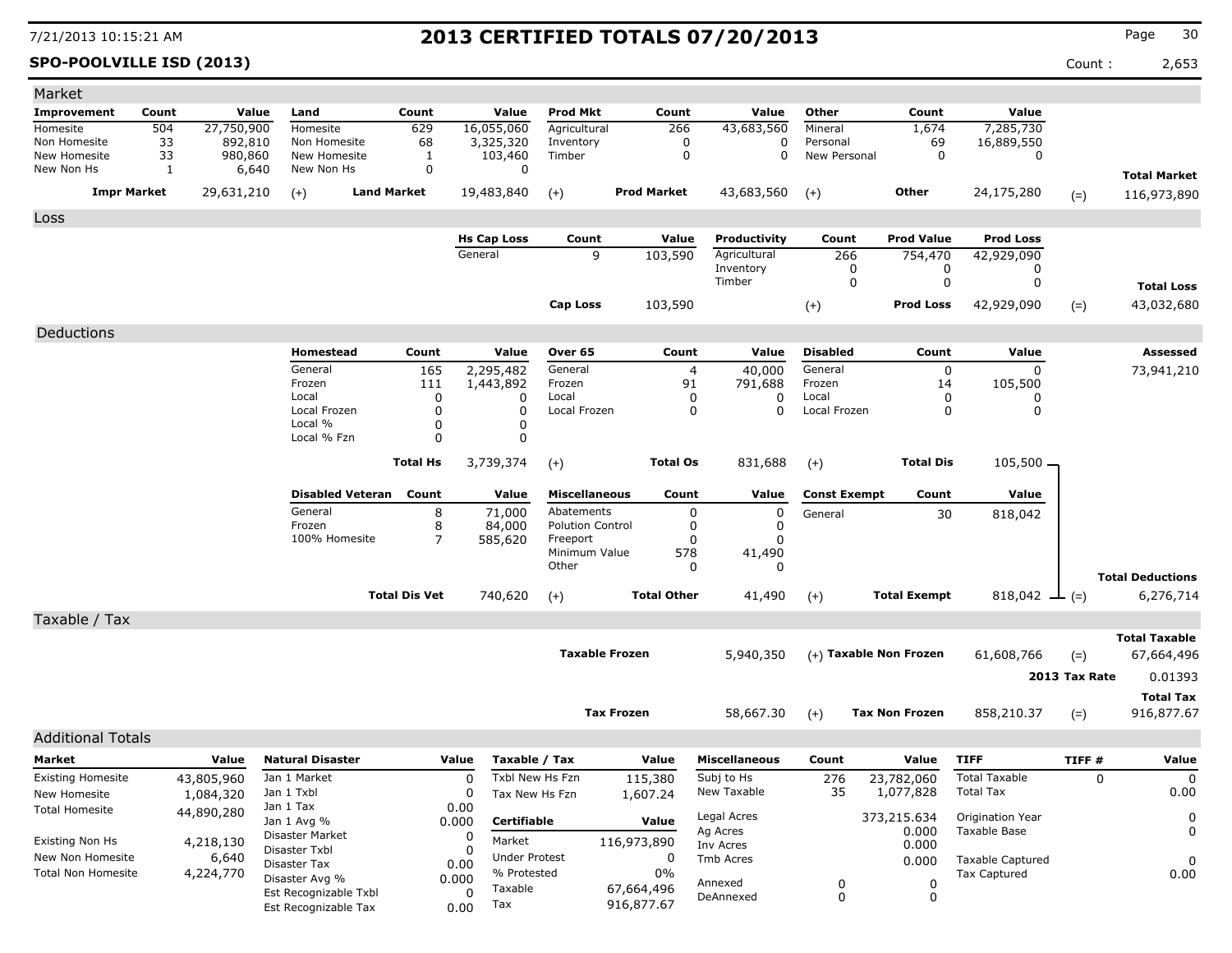# 2013 CERTIFIED TOTALS 07/20/2013

7/21/2013 10:15:21 AM

**SPO-POOLVILLE ISD (2013)** Count : 2,653

## Market

| Improvement | Count | Value | Land | Count | Value | Prod Mkt | Count | Value | Other | Count | Value | | |
|---|---|---|---|---|---|---|---|---|---|---|---|---|---|
| Homesite | 504 | 27,750,900 | Homesite | 629 | 16,055,060 | Agricultural | 266 | 43,683,560 | Mineral | 1,674 | 7,285,730 | | |
| Non Homesite | 33 | 892,810 | Non Homesite | 68 | 3,325,320 | Inventory | 0 | 0 | Personal | 69 | 16,889,550 | | |
| New Homesite | 33 | 980,860 | New Homesite | 1 | 103,460 | Timber | 0 | 0 | New Personal | 0 | 0 | | |
| New Non Hs | 1 | 6,640 | New Non Hs | 0 | 0 | | | | | | | | **Total Market** |
| **Impr Market** | | 29,631,210 | (+) **Land Market** | | 19,483,840 | (+) **Prod Market** | | 43,683,560 | (+) **Other** | | 24,175,280 | (=) | 116,973,890 |

## Loss

| Hs Cap Loss | Count | Value | Productivity | Count | Prod Value | Prod Loss | | |
|---|---|---|---|---|---|---|---|---|
| General | 9 | 103,590 | Agricultural | 266 | 754,470 | 42,929,090 | | |
| | | | Inventory | 0 | 0 | 0 | | |
| | | | Timber | 0 | 0 | 0 | | **Total Loss** |
| **Cap Loss** | | 103,590 | (+) | | **Prod Loss** | 42,929,090 | (=) | 43,032,680 |

## Deductions

| Homestead | Count | Value | Over 65 | Count | Value | Disabled | Count | Value | | Assessed |
|---|---|---|---|---|---|---|---|---|---|---|
| General | 165 | 2,295,482 | General | 4 | 40,000 | General | 0 | 0 | | 73,941,210 |
| Frozen | 111 | 1,443,892 | Frozen | 91 | 791,688 | Frozen | 14 | 105,500 | | |
| Local | 0 | 0 | Local | 0 | 0 | Local | 0 | 0 | | |
| Local Frozen | 0 | 0 | Local Frozen | 0 | 0 | Local Frozen | 0 | 0 | | |
| Local % | 0 | 0 | | | | | | | | |
| Local % Fzn | 0 | 0 | | | | | | | | |
| | **Total Hs** | 3,739,374 | (+) | **Total Os** | 831,688 | (+) | **Total Dis** | 105,500 | | |

| Disabled Veteran | Count | Value | Miscellaneous | Count | Value | Const Exempt | Count | Value | | |
|---|---|---|---|---|---|---|---|---|---|---|
| General | 8 | 71,000 | Abatements | 0 | 0 | General | 30 | 818,042 | | |
| Frozen | 8 | 84,000 | Polution Control | 0 | 0 | | | | | |
| 100% Homesite | 7 | 585,620 | Freeport | 0 | 0 | | | | | |
| | | | Minimum Value | 578 | 41,490 | | | | | |
| | | | Other | 0 | 0 | | | | | **Total Deductions** |
| | **Total Dis Vet** | 740,620 | (+) | **Total Other** | 41,490 | (+) | **Total Exempt** | 818,042 | (=) | 6,276,714 |

## Taxable / Tax

| | | | | | **Total Taxable** |
|---|---|---|---|---|---|
| **Taxable Frozen** | 5,940,350 | (+) **Taxable Non Frozen** | 61,608,766 | (=) | 67,664,496 |
| | | | | **2013 Tax Rate** | 0.01393 |
| | | | | | **Total Tax** |
| **Tax Frozen** | 58,667.30 | (+) **Tax Non Frozen** | 858,210.37 | (=) | 916,877.67 |

## Additional Totals

| Market | Value |
|---|---|
| Existing Homesite | 43,805,960 |
| New Homesite | 1,084,320 |
| Total Homesite | 44,890,280 |
| Existing Non Hs | 4,218,130 |
| New Non Homesite | 6,640 |
| Total Non Homesite | 4,224,770 |

| Natural Disaster | Value |
|---|---|
| Jan 1 Market | 0 |
| Jan 1 Txbl | 0 |
| Jan 1 Tax | 0.00 |
| Jan 1 Avg % | 0.000 |
| Disaster Market | 0 |
| Disaster Txbl | 0 |
| Disaster Tax | 0.00 |
| Disaster Avg % | 0.000 |
| Est Recognizable Txbl | 0 |
| Est Recognizable Tax | 0.00 |

| Taxable / Tax | Value |
|---|---|
| Txbl New Hs Fzn | 115,380 |
| Tax New Hs Fzn | 1,607.24 |

| Certifiable | Value |
|---|---|
| Market | 116,973,890 |
| Under Protest | 0 |
| % Protested | 0% |
| Taxable | 67,664,496 |
| Tax | 916,877.67 |

| Miscellaneous | Count | Value |
|---|---|---|
| Subj to Hs | 276 | 23,782,060 |
| New Taxable | 35 | 1,077,828 |
| Legal Acres | | 373,215.634 |
| Ag Acres | | 0.000 |
| Inv Acres | | 0.000 |
| Tmb Acres | | 0.000 |
| Annexed | 0 | 0 |
| DeAnnexed | 0 | 0 |

| TIFF | TIFF # | Value |
|---|---|---|
| Total Taxable | 0 | 0 |
| Total Tax | | 0.00 |
| Origination Year | | 0 |
| Taxable Base | | 0 |
| Taxable Captured | | 0 |
| Tax Captured | | 0.00 |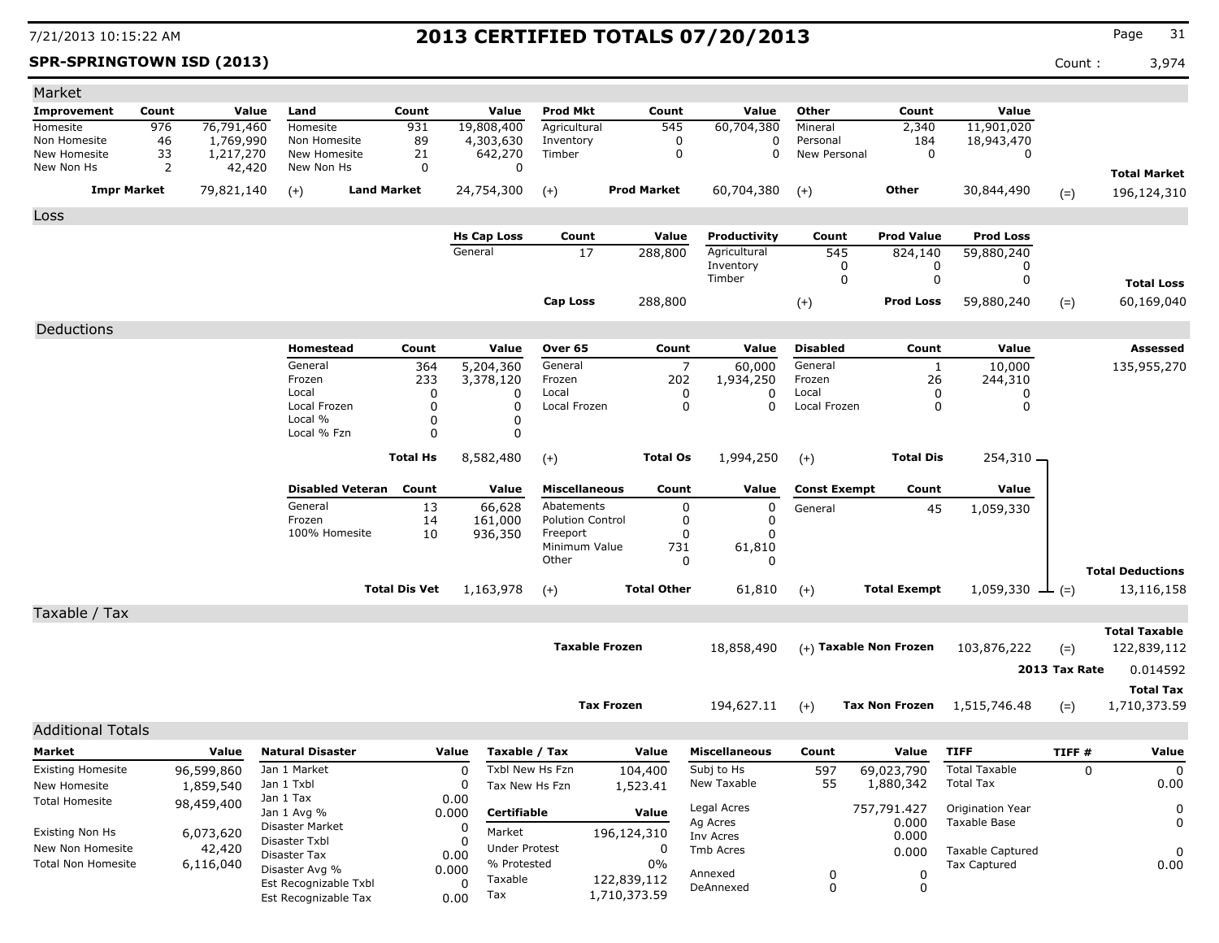# 2013 CERTIFIED TOTALS 07/20/2013

7/21/2013 10:15:22 AM

**SPR-SPRINGTOWN ISD (2013)**

Count : 3,974

## Market

| Improvement | Count | Value | Land | Count | Value | Prod Mkt | Count | Value | Other | Count | Value | | |
|---|---|---|---|---|---|---|---|---|---|---|---|---|---|
| Homesite | 976 | 76,791,460 | Homesite | 931 | 19,808,400 | Agricultural | 545 | 60,704,380 | Mineral | 2,340 | 11,901,020 | | |
| Non Homesite | 46 | 1,769,990 | Non Homesite | 89 | 4,303,630 | Inventory | 0 | 0 | Personal | 184 | 18,943,470 | | |
| New Homesite | 33 | 1,217,270 | New Homesite | 21 | 642,270 | Timber | 0 | 0 | New Personal | 0 | 0 | | |
| New Non Hs | 2 | 42,420 | New Non Hs | 0 | 0 | | | | | | | | **Total Market** |
| **Impr Market** | | 79,821,140 | (+) **Land Market** | | 24,754,300 | (+) **Prod Market** | | 60,704,380 | (+) **Other** | | 30,844,490 | (=) | 196,124,310 |

## Loss

| Hs Cap Loss | Count | Value | Productivity | Count | Prod Value | Prod Loss | | |
|---|---|---|---|---|---|---|---|---|
| General | 17 | 288,800 | Agricultural | 545 | 824,140 | 59,880,240 | | |
| | | | Inventory | 0 | 0 | 0 | | |
| | | | Timber | 0 | 0 | 0 | | **Total Loss** |
| **Cap Loss** | | 288,800 | (+) | | **Prod Loss** | 59,880,240 | (=) | 60,169,040 |

## Deductions

| Homestead | Count | Value | Over 65 | Count | Value | Disabled | Count | Value | Assessed |
|---|---|---|---|---|---|---|---|---|---|
| General | 364 | 5,204,360 | General | 7 | 60,000 | General | 1 | 10,000 | 135,955,270 |
| Frozen | 233 | 3,378,120 | Frozen | 202 | 1,934,250 | Frozen | 26 | 244,310 | |
| Local | 0 | 0 | Local | 0 | 0 | Local | 0 | 0 | |
| Local Frozen | 0 | 0 | Local Frozen | 0 | 0 | Local Frozen | 0 | 0 | |
| Local % | 0 | 0 | | | | | | | |
| Local % Fzn | 0 | 0 | | | | | | | |
| **Total Hs** | | 8,582,480 | (+) **Total Os** | | 1,994,250 | (+) **Total Dis** | | 254,310 | |

| Disabled Veteran | Count | Value | Miscellaneous | Count | Value | Const Exempt | Count | Value | | |
|---|---|---|---|---|---|---|---|---|---|---|
| General | 13 | 66,628 | Abatements | 0 | 0 | General | 45 | 1,059,330 | | |
| Frozen | 14 | 161,000 | Polution Control | 0 | 0 | | | | | |
| 100% Homesite | 10 | 936,350 | Freeport | 0 | 0 | | | | | |
| | | | Minimum Value | 731 | 61,810 | | | | | |
| | | | Other | 0 | 0 | | | | | **Total Deductions** |
| **Total Dis Vet** | | 1,163,978 | (+) **Total Other** | | 61,810 | (+) **Total Exempt** | | 1,059,330 | (=) | 13,116,158 |

## Taxable / Tax

| | | | | | Total Taxable |
|---|---|---|---|---|---|
| **Taxable Frozen** | 18,858,490 | (+) **Taxable Non Frozen** | 103,876,222 | (=) | 122,839,112 |
| | | | | **2013 Tax Rate** | 0.014592 |
| | | | | | **Total Tax** |
| **Tax Frozen** | 194,627.11 | (+) **Tax Non Frozen** | 1,515,746.48 | (=) | 1,710,373.59 |

## Additional Totals

| Market | Value |
|---|---|
| Existing Homesite | 96,599,860 |
| New Homesite | 1,859,540 |
| Total Homesite | 98,459,400 |
| Existing Non Hs | 6,073,620 |
| New Non Homesite | 42,420 |
| Total Non Homesite | 6,116,040 |

| Natural Disaster | Value |
|---|---|
| Jan 1 Market | 0 |
| Jan 1 Txbl | 0 |
| Jan 1 Tax | 0.00 |
| Jan 1 Avg % | 0.000 |
| Disaster Market | 0 |
| Disaster Txbl | 0 |
| Disaster Tax | 0.00 |
| Disaster Avg % | 0.000 |
| Est Recognizable Txbl | 0 |
| Est Recognizable Tax | 0.00 |

| Taxable / Tax | Value |
|---|---|
| Txbl New Hs Fzn | 104,400 |
| Tax New Hs Fzn | 1,523.41 |
| **Certifiable** | **Value** |
| Market | 196,124,310 |
| Under Protest | 0 |
| % Protested | 0% |
| Taxable | 122,839,112 |
| Tax | 1,710,373.59 |

| Miscellaneous | Count | Value |
|---|---|---|
| Subj to Hs | 597 | 69,023,790 |
| New Taxable | 55 | 1,880,342 |
| Legal Acres | | 757,791.427 |
| Ag Acres | | 0.000 |
| Inv Acres | | 0.000 |
| Tmb Acres | | 0.000 |
| Annexed | 0 | 0 |
| DeAnnexed | 0 | 0 |

| TIFF | TIFF # | Value |
|---|---|---|
| Total Taxable | 0 | 0 |
| Total Tax | | 0.00 |
| Origination Year | | 0 |
| Taxable Base | | 0 |
| Taxable Captured | | 0 |
| Tax Captured | | 0.00 |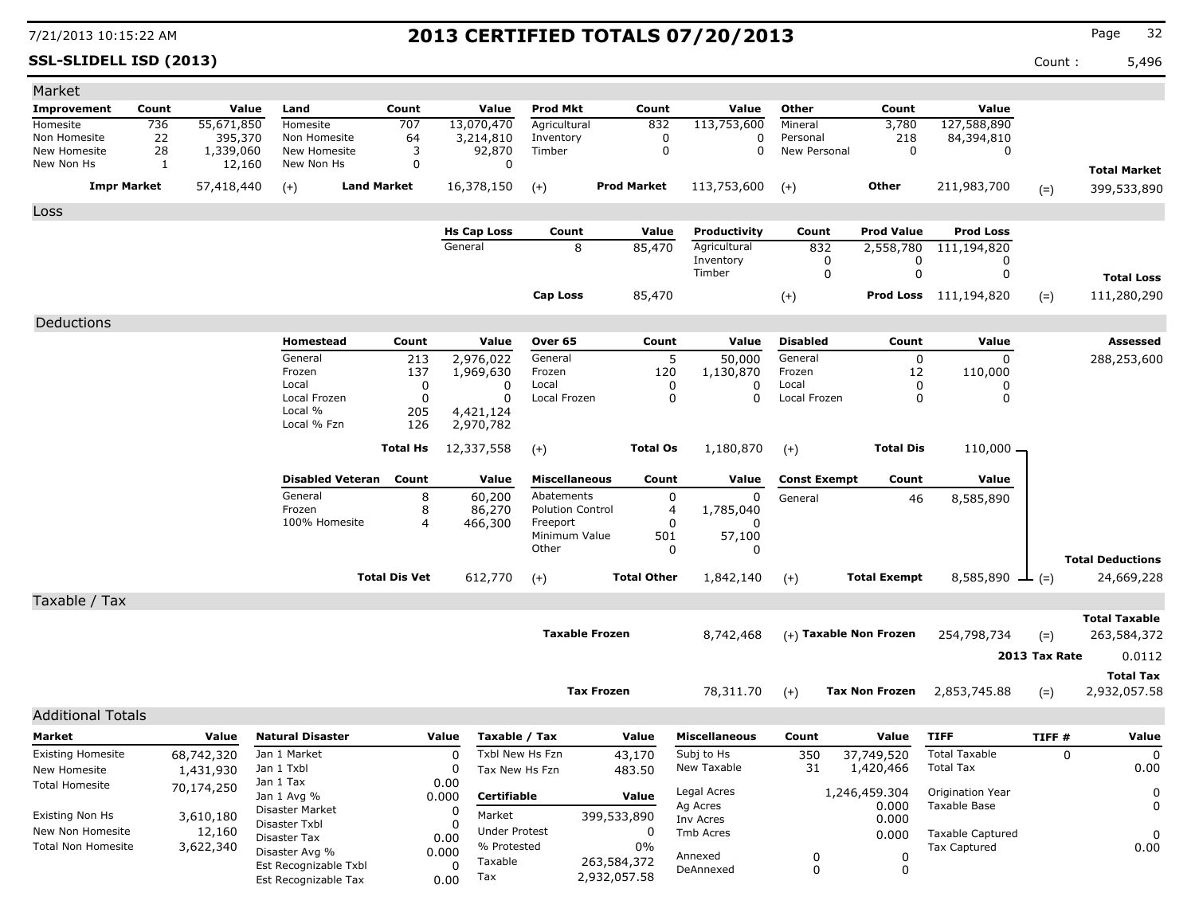7/21/2013 10:15:22 AM

# 2013 CERTIFIED TOTALS 07/20/2013

**SSL-SLIDELL ISD (2013)**

Count : 5,496

## Market

| Improvement | Count | Value | Land | Count | Value | Prod Mkt | Count | Value | Other | Count | Value | | |
|---|---|---|---|---|---|---|---|---|---|---|---|---|---|
| Homesite | 736 | 55,671,850 | Homesite | 707 | 13,070,470 | Agricultural | 832 | 113,753,600 | Mineral | 3,780 | 127,588,890 | | |
| Non Homesite | 22 | 395,370 | Non Homesite | 64 | 3,214,810 | Inventory | 0 | 0 | Personal | 218 | 84,394,810 | | |
| New Homesite | 28 | 1,339,060 | New Homesite | 3 | 92,870 | Timber | 0 | 0 | New Personal | 0 | 0 | | |
| New Non Hs | 1 | 12,160 | New Non Hs | 0 | 0 | | | | | | | | **Total Market** |
| **Impr Market** | | 57,418,440 | (+) **Land Market** | | 16,378,150 | (+) **Prod Market** | | 113,753,600 | (+) **Other** | | 211,983,700 | (=) | 399,533,890 |

## Loss

| Hs Cap Loss | Count | Value | Productivity | Count | Prod Value | Prod Loss | | |
|---|---|---|---|---|---|---|---|---|
| General | 8 | 85,470 | Agricultural | 832 | 2,558,780 | 111,194,820 | | |
| | | | Inventory | 0 | 0 | 0 | | |
| | | | Timber | 0 | 0 | 0 | | **Total Loss** |
| **Cap Loss** | | 85,470 | (+) | | **Prod Loss** | 111,194,820 | (=) | 111,280,290 |

## Deductions

| Homestead | Count | Value | Over 65 | Count | Value | Disabled | Count | Value | | Assessed |
|---|---|---|---|---|---|---|---|---|---|---|
| General | 213 | 2,976,022 | General | 5 | 50,000 | General | 0 | 0 | | 288,253,600 |
| Frozen | 137 | 1,969,630 | Frozen | 120 | 1,130,870 | Frozen | 12 | 110,000 | | |
| Local | 0 | 0 | Local | 0 | 0 | Local | 0 | 0 | | |
| Local Frozen | 0 | 0 | Local Frozen | 0 | 0 | Local Frozen | 0 | 0 | | |
| Local % | 205 | 4,421,124 | | | | | | | | |
| Local % Fzn | 126 | 2,970,782 | | | | | | | | |
| | **Total Hs** | 12,337,558 | (+) | **Total Os** | 1,180,870 | (+) | **Total Dis** | 110,000 | | |

| Disabled Veteran | Count | Value | Miscellaneous | Count | Value | Const Exempt | Count | Value | | |
|---|---|---|---|---|---|---|---|---|---|---|
| General | 8 | 60,200 | Abatements | 0 | 0 | General | 46 | 8,585,890 | | |
| Frozen | 8 | 86,270 | Polution Control | 4 | 1,785,040 | | | | | |
| 100% Homesite | 4 | 466,300 | Freeport | 0 | 0 | | | | | |
| | | | Minimum Value | 501 | 57,100 | | | | | |
| | | | Other | 0 | 0 | | | | | **Total Deductions** |
| | **Total Dis Vet** | 612,770 | (+) | **Total Other** | 1,842,140 | (+) | **Total Exempt** | 8,585,890 | (=) | 24,669,228 |

## Taxable / Tax

| | | | | | **Total Taxable** |
|---|---|---|---|---|---|
| **Taxable Frozen** | 8,742,468 | (+) **Taxable Non Frozen** | 254,798,734 | (=) | 263,584,372 |
| | | | | **2013 Tax Rate** | 0.0112 |
| | | | | | **Total Tax** |
| **Tax Frozen** | 78,311.70 | (+) **Tax Non Frozen** | 2,853,745.88 | (=) | 2,932,057.58 |

## Additional Totals

| Market | Value |
|---|---|
| Existing Homesite | 68,742,320 |
| New Homesite | 1,431,930 |
| Total Homesite | 70,174,250 |
| Existing Non Hs | 3,610,180 |
| New Non Homesite | 12,160 |
| Total Non Homesite | 3,622,340 |

| Natural Disaster | Value |
|---|---|
| Jan 1 Market | 0 |
| Jan 1 Txbl | 0 |
| Jan 1 Tax | 0.00 |
| Jan 1 Avg % | 0.000 |
| Disaster Market | 0 |
| Disaster Txbl | 0 |
| Disaster Tax | 0.00 |
| Disaster Avg % | 0.000 |
| Est Recognizable Txbl | 0 |
| Est Recognizable Tax | 0.00 |

| Taxable / Tax | Value |
|---|---|
| Txbl New Hs Fzn | 43,170 |
| Tax New Hs Fzn | 483.50 |

| Certifiable | Value |
|---|---|
| Market | 399,533,890 |
| Under Protest | 0 |
| % Protested | 0% |
| Taxable | 263,584,372 |
| Tax | 2,932,057.58 |

| Miscellaneous | Count | Value |
|---|---|---|
| Subj to Hs | 350 | 37,749,520 |
| New Taxable | 31 | 1,420,466 |
| Legal Acres | | 1,246,459.304 |
| Ag Acres | | 0.000 |
| Inv Acres | | 0.000 |
| Tmb Acres | | 0.000 |
| Annexed | 0 | 0 |
| DeAnnexed | 0 | 0 |

| TIFF | TIFF # | Value |
|---|---|---|
| Total Taxable | 0 | 0 |
| Total Tax | | 0.00 |
| Origination Year | | 0 |
| Taxable Base | | 0 |
| Taxable Captured | | 0 |
| Tax Captured | | 0.00 |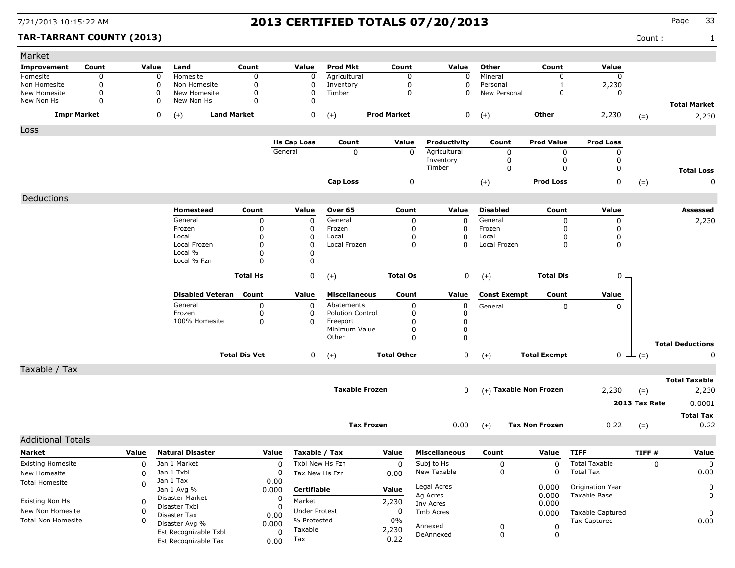# 2013 CERTIFIED TOTALS 07/20/2013

**TAR-TARRANT COUNTY (2013)**

Count : 1

## Market

| Improvement | Count | Value | Land | Count | Value | Prod Mkt | Count | Value | Other | Count | Value | |
|---|---|---|---|---|---|---|---|---|---|---|---|---|
| Homesite | 0 | 0 | Homesite | 0 | 0 | Agricultural | 0 | 0 | Mineral | 0 | 0 | |
| Non Homesite | 0 | 0 | Non Homesite | 0 | 0 | Inventory | 0 | 0 | Personal | 1 | 2,230 | |
| New Homesite | 0 | 0 | New Homesite | 0 | 0 | Timber | 0 | 0 | New Personal | 0 | 0 | |
| New Non Hs | 0 | 0 | New Non Hs | 0 | 0 | | | | | | | **Total Market** |
| **Impr Market** | | 0 | (+) **Land Market** | | 0 | (+) **Prod Market** | | 0 | (+) **Other** | | 2,230 | (=) 2,230 |

## Loss

| Hs Cap Loss | Count | Value | Productivity | Count | Prod Value | Prod Loss | |
|---|---|---|---|---|---|---|---|
| General | 0 | 0 | Agricultural | 0 | 0 | 0 | |
| | | | Inventory | 0 | 0 | 0 | |
| | | | Timber | 0 | 0 | 0 | **Total Loss** |
| **Cap Loss** | | 0 | (+) **Prod Loss** | | | 0 | (=) 0 |

## Deductions

| Homestead | Count | Value | Over 65 | Count | Value | Disabled | Count | Value | Assessed |
|---|---|---|---|---|---|---|---|---|---|
| General | 0 | 0 | General | 0 | 0 | General | 0 | 0 | 2,230 |
| Frozen | 0 | 0 | Frozen | 0 | 0 | Frozen | 0 | 0 | |
| Local | 0 | 0 | Local | 0 | 0 | Local | 0 | 0 | |
| Local Frozen | 0 | 0 | Local Frozen | 0 | 0 | Local Frozen | 0 | 0 | |
| Local % | 0 | 0 | | | | | | | |
| Local % Fzn | 0 | 0 | | | | | | | |
| **Total Hs** | | 0 | (+) **Total Os** | | 0 | (+) **Total Dis** | | 0 | |

| Disabled Veteran | Count | Value | Miscellaneous | Count | Value | Const Exempt | Count | Value | |
|---|---|---|---|---|---|---|---|---|---|
| General | 0 | 0 | Abatements | 0 | 0 | General | 0 | 0 | |
| Frozen | 0 | 0 | Polution Control | 0 | 0 | | | | |
| 100% Homesite | 0 | 0 | Freeport | 0 | 0 | | | | |
| | | | Minimum Value | 0 | 0 | | | | |
| | | | Other | 0 | 0 | | | | **Total Deductions** |
| **Total Dis Vet** | | 0 | (+) **Total Other** | | 0 | (+) **Total Exempt** | | 0 | (=) 0 |

## Taxable / Tax

| | | | | |
|---|---|---|---|---|
| | | | | **Total Taxable** |
| **Taxable Frozen** | 0 | (+) **Taxable Non Frozen** | 2,230 | (=) 2,230 |
| | | | **2013 Tax Rate** | 0.0001 |
| | | | | **Total Tax** |
| **Tax Frozen** | 0.00 | (+) **Tax Non Frozen** | 0.22 | (=) 0.22 |

## Additional Totals

| Market | Value |
|---|---|
| Existing Homesite | 0 |
| New Homesite | 0 |
| Total Homesite | 0 |
| Existing Non Hs | 0 |
| New Non Homesite | 0 |
| Total Non Homesite | 0 |

| Natural Disaster | Value |
|---|---|
| Jan 1 Market | 0 |
| Jan 1 Txbl | 0 |
| Jan 1 Tax | 0.00 |
| Jan 1 Avg % | 0.000 |
| Disaster Market | 0 |
| Disaster Txbl | 0 |
| Disaster Tax | 0.00 |
| Disaster Avg % | 0.000 |
| Est Recognizable Txbl | 0 |
| Est Recognizable Tax | 0.00 |

| Taxable / Tax | Value |
|---|---|
| Txbl New Hs Fzn | 0 |
| Tax New Hs Fzn | 0.00 |
| **Certifiable** | **Value** |
| Market | 2,230 |
| Under Protest | 0 |
| % Protested | 0% |
| Taxable | 2,230 |
| Tax | 0.22 |

| Miscellaneous | Count | Value |
|---|---|---|
| Subj to Hs | 0 | 0 |
| New Taxable | 0 | 0 |
| Legal Acres | | 0.000 |
| Ag Acres | | 0.000 |
| Inv Acres | | 0.000 |
| Tmb Acres | | 0.000 |
| Annexed | 0 | 0 |
| DeAnnexed | 0 | 0 |

| TIFF | TIFF # | Value |
|---|---|---|
| Total Taxable | 0 | 0 |
| Total Tax | | 0.00 |
| Origination Year | | 0 |
| Taxable Base | | 0 |
| Taxable Captured | | 0 |
| Tax Captured | | 0.00 |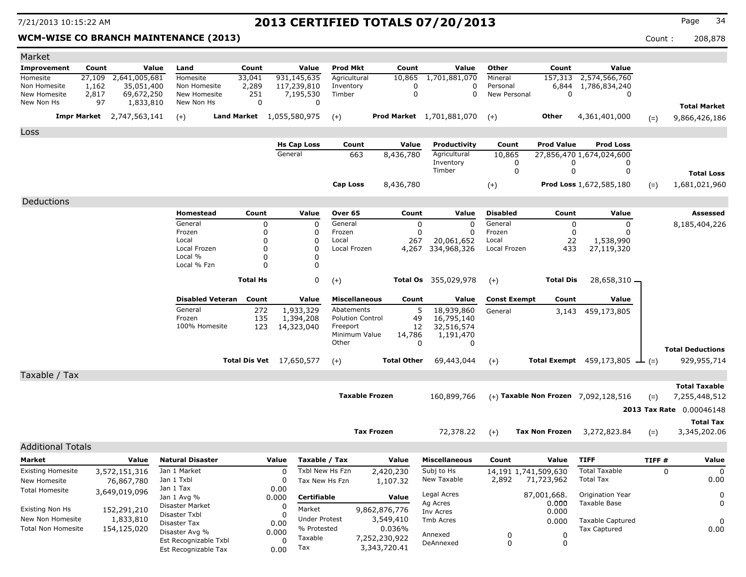# 2013 CERTIFIED TOTALS 07/20/2013

7/21/2013 10:15:22 AM

**WCM-WISE CO BRANCH MAINTENANCE (2013)**

Count : 208,878

## Market

| Improvement | Count | Value | Land | Count | Value | Prod Mkt | Count | Value | Other | Count | Value | | |
|---|---|---|---|---|---|---|---|---|---|---|---|---|---|
| Homesite | 27,109 | 2,641,005,681 | Homesite | 33,041 | 931,145,635 | Agricultural | 10,865 | 1,701,881,070 | Mineral | 157,313 | 2,574,566,760 | | |
| Non Homesite | 1,162 | 35,051,400 | Non Homesite | 2,289 | 117,239,810 | Inventory | 0 | 0 | Personal | 6,844 | 1,786,834,240 | | |
| New Homesite | 2,817 | 69,672,250 | New Homesite | 251 | 7,195,530 | Timber | 0 | 0 | New Personal | 0 | 0 | | |
| New Non Hs | 97 | 1,833,810 | New Non Hs | 0 | 0 | | | | | | | | **Total Market** |
| | **Impr Market** | 2,747,563,141 | (+) | **Land Market** | 1,055,580,975 | (+) | **Prod Market** | 1,701,881,070 | (+) | **Other** | 4,361,401,000 | (=) | 9,866,426,186 |

## Loss

| Hs Cap Loss | Count | Value | Productivity | Count | Prod Value | Prod Loss | | |
|---|---|---|---|---|---|---|---|---|
| General | 663 | 8,436,780 | Agricultural | 10,865 | 27,856,470 | 1,674,024,600 | | |
| | | | Inventory | 0 | 0 | 0 | | |
| | | | Timber | 0 | 0 | 0 | | **Total Loss** |
| **Cap Loss** | | 8,436,780 | | (+) | **Prod Loss** | 1,672,585,180 | (=) | 1,681,021,960 |

## Deductions

| Homestead | Count | Value | Over 65 | Count | Value | Disabled | Count | Value | **Assessed** |
|---|---|---|---|---|---|---|---|---|---|
| General | 0 | 0 | General | 0 | 0 | General | 0 | 0 | 8,185,404,226 |
| Frozen | 0 | 0 | Frozen | 0 | 0 | Frozen | 0 | 0 | |
| Local | 0 | 0 | Local | 267 | 20,061,652 | Local | 22 | 1,538,990 | |
| Local Frozen | 0 | 0 | Local Frozen | 4,267 | 334,968,326 | Local Frozen | 433 | 27,119,320 | |
| Local % | 0 | 0 | | | | | | | |
| Local % Fzn | 0 | 0 | | | | | | | |
| **Total Hs** | | 0 | (+) **Total Os** | | 355,029,978 | (+) **Total Dis** | | 28,658,310 | |

| Disabled Veteran | Count | Value | Miscellaneous | Count | Value | Const Exempt | Count | Value | |
|---|---|---|---|---|---|---|---|---|---|
| General | 272 | 1,933,329 | Abatements | 5 | 18,939,860 | General | 3,143 | 459,173,805 | |
| Frozen | 135 | 1,394,208 | Polution Control | 49 | 16,795,140 | | | | |
| 100% Homesite | 123 | 14,323,040 | Freeport | 12 | 32,516,574 | | | | |
| | | | Minimum Value | 14,786 | 1,191,470 | | | | |
| | | | Other | 0 | 0 | | | | **Total Deductions** |
| **Total Dis Vet** | | 17,650,577 | (+) **Total Other** | | 69,443,044 | (+) **Total Exempt** | | 459,173,805 | (=) 929,955,714 |

## Taxable / Tax

| | | | | | **Total Taxable** |
|---|---|---|---|---|---|
| **Taxable Frozen** | 160,899,766 | (+) | **Taxable Non Frozen** | 7,092,128,516 | (=) 7,255,448,512 |
| | | | | **2013 Tax Rate** | 0.00046148 |
| | | | | | **Total Tax** |
| **Tax Frozen** | 72,378.22 | (+) | **Tax Non Frozen** | 3,272,823.84 | (=) 3,345,202.06 |

## Additional Totals

| Market | Value |
|---|---|
| Existing Homesite | 3,572,151,316 |
| New Homesite | 76,867,780 |
| Total Homesite | 3,649,019,096 |
| Existing Non Hs | 152,291,210 |
| New Non Homesite | 1,833,810 |
| Total Non Homesite | 154,125,020 |

| Natural Disaster | Value |
|---|---|
| Jan 1 Market | 0 |
| Jan 1 Txbl | 0 |
| Jan 1 Tax | 0.00 |
| Jan 1 Avg % | 0.000 |
| Disaster Market | 0 |
| Disaster Txbl | 0 |
| Disaster Tax | 0.00 |
| Disaster Avg % | 0.000 |
| Est Recognizable Txbl | 0 |
| Est Recognizable Tax | 0.00 |

| Taxable / Tax | Value |
|---|---|
| Txbl New Hs Fzn | 2,420,230 |
| Tax New Hs Fzn | 1,107.32 |
| **Certifiable** | **Value** |
| Market | 9,862,876,776 |
| Under Protest | 3,549,410 |
| % Protested | 0.036% |
| Taxable | 7,252,230,922 |
| Tax | 3,343,720.41 |

| Miscellaneous | Count | Value |
|---|---|---|
| Subj to Hs | 14,191 | 1,741,509,630 |
| New Taxable | 2,892 | 71,723,962 |
| Legal Acres | | 87,001,668. |
| Ag Acres | | 0.000 |
| Inv Acres | | 0.000 |
| Tmb Acres | | 0.000 |
| Annexed | 0 | 0 |
| DeAnnexed | 0 | 0 |

| TIFF | TIFF # | Value |
|---|---|---|
| Total Taxable | 0 | 0 |
| Total Tax | | 0.00 |
| Origination Year | | 0 |
| Taxable Base | | 0 |
| Taxable Captured | | 0 |
| Tax Captured | | 0.00 |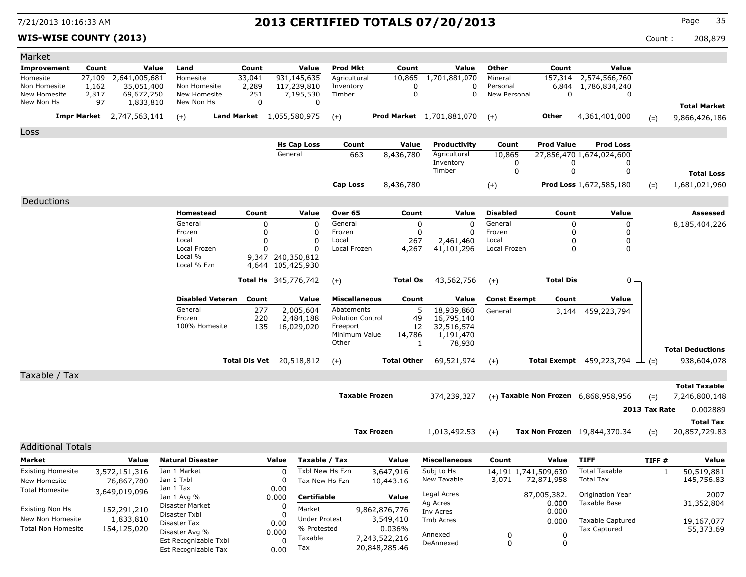# 2013 CERTIFIED TOTALS 07/20/2013

**WIS-WISE COUNTY (2013)**

7/21/2013 10:16:33 AM

Count : 208,879

## Market

| Improvement | Count | Value | Land | Count | Value | Prod Mkt | Count | Value | Other | Count | Value | | |
|---|---|---|---|---|---|---|---|---|---|---|---|---|---|
| Homesite | 27,109 | 2,641,005,681 | Homesite | 33,041 | 931,145,635 | Agricultural | 10,865 | 1,701,881,070 | Mineral | 157,314 | 2,574,566,760 | | |
| Non Homesite | 1,162 | 35,051,400 | Non Homesite | 2,289 | 117,239,810 | Inventory | 0 | 0 | Personal | 6,844 | 1,786,834,240 | | |
| New Homesite | 2,817 | 69,672,250 | New Homesite | 251 | 7,195,530 | Timber | 0 | 0 | New Personal | 0 | 0 | | |
| New Non Hs | 97 | 1,833,810 | New Non Hs | 0 | 0 | | | | | | | | **Total Market** |
| **Impr Market** | | 2,747,563,141 | (+) **Land Market** | | 1,055,580,975 | (+) **Prod Market** | | 1,701,881,070 | (+) **Other** | | 4,361,401,000 | (=) | 9,866,426,186 |

## Loss

| Hs Cap Loss | Count | Value | Productivity | Count | Prod Value | Prod Loss | | |
|---|---|---|---|---|---|---|---|---|
| General | 663 | 8,436,780 | Agricultural | 10,865 | 27,856,470 | 1,674,024,600 | | |
| | | | Inventory | 0 | 0 | 0 | | |
| | | | Timber | 0 | 0 | 0 | | **Total Loss** |
| **Cap Loss** | | 8,436,780 | (+) | | **Prod Loss** | 1,672,585,180 | (=) | 1,681,021,960 |

## Deductions

| Homestead | Count | Value | Over 65 | Count | Value | Disabled | Count | Value | | Assessed |
|---|---|---|---|---|---|---|---|---|---|---|
| General | 0 | 0 | General | 0 | 0 | General | 0 | 0 | | 8,185,404,226 |
| Frozen | 0 | 0 | Frozen | 0 | 0 | Frozen | 0 | 0 | | |
| Local | 0 | 0 | Local | 267 | 2,461,460 | Local | 0 | 0 | | |
| Local Frozen | 0 | 0 | Local Frozen | 4,267 | 41,101,296 | Local Frozen | 0 | 0 | | |
| Local % | 9,347 | 240,350,812 | | | | | | | | |
| Local % Fzn | 4,644 | 105,425,930 | | | | | | | | |
| **Total Hs** | | 345,776,742 | (+) **Total Os** | | 43,562,756 | (+) **Total Dis** | | 0 | | |

| Disabled Veteran | Count | Value | Miscellaneous | Count | Value | Const Exempt | Count | Value | | |
|---|---|---|---|---|---|---|---|---|---|---|
| General | 277 | 2,005,604 | Abatements | 5 | 18,939,860 | General | 3,144 | 459,223,794 | | |
| Frozen | 220 | 2,484,188 | Polution Control | 49 | 16,795,140 | | | | | |
| 100% Homesite | 135 | 16,029,020 | Freeport | 12 | 32,516,574 | | | | | |
| | | | Minimum Value | 14,786 | 1,191,470 | | | | | |
| | | | Other | 1 | 78,930 | | | | | **Total Deductions** |
| **Total Dis Vet** | | 20,518,812 | (+) **Total Other** | | 69,521,974 | (+) **Total Exempt** | | 459,223,794 | (=) | 938,604,078 |

## Taxable / Tax

| | | | | | |
|---|---|---|---|---|---|
| **Taxable Frozen** | 374,239,327 | (+) **Taxable Non Frozen** | 6,868,958,956 | (=) | **Total Taxable** 7,246,800,148 |
| | | | | **2013 Tax Rate** | 0.002889 |
| **Tax Frozen** | 1,013,492.53 | (+) **Tax Non Frozen** | 19,844,370.34 | (=) | **Total Tax** 20,857,729.83 |

## Additional Totals

| Market | Value |
|---|---|
| Existing Homesite | 3,572,151,316 |
| New Homesite | 76,867,780 |
| Total Homesite | 3,649,019,096 |
| Existing Non Hs | 152,291,210 |
| New Non Homesite | 1,833,810 |
| Total Non Homesite | 154,125,020 |

| Natural Disaster | Value |
|---|---|
| Jan 1 Market | 0 |
| Jan 1 Txbl | 0 |
| Jan 1 Tax | 0.00 |
| Jan 1 Avg % | 0.000 |
| Disaster Market | 0 |
| Disaster Txbl | 0 |
| Disaster Tax | 0.00 |
| Disaster Avg % | 0.000 |
| Est Recognizable Txbl | 0 |
| Est Recognizable Tax | 0.00 |

| Taxable / Tax | Value |
|---|---|
| Txbl New Hs Fzn | 3,647,916 |
| Tax New Hs Fzn | 10,443.16 |
| **Certifiable** | **Value** |
| Market | 9,862,876,776 |
| Under Protest | 3,549,410 |
| % Protested | 0.036% |
| Taxable | 7,243,522,216 |
| Tax | 20,848,285.46 |

| Miscellaneous | Count | Value |
|---|---|---|
| Subj to Hs | 14,191 | 1,741,509,630 |
| New Taxable | 3,071 | 72,871,958 |
| Legal Acres | | 87,005,382. |
| Ag Acres | | 0.000 |
| Inv Acres | | 0.000 |
| Tmb Acres | | 0.000 |
| Annexed | 0 | 0 |
| DeAnnexed | 0 | 0 |

| TIFF | TIFF # | Value |
|---|---|---|
| Total Taxable | 1 | 50,519,881 |
| Total Tax | | 145,756.83 |
| Origination Year | | 2007 |
| Taxable Base | | 31,352,804 |
| Taxable Captured | | 19,167,077 |
| Tax Captured | | 55,373.69 |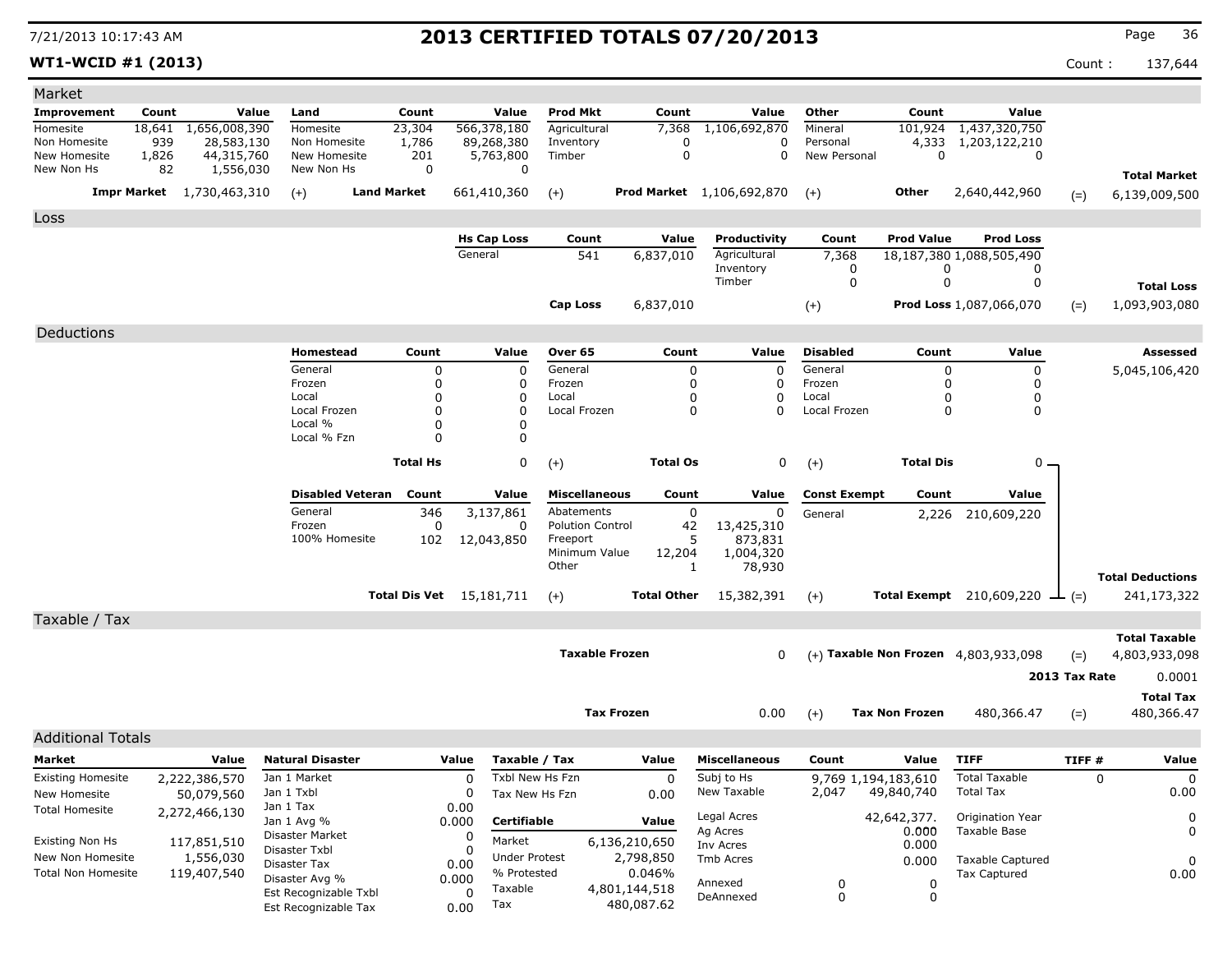7/21/2013 10:17:43 AM

# 2013 CERTIFIED TOTALS 07/20/2013

**WT1-WCID #1 (2013)** Count : 137,644

## Market

| Improvement | Count | Value | Land | Count | Value | Prod Mkt | Count | Value | Other | Count | Value |
|---|---|---|---|---|---|---|---|---|---|---|---|
| Homesite | 18,641 | 1,656,008,390 | Homesite | 23,304 | 566,378,180 | Agricultural | 7,368 | 1,106,692,870 | Mineral | 101,924 | 1,437,320,750 |
| Non Homesite | 939 | 28,583,130 | Non Homesite | 1,786 | 89,268,380 | Inventory | 0 | 0 | Personal | 4,333 | 1,203,122,210 |
| New Homesite | 1,826 | 44,315,760 | New Homesite | 201 | 5,763,800 | Timber | 0 | 0 | New Personal | 0 | 0 |
| New Non Hs | 82 | 1,556,030 | New Non Hs | 0 | 0 | | | | | | |

| Impr Market | | Land Market | | Prod Market | | Other | | Total Market |
|---|---|---|---|---|---|---|---|---|
| 1,730,463,310 | (+) | 661,410,360 | (+) | 1,106,692,870 | (+) | 2,640,442,960 | (=) | 6,139,009,500 |

## Loss

| Hs Cap Loss | Count | Value | Productivity | Count | Prod Value | Prod Loss |
|---|---|---|---|---|---|---|
| General | 541 | 6,837,010 | Agricultural | 7,368 | 18,187,380 | 1,088,505,490 |
| | | | Inventory | 0 | 0 | 0 |
| | | | Timber | 0 | 0 | 0 |

| Cap Loss | | Prod Loss | | Total Loss |
|---|---|---|---|---|
| 6,837,010 | (+) | 1,087,066,070 | (=) | 1,093,903,080 |

## Deductions

| Homestead | Count | Value | Over 65 | Count | Value | Disabled | Count | Value |
|---|---|---|---|---|---|---|---|---|
| General | 0 | 0 | General | 0 | 0 | General | 0 | 0 |
| Frozen | 0 | 0 | Frozen | 0 | 0 | Frozen | 0 | 0 |
| Local | 0 | 0 | Local | 0 | 0 | Local | 0 | 0 |
| Local Frozen | 0 | 0 | Local Frozen | 0 | 0 | Local Frozen | 0 | 0 |
| Local % | 0 | 0 | | | | | | |
| Local % Fzn | 0 | 0 | | | | | | |
| **Total Hs** | | 0 | (+) **Total Os** | | 0 | (+) **Total Dis** | | 0 |

**Assessed** 5,045,106,420

| Disabled Veteran | Count | Value | Miscellaneous | Count | Value | Const Exempt | Count | Value |
|---|---|---|---|---|---|---|---|---|
| General | 346 | 3,137,861 | Abatements | 0 | 0 | General | 2,226 | 210,609,220 |
| Frozen | 0 | 0 | Polution Control | 42 | 13,425,310 | | | |
| 100% Homesite | 102 | 12,043,850 | Freeport | 5 | 873,831 | | | |
| | | | Minimum Value | 12,204 | 1,004,320 | | | |
| | | | Other | 1 | 78,930 | | | |
| **Total Dis Vet** | | 15,181,711 | (+) **Total Other** | | 15,382,391 | (+) **Total Exempt** | | 210,609,220 |

**Total Deductions** (=) 241,173,322

## Taxable / Tax

| Taxable Frozen | | Taxable Non Frozen | | Total Taxable |
|---|---|---|---|---|
| 0 | (+) | 4,803,933,098 | (=) | 4,803,933,098 |

**2013 Tax Rate** 0.0001

| Tax Frozen | | Tax Non Frozen | | Total Tax |
|---|---|---|---|---|
| 0.00 | (+) | 480,366.47 | (=) | 480,366.47 |

## Additional Totals

| Market | Value |
|---|---|
| Existing Homesite | 2,222,386,570 |
| New Homesite | 50,079,560 |
| Total Homesite | 2,272,466,130 |
| Existing Non Hs | 117,851,510 |
| New Non Homesite | 1,556,030 |
| Total Non Homesite | 119,407,540 |

| Natural Disaster | Value |
|---|---|
| Jan 1 Market | 0 |
| Jan 1 Txbl | 0 |
| Jan 1 Tax | 0.00 |
| Jan 1 Avg % | 0.000 |
| Disaster Market | 0 |
| Disaster Txbl | 0 |
| Disaster Tax | 0.00 |
| Disaster Avg % | 0.000 |
| Est Recognizable Txbl | 0 |
| Est Recognizable Tax | 0.00 |

| Taxable / Tax | Value |
|---|---|
| Txbl New Hs Fzn | 0 |
| Tax New Hs Fzn | 0.00 |
| **Certifiable** | **Value** |
| Market | 6,136,210,650 |
| Under Protest | 2,798,850 |
| % Protested | 0.046% |
| Taxable | 4,801,144,518 |
| Tax | 480,087.62 |

| Miscellaneous | Count | Value |
|---|---|---|
| Subj to Hs | 9,769 | 1,194,183,610 |
| New Taxable | 2,047 | 49,840,740 |
| Legal Acres | | 42,642,377. |
| Ag Acres | | 0.000 |
| Inv Acres | | 0.000 |
| Tmb Acres | | 0.000 |
| Annexed | 0 | 0 |
| DeAnnexed | 0 | 0 |

| TIFF | TIFF # | Value |
|---|---|---|
| Total Taxable | 0 | 0 |
| Total Tax | | 0.00 |
| Origination Year | | 0 |
| Taxable Base | | 0 |
| Taxable Captured | | 0 |
| Tax Captured | | 0.00 |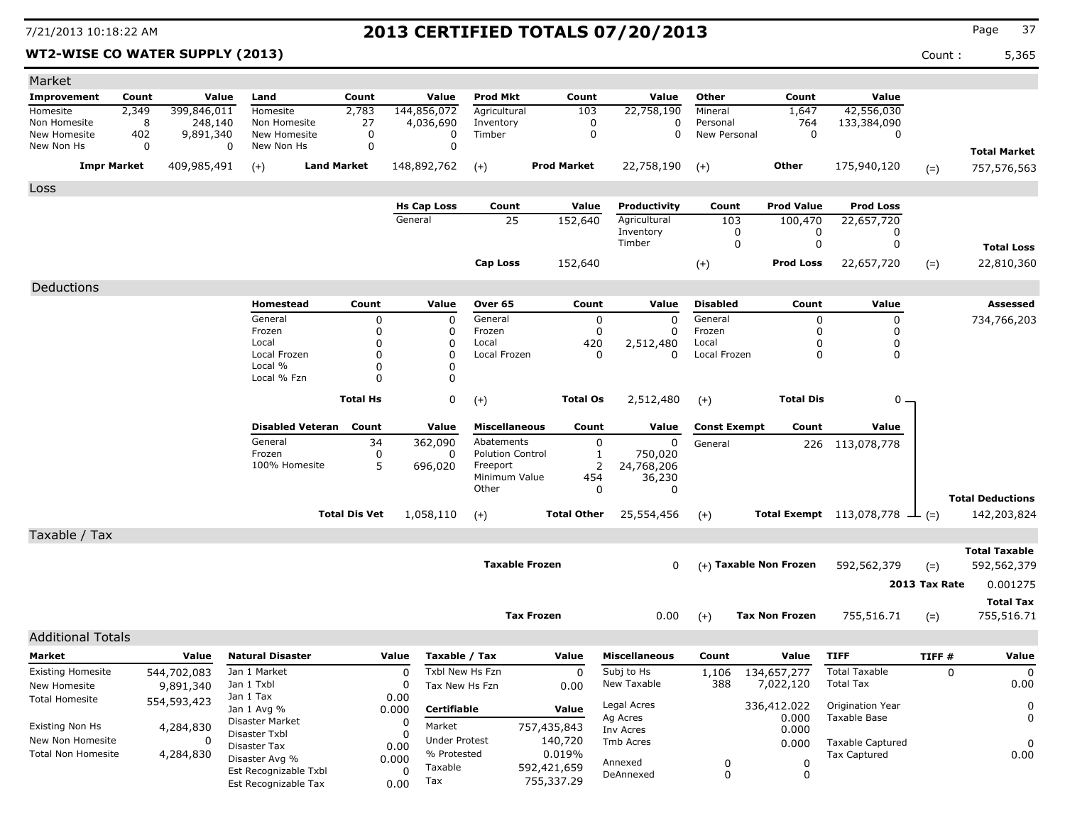7/21/2013 10:18:22 AM

# 2013 CERTIFIED TOTALS 07/20/2013

**WT2-WISE CO WATER SUPPLY (2013)**

Count : 5,365

## Market

| Improvement | Count | Value | Land | Count | Value | Prod Mkt | Count | Value | Other | Count | Value | | |
|---|---|---|---|---|---|---|---|---|---|---|---|---|---|
| Homesite | 2,349 | 399,846,011 | Homesite | 2,783 | 144,856,072 | Agricultural | 103 | 22,758,190 | Mineral | 1,647 | 42,556,030 | | |
| Non Homesite | 8 | 248,140 | Non Homesite | 27 | 4,036,690 | Inventory | 0 | 0 | Personal | 764 | 133,384,090 | | |
| New Homesite | 402 | 9,891,340 | New Homesite | 0 | 0 | Timber | 0 | 0 | New Personal | 0 | 0 | | |
| New Non Hs | 0 | 0 | New Non Hs | 0 | 0 | | | | | | | | **Total Market** |
| **Impr Market** | | 409,985,491 | (+) **Land Market** | | 148,892,762 | (+) **Prod Market** | | 22,758,190 | (+) **Other** | | 175,940,120 | (=) | 757,576,563 |

## Loss

| Hs Cap Loss | Count | Value | Productivity | Count | Prod Value | Prod Loss | | |
|---|---|---|---|---|---|---|---|---|
| General | 25 | 152,640 | Agricultural | 103 | 100,470 | 22,657,720 | | |
| | | | Inventory | 0 | 0 | 0 | | |
| | | | Timber | 0 | 0 | 0 | | **Total Loss** |
| **Cap Loss** | | 152,640 | (+) | | **Prod Loss** | 22,657,720 | (=) | 22,810,360 |

## Deductions

| Homestead | Count | Value | Over 65 | Count | Value | Disabled | Count | Value | Assessed |
|---|---|---|---|---|---|---|---|---|---|
| General | 0 | 0 | General | 0 | 0 | General | 0 | 0 | 734,766,203 |
| Frozen | 0 | 0 | Frozen | 0 | 0 | Frozen | 0 | 0 | |
| Local | 0 | 0 | Local | 420 | 2,512,480 | Local | 0 | 0 | |
| Local Frozen | 0 | 0 | Local Frozen | 0 | 0 | Local Frozen | 0 | 0 | |
| Local % | 0 | 0 | | | | | | | |
| Local % Fzn | 0 | 0 | | | | | | | |
| | **Total Hs** | 0 | (+) | **Total Os** | 2,512,480 | (+) | **Total Dis** | 0 | |

| Disabled Veteran | Count | Value | Miscellaneous | Count | Value | Const Exempt | Count | Value | | |
|---|---|---|---|---|---|---|---|---|---|---|
| General | 34 | 362,090 | Abatements | 0 | 0 | General | 226 | 113,078,778 | | |
| Frozen | 0 | 0 | Polution Control | 1 | 750,020 | | | | | |
| 100% Homesite | 5 | 696,020 | Freeport | 2 | 24,768,206 | | | | | |
| | | | Minimum Value | 454 | 36,230 | | | | | |
| | | | Other | 0 | 0 | | | | | **Total Deductions** |
| | **Total Dis Vet** | 1,058,110 | (+) | **Total Other** | 25,554,456 | (+) | **Total Exempt** | 113,078,778 | (=) | 142,203,824 |

## Taxable / Tax

| | | | | | | |
|---|---|---|---|---|---|---|
| | | | | | | **Total Taxable** |
| **Taxable Frozen** | 0 | (+) | **Taxable Non Frozen** | 592,562,379 | (=) | 592,562,379 |
| | | | | | **2013 Tax Rate** | 0.001275 |
| | | | | | | **Total Tax** |
| **Tax Frozen** | 0.00 | (+) | **Tax Non Frozen** | 755,516.71 | (=) | 755,516.71 |

## Additional Totals

| Market | Value |
|---|---|
| Existing Homesite | 544,702,083 |
| New Homesite | 9,891,340 |
| Total Homesite | 554,593,423 |
| Existing Non Hs | 4,284,830 |
| New Non Homesite | 0 |
| Total Non Homesite | 4,284,830 |

| Natural Disaster | Value |
|---|---|
| Jan 1 Market | 0 |
| Jan 1 Txbl | 0 |
| Jan 1 Tax | 0.00 |
| Jan 1 Avg % | 0.000 |
| Disaster Market | 0 |
| Disaster Txbl | 0 |
| Disaster Tax | 0.00 |
| Disaster Avg % | 0.000 |
| Est Recognizable Txbl | 0 |
| Est Recognizable Tax | 0.00 |

| Taxable / Tax | Value |
|---|---|
| Txbl New Hs Fzn | 0 |
| Tax New Hs Fzn | 0.00 |
| **Certifiable** | **Value** |
| Market | 757,435,843 |
| Under Protest | 140,720 |
| % Protested | 0.019% |
| Taxable | 592,421,659 |
| Tax | 755,337.29 |

| Miscellaneous | Count | Value |
|---|---|---|
| Subj to Hs | 1,106 | 134,657,277 |
| New Taxable | 388 | 7,022,120 |
| Legal Acres | | 336,412.022 |
| Ag Acres | | 0.000 |
| Inv Acres | | 0.000 |
| Tmb Acres | | 0.000 |
| Annexed | 0 | 0 |
| DeAnnexed | 0 | 0 |

| TIFF | TIFF # | Value |
|---|---|---|
| Total Taxable | 0 | 0 |
| Total Tax | | 0.00 |
| Origination Year | | 0 |
| Taxable Base | | 0 |
| Taxable Captured | | 0 |
| Tax Captured | | 0.00 |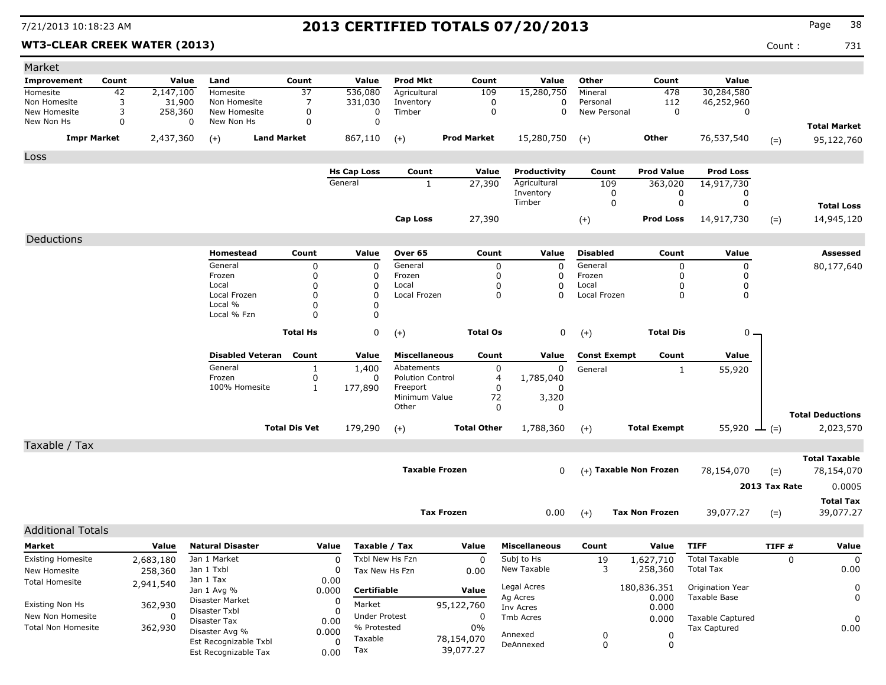# 2013 CERTIFIED TOTALS 07/20/2013

7/21/2013 10:18:23 AM

**WT3-CLEAR CREEK WATER (2013)** Count : 731

## Market

| Improvement | Count | Value | Land | Count | Value | Prod Mkt | Count | Value | Other | Count | Value | | |
|---|---|---|---|---|---|---|---|---|---|---|---|---|---|
| Homesite | 42 | 2,147,100 | Homesite | 37 | 536,080 | Agricultural | 109 | 15,280,750 | Mineral | 478 | 30,284,580 | | |
| Non Homesite | 3 | 31,900 | Non Homesite | 7 | 331,030 | Inventory | 0 | 0 | Personal | 112 | 46,252,960 | | |
| New Homesite | 3 | 258,360 | New Homesite | 0 | 0 | Timber | 0 | 0 | New Personal | 0 | 0 | | |
| New Non Hs | 0 | 0 | New Non Hs | 0 | 0 | | | | | | | | **Total Market** |
| **Impr Market** | | 2,437,360 | (+) **Land Market** | | 867,110 | (+) **Prod Market** | | 15,280,750 | (+) **Other** | | 76,537,540 | (=) | 95,122,760 |

## Loss

| Hs Cap Loss | Count | Value | Productivity | Count | Prod Value | Prod Loss | | |
|---|---|---|---|---|---|---|---|---|
| General | 1 | 27,390 | Agricultural | 109 | 363,020 | 14,917,730 | | |
| | | | Inventory | 0 | 0 | 0 | | |
| | | | Timber | 0 | 0 | 0 | | **Total Loss** |
| **Cap Loss** | | 27,390 | (+) | | **Prod Loss** | 14,917,730 | (=) | 14,945,120 |

## Deductions

**Assessed:** 80,177,640

| Homestead | Count | Value | Over 65 | Count | Value | Disabled | Count | Value |
|---|---|---|---|---|---|---|---|---|
| General | 0 | 0 | General | 0 | 0 | General | 0 | 0 |
| Frozen | 0 | 0 | Frozen | 0 | 0 | Frozen | 0 | 0 |
| Local | 0 | 0 | Local | 0 | 0 | Local | 0 | 0 |
| Local Frozen | 0 | 0 | Local Frozen | 0 | 0 | Local Frozen | 0 | 0 |
| Local % | 0 | 0 | | | | | | |
| Local % Fzn | 0 | 0 | | | | | | |
| **Total Hs** | | 0 | (+) **Total Os** | | 0 | (+) **Total Dis** | | 0 |

| Disabled Veteran | Count | Value | Miscellaneous | Count | Value | Const Exempt | Count | Value | | |
|---|---|---|---|---|---|---|---|---|---|---|
| General | 1 | 1,400 | Abatements | 0 | 0 | General | 1 | 55,920 | | |
| Frozen | 0 | 0 | Polution Control | 4 | 1,785,040 | | | | | |
| 100% Homesite | 1 | 177,890 | Freeport | 0 | 0 | | | | | |
| | | | Minimum Value | 72 | 3,320 | | | | | |
| | | | Other | 0 | 0 | | | | | **Total Deductions** |
| **Total Dis Vet** | | 179,290 | (+) **Total Other** | | 1,788,360 | (+) **Total Exempt** | | 55,920 | (=) | 2,023,570 |

## Taxable / Tax

| | | | | | |
|---|---|---|---|---|---|
| **Taxable Frozen** | 0 | (+) **Taxable Non Frozen** | 78,154,070 | (=) | **Total Taxable** 78,154,070 |
| | | | | **2013 Tax Rate** | 0.0005 |
| **Tax Frozen** | 0.00 | (+) **Tax Non Frozen** | 39,077.27 | (=) | **Total Tax** 39,077.27 |

## Additional Totals

| Market | Value |
|---|---|
| Existing Homesite | 2,683,180 |
| New Homesite | 258,360 |
| Total Homesite | 2,941,540 |
| Existing Non Hs | 362,930 |
| New Non Homesite | 0 |
| Total Non Homesite | 362,930 |

| Natural Disaster | Value |
|---|---|
| Jan 1 Market | 0 |
| Jan 1 Txbl | 0 |
| Jan 1 Tax | 0.00 |
| Jan 1 Avg % | 0.000 |
| Disaster Market | 0 |
| Disaster Txbl | 0 |
| Disaster Tax | 0.00 |
| Disaster Avg % | 0.000 |
| Est Recognizable Txbl | 0 |
| Est Recognizable Tax | 0.00 |

| Taxable / Tax | Value |
|---|---|
| Txbl New Hs Fzn | 0 |
| Tax New Hs Fzn | 0.00 |
| **Certifiable** | **Value** |
| Market | 95,122,760 |
| Under Protest | 0 |
| % Protested | 0% |
| Taxable | 78,154,070 |
| Tax | 39,077.27 |

| Miscellaneous | Count | Value |
|---|---|---|
| Subj to Hs | 19 | 1,627,710 |
| New Taxable | 3 | 258,360 |
| Legal Acres | | 180,836.351 |
| Ag Acres | | 0.000 |
| Inv Acres | | 0.000 |
| Tmb Acres | | 0.000 |
| Annexed | 0 | 0 |
| DeAnnexed | 0 | 0 |

| TIFF | TIFF # | Value |
|---|---|---|
| Total Taxable | 0 | 0 |
| Total Tax | | 0.00 |
| Origination Year | | 0 |
| Taxable Base | | 0 |
| Taxable Captured | | 0 |
| Tax Captured | | 0.00 |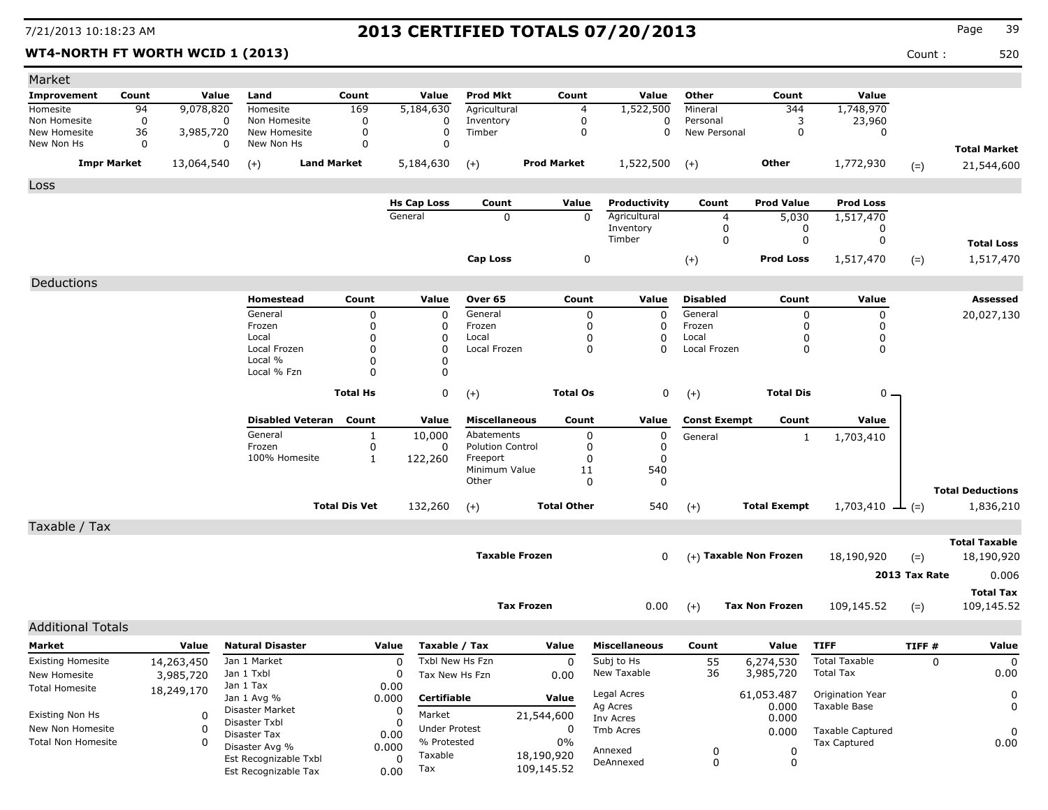7/21/2013 10:18:23 AM

# 2013 CERTIFIED TOTALS 07/20/2013

**WT4-NORTH FT WORTH WCID 1 (2013)**

Count : 520

## Market

| Improvement | Count | Value | Land | Count | Value | Prod Mkt | Count | Value | Other | Count | Value | | |
|---|---|---|---|---|---|---|---|---|---|---|---|---|---|
| Homesite | 94 | 9,078,820 | Homesite | 169 | 5,184,630 | Agricultural | 4 | 1,522,500 | Mineral | 344 | 1,748,970 | | |
| Non Homesite | 0 | 0 | Non Homesite | 0 | 0 | Inventory | 0 | 0 | Personal | 3 | 23,960 | | |
| New Homesite | 36 | 3,985,720 | New Homesite | 0 | 0 | Timber | 0 | 0 | New Personal | 0 | 0 | | |
| New Non Hs | 0 | 0 | New Non Hs | 0 | 0 | | | | | | | | **Total Market** |
| **Impr Market** | | 13,064,540 | (+) **Land Market** | | 5,184,630 | (+) **Prod Market** | | 1,522,500 | (+) **Other** | | 1,772,930 | (=) | 21,544,600 |

## Loss

| Hs Cap Loss | Count | Value | Productivity | Count | Prod Value | Prod Loss | | |
|---|---|---|---|---|---|---|---|---|
| General | 0 | 0 | Agricultural | 4 | 5,030 | 1,517,470 | | |
| | | | Inventory | 0 | 0 | 0 | | |
| | | | Timber | 0 | 0 | 0 | | **Total Loss** |
| **Cap Loss** | | 0 | (+) **Prod Loss** | | | 1,517,470 | (=) | 1,517,470 |

## Deductions

| Homestead | Count | Value | Over 65 | Count | Value | Disabled | Count | Value | **Assessed** |
|---|---|---|---|---|---|---|---|---|---|
| General | 0 | 0 | General | 0 | 0 | General | 0 | 0 | 20,027,130 |
| Frozen | 0 | 0 | Frozen | 0 | 0 | Frozen | 0 | 0 | |
| Local | 0 | 0 | Local | 0 | 0 | Local | 0 | 0 | |
| Local Frozen | 0 | 0 | Local Frozen | 0 | 0 | Local Frozen | 0 | 0 | |
| Local % | 0 | 0 | | | | | | | |
| Local % Fzn | 0 | 0 | | | | | | | |
| **Total Hs** | | 0 | (+) **Total Os** | | 0 | (+) **Total Dis** | | 0 | |

| Disabled Veteran | Count | Value | Miscellaneous | Count | Value | Const Exempt | Count | Value | | |
|---|---|---|---|---|---|---|---|---|---|---|
| General | 1 | 10,000 | Abatements | 0 | 0 | General | 1 | 1,703,410 | | |
| Frozen | 0 | 0 | Polution Control | 0 | 0 | | | | | |
| 100% Homesite | 1 | 122,260 | Freeport | 0 | 0 | | | | | |
| | | | Minimum Value | 11 | 540 | | | | | |
| | | | Other | 0 | 0 | | | | | **Total Deductions** |
| **Total Dis Vet** | | 132,260 | (+) **Total Other** | | 540 | (+) **Total Exempt** | | 1,703,410 | (=) | 1,836,210 |

## Taxable / Tax

| | | | | | **Total Taxable** |
|---|---|---|---|---|---|
| **Taxable Frozen** | 0 | (+) **Taxable Non Frozen** | 18,190,920 | (=) | 18,190,920 |
| | | | | **2013 Tax Rate** | 0.006 |
| | | | | | **Total Tax** |
| **Tax Frozen** | 0.00 | (+) **Tax Non Frozen** | 109,145.52 | (=) | 109,145.52 |

## Additional Totals

| Market | Value |
|---|---|
| Existing Homesite | 14,263,450 |
| New Homesite | 3,985,720 |
| Total Homesite | 18,249,170 |
| Existing Non Hs | 0 |
| New Non Homesite | 0 |
| Total Non Homesite | 0 |

| Natural Disaster | Value |
|---|---|
| Jan 1 Market | 0 |
| Jan 1 Txbl | 0 |
| Jan 1 Tax | 0.00 |
| Jan 1 Avg % | 0.000 |
| Disaster Market | 0 |
| Disaster Txbl | 0 |
| Disaster Tax | 0.00 |
| Disaster Avg % | 0.000 |
| Est Recognizable Txbl | 0 |
| Est Recognizable Tax | 0.00 |

| Taxable / Tax | Value |
|---|---|
| Txbl New Hs Fzn | 0 |
| Tax New Hs Fzn | 0.00 |
| **Certifiable** | **Value** |
| Market | 21,544,600 |
| Under Protest | 0 |
| % Protested | 0% |
| Taxable | 18,190,920 |
| Tax | 109,145.52 |

| Miscellaneous | Count | Value |
|---|---|---|
| Subj to Hs | 55 | 6,274,530 |
| New Taxable | 36 | 3,985,720 |
| Legal Acres | | 61,053.487 |
| Ag Acres | | 0.000 |
| Inv Acres | | 0.000 |
| Tmb Acres | | 0.000 |
| Annexed | 0 | 0 |
| DeAnnexed | 0 | 0 |

| TIFF | TIFF # | Value |
|---|---|---|
| Total Taxable | 0 | 0 |
| Total Tax | | 0.00 |
| Origination Year | | 0 |
| Taxable Base | | 0 |
| Taxable Captured | | 0 |
| Tax Captured | | 0.00 |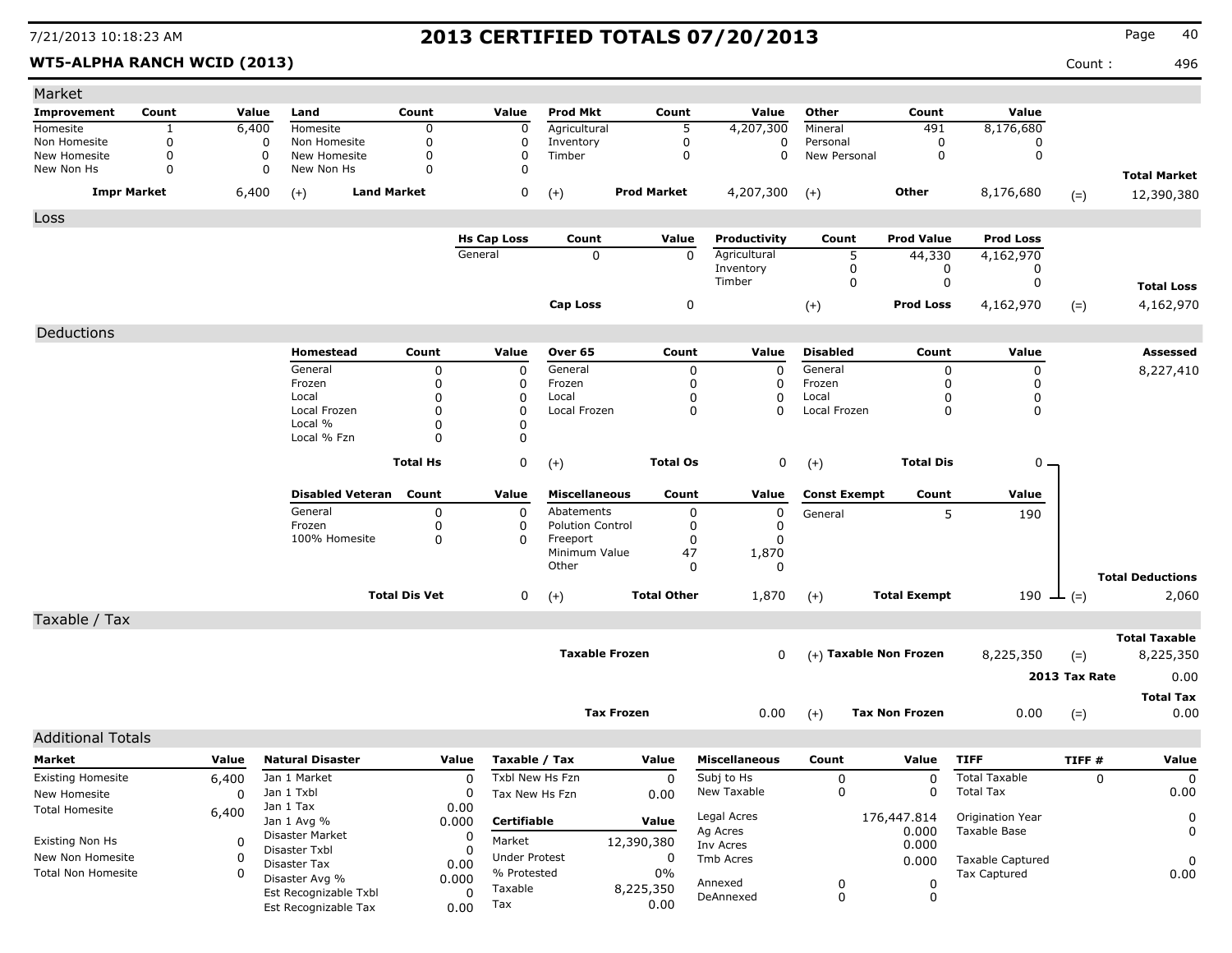7/21/2013 10:18:23 AM

# 2013 CERTIFIED TOTALS 07/20/2013

**WT5-ALPHA RANCH WCID (2013)**

Count : 496

## Market

| Improvement | Count | Value | Land | Count | Value | Prod Mkt | Count | Value | Other | Count | Value | |
|---|---|---|---|---|---|---|---|---|---|---|---|---|
| Homesite | 1 | 6,400 | Homesite | 0 | 0 | Agricultural | 5 | 4,207,300 | Mineral | 491 | 8,176,680 | |
| Non Homesite | 0 | 0 | Non Homesite | 0 | 0 | Inventory | 0 | 0 | Personal | 0 | 0 | |
| New Homesite | 0 | 0 | New Homesite | 0 | 0 | Timber | 0 | 0 | New Personal | 0 | 0 | |
| New Non Hs | 0 | 0 | New Non Hs | 0 | 0 | | | | | | | **Total Market** |
| **Impr Market** | | 6,400 | (+) **Land Market** | | 0 | (+) **Prod Market** | | 4,207,300 | (+) **Other** | | 8,176,680 | (=) 12,390,380 |

## Loss

| Hs Cap Loss | Count | Value | Productivity | Count | Prod Value | Prod Loss | |
|---|---|---|---|---|---|---|---|
| General | 0 | 0 | Agricultural | 5 | 44,330 | 4,162,970 | |
| | | | Inventory | 0 | 0 | 0 | |
| | | | Timber | 0 | 0 | 0 | **Total Loss** |
| **Cap Loss** | | 0 | (+) | | **Prod Loss** | 4,162,970 | (=) 4,162,970 |

## Deductions

| Homestead | Count | Value | Over 65 | Count | Value | Disabled | Count | Value | Assessed |
|---|---|---|---|---|---|---|---|---|---|
| General | 0 | 0 | General | 0 | 0 | General | 0 | 0 | 8,227,410 |
| Frozen | 0 | 0 | Frozen | 0 | 0 | Frozen | 0 | 0 | |
| Local | 0 | 0 | Local | 0 | 0 | Local | 0 | 0 | |
| Local Frozen | 0 | 0 | Local Frozen | 0 | 0 | Local Frozen | 0 | 0 | |
| Local % | 0 | 0 | | | | | | | |
| Local % Fzn | 0 | 0 | | | | | | | |
| **Total Hs** | | 0 | (+) **Total Os** | | 0 | (+) **Total Dis** | | 0 | |

| Disabled Veteran | Count | Value | Miscellaneous | Count | Value | Const Exempt | Count | Value | |
|---|---|---|---|---|---|---|---|---|---|
| General | 0 | 0 | Abatements | 0 | 0 | General | 5 | 190 | |
| Frozen | 0 | 0 | Polution Control | 0 | 0 | | | | |
| 100% Homesite | 0 | 0 | Freeport | 0 | 0 | | | | |
| | | | Minimum Value | 47 | 1,870 | | | | |
| | | | Other | 0 | 0 | | | | **Total Deductions** |
| **Total Dis Vet** | | 0 | (+) **Total Other** | | 1,870 | (+) **Total Exempt** | | 190 | (=) 2,060 |

## Taxable / Tax

| | | | | |
|---|---|---|---|---|
| **Taxable Frozen** | 0 | (+) **Taxable Non Frozen** | 8,225,350 | (=) **Total Taxable** 8,225,350 |
| | | | **2013 Tax Rate** | 0.00 |
| **Tax Frozen** | 0.00 | (+) **Tax Non Frozen** | 0.00 | (=) **Total Tax** 0.00 |

## Additional Totals

| Market | Value |
|---|---|
| Existing Homesite | 6,400 |
| New Homesite | 0 |
| Total Homesite | 6,400 |
| Existing Non Hs | 0 |
| New Non Homesite | 0 |
| Total Non Homesite | 0 |

| Natural Disaster | Value |
|---|---|
| Jan 1 Market | 0 |
| Jan 1 Txbl | 0 |
| Jan 1 Tax | 0.00 |
| Jan 1 Avg % | 0.000 |
| Disaster Market | 0 |
| Disaster Txbl | 0 |
| Disaster Tax | 0.00 |
| Disaster Avg % | 0.000 |
| Est Recognizable Txbl | 0 |
| Est Recognizable Tax | 0.00 |

| Taxable / Tax | Value |
|---|---|
| Txbl New Hs Fzn | 0 |
| Tax New Hs Fzn | 0.00 |
| **Certifiable** | **Value** |
| Market | 12,390,380 |
| Under Protest | 0 |
| % Protested | 0% |
| Taxable | 8,225,350 |
| Tax | 0.00 |

| Miscellaneous | Count | Value |
|---|---|---|
| Subj to Hs | 0 | 0 |
| New Taxable | 0 | 0 |
| Legal Acres | | 176,447.814 |
| Ag Acres | | 0.000 |
| Inv Acres | | 0.000 |
| Tmb Acres | | 0.000 |
| Annexed | 0 | 0 |
| DeAnnexed | 0 | 0 |

| TIFF | TIFF # | Value |
|---|---|---|
| Total Taxable | 0 | 0 |
| Total Tax | | 0.00 |
| Origination Year | | 0 |
| Taxable Base | | 0 |
| Taxable Captured | | 0 |
| Tax Captured | | 0.00 |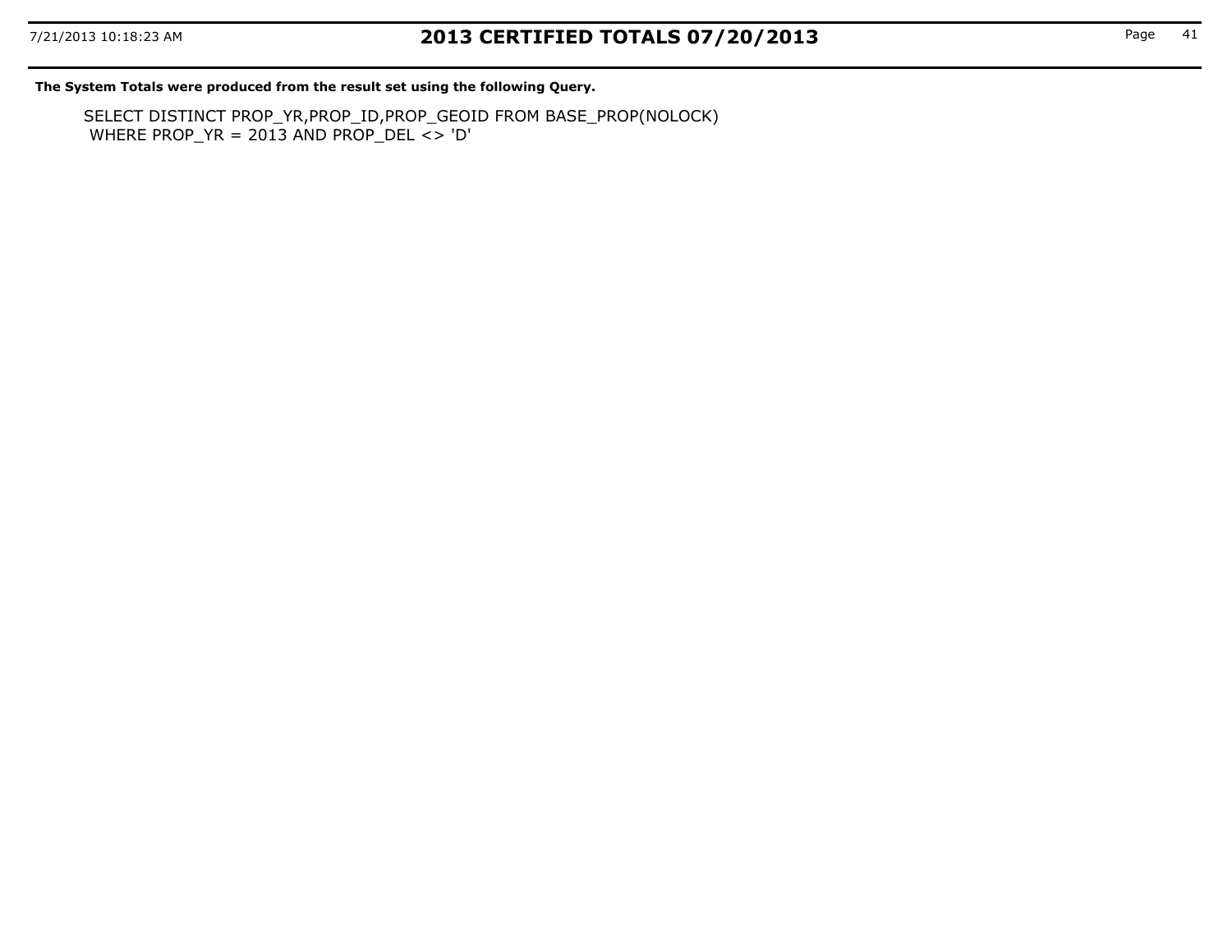**The System Totals were produced from the result set using the following Query.**

```
SELECT DISTINCT PROP_YR,PROP_ID,PROP_GEOID FROM BASE_PROP(NOLOCK)
 WHERE PROP_YR = 2013 AND PROP_DEL <> 'D'
```